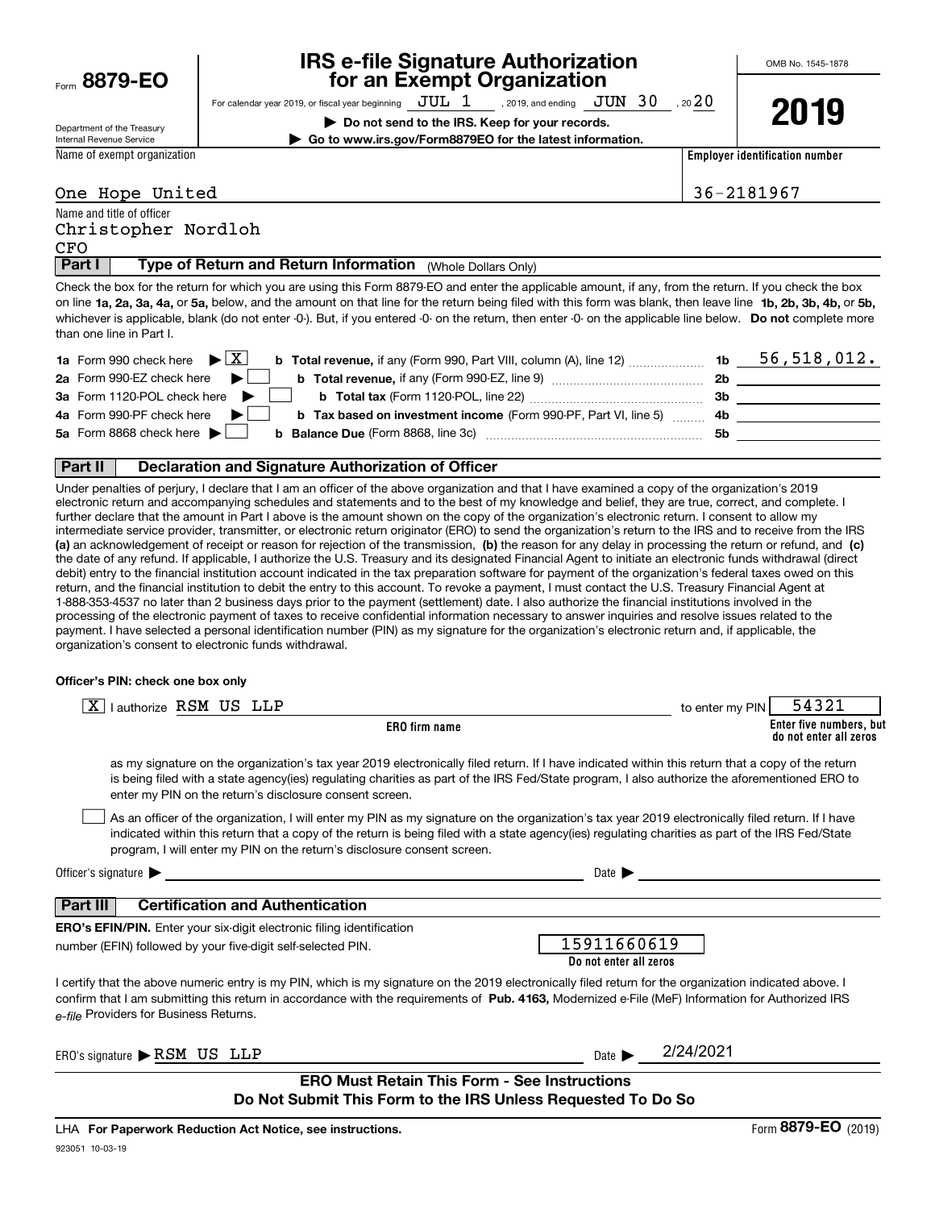Form **8879-EO**

Department of the Treasury
Internal Revenue Service

# IRS e-file Signature Authorization for an Exempt Organization

For calendar year 2019, or fiscal year beginning JUL 1, 2019, and ending JUN 30, 2020

▶ Do not send to the IRS. Keep for your records.

▶ Go to www.irs.gov/Form8879EO for the latest information.

OMB No. 1545-1878

**2019**

Name of exempt organization: One Hope United

Employer identification number: 36-2181967

Name and title of officer: Christopher Nordloh, CFO

## Part I — Type of Return and Return Information (Whole Dollars Only)

Check the box for the return for which you are using this Form 8879-EO and enter the applicable amount, if any, from the return. If you check the box on line **1a, 2a, 3a, 4a,** or **5a,** below, and the amount on that line for the return being filed with this form was blank, then leave line **1b, 2b, 3b, 4b,** or **5b,** whichever is applicable, blank (do not enter -0-). But, if you entered -0- on the return, then enter -0- on the applicable line below. **Do not** complete more than one line in Part I.

| | | | | |
|---|---|---|---|---|
| **1a** Form 990 check here ▶ | X | **b Total revenue,** if any (Form 990, Part VIII, column (A), line 12) | 1b | 56,518,012. |
| **2a** Form 990-EZ check here ▶ | | **b Total revenue,** if any (Form 990-EZ, line 9) | 2b | |
| **3a** Form 1120-POL check here ▶ | | **b Total tax** (Form 1120-POL, line 22) | 3b | |
| **4a** Form 990-PF check here ▶ | | **b Tax based on investment income** (Form 990-PF, Part VI, line 5) | 4b | |
| **5a** Form 8868 check here ▶ | | **b Balance Due** (Form 8868, line 3c) | 5b | |

## Part II — Declaration and Signature Authorization of Officer

Under penalties of perjury, I declare that I am an officer of the above organization and that I have examined a copy of the organization's 2019 electronic return and accompanying schedules and statements and to the best of my knowledge and belief, they are true, correct, and complete. I further declare that the amount in Part I above is the amount shown on the copy of the organization's electronic return. I consent to allow my intermediate service provider, transmitter, or electronic return originator (ERO) to send the organization's return to the IRS and to receive from the IRS **(a)** an acknowledgement of receipt or reason for rejection of the transmission, **(b)** the reason for any delay in processing the return or refund, and **(c)** the date of any refund. If applicable, I authorize the U.S. Treasury and its designated Financial Agent to initiate an electronic funds withdrawal (direct debit) entry to the financial institution account indicated in the tax preparation software for payment of the organization's federal taxes owed on this return, and the financial institution to debit the entry to this account. To revoke a payment, I must contact the U.S. Treasury Financial Agent at 1-888-353-4537 no later than 2 business days prior to the payment (settlement) date. I also authorize the financial institutions involved in the processing of the electronic payment of taxes to receive confidential information necessary to answer inquiries and resolve issues related to the payment. I have selected a personal identification number (PIN) as my signature for the organization's electronic return and, if applicable, the organization's consent to electronic funds withdrawal.

**Officer's PIN: check one box only**

[X] I authorize RSM US LLP (ERO firm name) to enter my PIN 54321 (Enter five numbers, but do not enter all zeros)

as my signature on the organization's tax year 2019 electronically filed return. If I have indicated within this return that a copy of the return is being filed with a state agency(ies) regulating charities as part of the IRS Fed/State program, I also authorize the aforementioned ERO to enter my PIN on the return's disclosure consent screen.

[ ] As an officer of the organization, I will enter my PIN as my signature on the organization's tax year 2019 electronically filed return. If I have indicated within this return that a copy of the return is being filed with a state agency(ies) regulating charities as part of the IRS Fed/State program, I will enter my PIN on the return's disclosure consent screen.

Officer's signature ▶ ______________________ Date ▶ ____________

## Part III — Certification and Authentication

**ERO's EFIN/PIN.** Enter your six-digit electronic filing identification number (EFIN) followed by your five-digit self-selected PIN.

15911660619 (Do not enter all zeros)

I certify that the above numeric entry is my PIN, which is my signature on the 2019 electronically filed return for the organization indicated above. I confirm that I am submitting this return in accordance with the requirements of **Pub. 4163,** Modernized e-File (MeF) Information for Authorized IRS *e-file* Providers for Business Returns.

ERO's signature ▶ RSM US LLP     Date ▶ 2/24/2021

**ERO Must Retain This Form - See Instructions**
**Do Not Submit This Form to the IRS Unless Requested To Do So**

LHA **For Paperwork Reduction Act Notice, see instructions.**     Form **8879-EO** (2019)

923051 10-03-19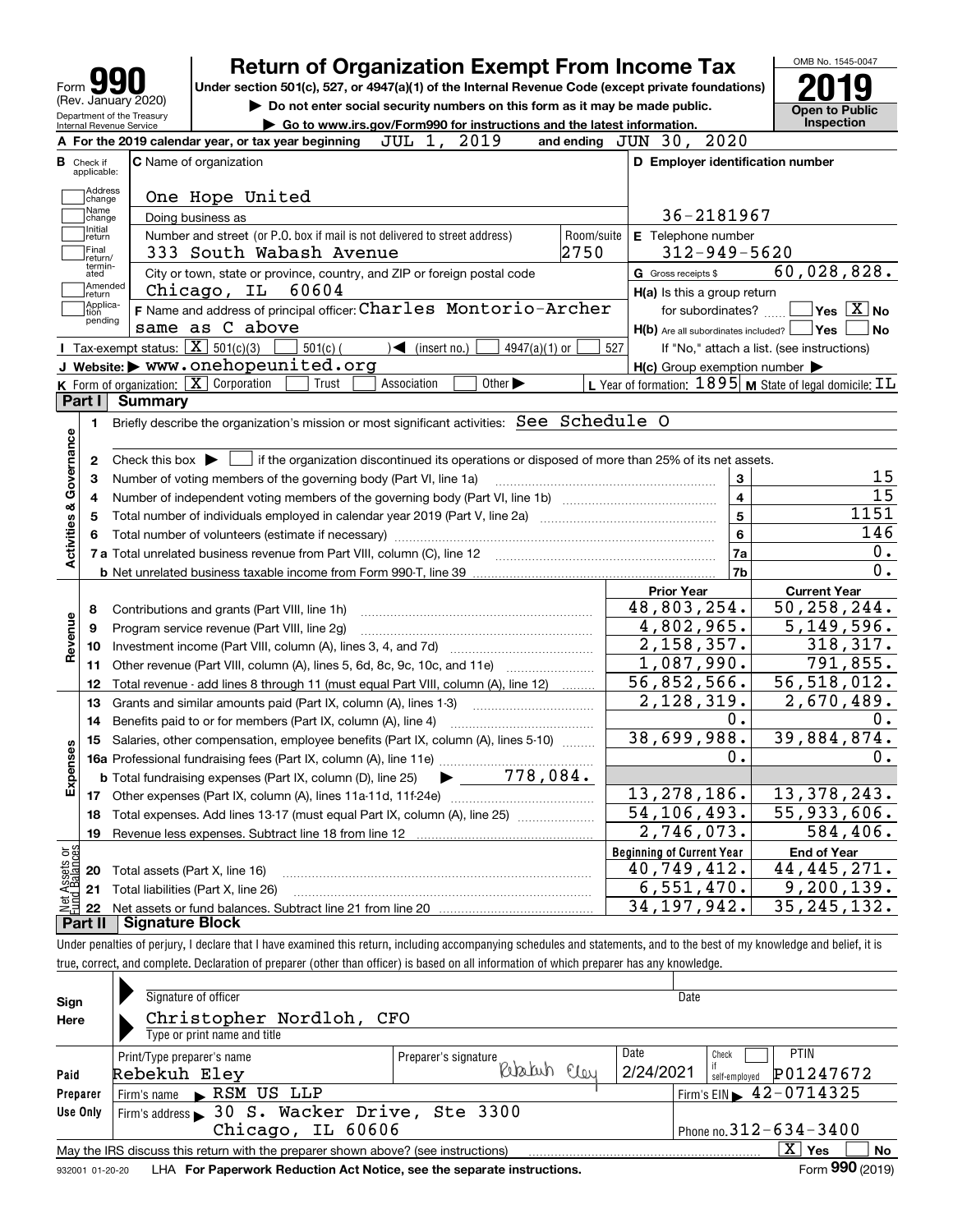# Form 990 — Return of Organization Exempt From Income Tax

(Rev. January 2020)

Under section 501(c), 527, or 4947(a)(1) of the Internal Revenue Code (except private foundations)

▶ Do not enter social security numbers on this form as it may be made public.

▶ Go to www.irs.gov/Form990 for instructions and the latest information.

Department of the Treasury
Internal Revenue Service

OMB No. 1545-0047

**2019**

**Open to Public Inspection**

**A** For the 2019 calendar year, or tax year beginning JUL 1, 2019 and ending JUN 30, 2020

**B** Check if applicable: Address change, Name change, Initial return, Final return/terminated, Amended return, Application pending

**C** Name of organization: One Hope United

Doing business as

Number and street (or P.O. box if mail is not delivered to street address): 333 South Wabash Avenue — Room/suite: 2750

City or town, state or province, country, and ZIP or foreign postal code: Chicago, IL 60604

**D** Employer identification number: 36-2181967

**E** Telephone number: 312-949-5620

**G** Gross receipts $ 60,028,828.

**F** Name and address of principal officer: Charles Montorio-Archer, same as C above

**H(a)** Is this a group return for subordinates? Yes [ ] No [X]

**H(b)** Are all subordinates included? Yes [ ] No [ ]
If "No," attach a list. (see instructions)

**H(c)** Group exemption number ▶

**I** Tax-exempt status: [X] 501(c)(3) [ ] 501(c) ( ) ◀ (insert no.) [ ] 4947(a)(1) or [ ] 527

**J** Website: ▶ www.onehopeunited.org

**K** Form of organization: [X] Corporation [ ] Trust [ ] Association [ ] Other ▶

**L** Year of formation: 1895 **M** State of legal domicile: IL

## Part I Summary

**Activities & Governance**

1. Briefly describe the organization's mission or most significant activities: See Schedule O
2. Check this box ▶ [ ] if the organization discontinued its operations or disposed of more than 25% of its net assets.

| | | | |
|---|---|---|---|
| 3 | Number of voting members of the governing body (Part VI, line 1a) | 3 | 15 |
| 4 | Number of independent voting members of the governing body (Part VI, line 1b) | 4 | 15 |
| 5 | Total number of individuals employed in calendar year 2019 (Part V, line 2a) | 5 | 1151 |
| 6 | Total number of volunteers (estimate if necessary) | 6 | 146 |
| 7a | Total unrelated business revenue from Part VIII, column (C), line 12 | 7a | 0. |
| b | Net unrelated business taxable income from Form 990-T, line 39 | 7b | 0. |

| | | Prior Year | Current Year |
|---|---|---|---|
| **Revenue** | | | |
| 8 | Contributions and grants (Part VIII, line 1h) | 48,803,254. | 50,258,244. |
| 9 | Program service revenue (Part VIII, line 2g) | 4,802,965. | 5,149,596. |
| 10 | Investment income (Part VIII, column (A), lines 3, 4, and 7d) | 2,158,357. | 318,317. |
| 11 | Other revenue (Part VIII, column (A), lines 5, 6d, 8c, 9c, 10c, and 11e) | 1,087,990. | 791,855. |
| 12 | Total revenue - add lines 8 through 11 (must equal Part VIII, column (A), line 12) | 56,852,566. | 56,518,012. |
| **Expenses** | | | |
| 13 | Grants and similar amounts paid (Part IX, column (A), lines 1-3) | 2,128,319. | 2,670,489. |
| 14 | Benefits paid to or for members (Part IX, column (A), line 4) | 0. | 0. |
| 15 | Salaries, other compensation, employee benefits (Part IX, column (A), lines 5-10) | 38,699,988. | 39,884,874. |
| 16a | Professional fundraising fees (Part IX, column (A), line 11e) | 0. | 0. |
| b | Total fundraising expenses (Part IX, column (D), line 25) ▶ 778,084. | | |
| 17 | Other expenses (Part IX, column (A), lines 11a-11d, 11f-24e) | 13,278,186. | 13,378,243. |
| 18 | Total expenses. Add lines 13-17 (must equal Part IX, column (A), line 25) | 54,106,493. | 55,933,606. |
| 19 | Revenue less expenses. Subtract line 18 from line 12 | 2,746,073. | 584,406. |

| **Net Assets or Fund Balances** | | Beginning of Current Year | End of Year |
|---|---|---|---|
| 20 | Total assets (Part X, line 16) | 40,749,412. | 44,445,271. |
| 21 | Total liabilities (Part X, line 26) | 6,551,470. | 9,200,139. |
| 22 | Net assets or fund balances. Subtract line 21 from line 20 | 34,197,942. | 35,245,132. |

## Part II Signature Block

Under penalties of perjury, I declare that I have examined this return, including accompanying schedules and statements, and to the best of my knowledge and belief, it is true, correct, and complete. Declaration of preparer (other than officer) is based on all information of which preparer has any knowledge.

**Sign Here**

Signature of officer — Date

Christopher Nordloh, CFO
Type or print name and title

**Paid Preparer Use Only**

| Print/Type preparer's name | Preparer's signature | Date | Check if self-employed | PTIN |
|---|---|---|---|---|
| Rebekuh Eley | Rebekuh Eley | 2/24/2021 | [ ] | P01247672 |

Firm's name ▶ RSM US LLP — Firm's EIN ▶ 42-0714325

Firm's address ▶ 30 S. Wacker Drive, Ste 3300, Chicago, IL 60606 — Phone no. 312-634-3400

May the IRS discuss this return with the preparer shown above? (see instructions) [X] Yes [ ] No

932001 01-20-20 LHA For Paperwork Reduction Act Notice, see the separate instructions. Form **990** (2019)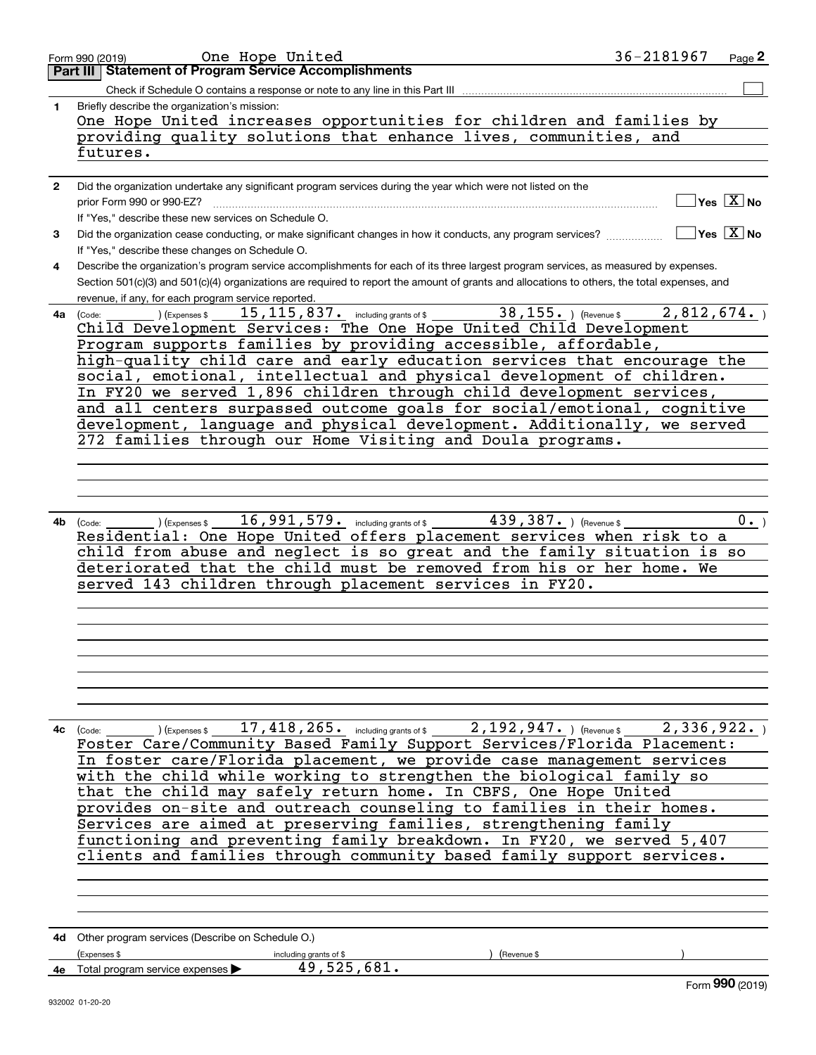Form 990 (2019) One Hope United 36-2181967 Page 2

## Part III Statement of Program Service Accomplishments

Check if Schedule O contains a response or note to any line in this Part III ☐

**1** Briefly describe the organization's mission:

One Hope United increases opportunities for children and families by providing quality solutions that enhance lives, communities, and futures.

**2** Did the organization undertake any significant program services during the year which were not listed on the prior Form 990 or 990-EZ? ☐ Yes ☒ No

If "Yes," describe these new services on Schedule O.

**3** Did the organization cease conducting, or make significant changes in how it conducts, any program services? ☐ Yes ☒ No

If "Yes," describe these changes on Schedule O.

**4** Describe the organization's program service accomplishments for each of its three largest program services, as measured by expenses. Section 501(c)(3) and 501(c)(4) organizations are required to report the amount of grants and allocations to others, the total expenses, and revenue, if any, for each program service reported.

**4a** (Code: ) (Expenses $ 15,115,837. including grants of $ 38,155. ) (Revenue $ 2,812,674. )

Child Development Services: The One Hope United Child Development Program supports families by providing accessible, affordable, high-quality child care and early education services that encourage the social, emotional, intellectual and physical development of children. In FY20 we served 1,896 children through child development services, and all centers surpassed outcome goals for social/emotional, cognitive development, language and physical development. Additionally, we served 272 families through our Home Visiting and Doula programs.

**4b** (Code: ) (Expenses $ 16,991,579. including grants of $ 439,387. ) (Revenue $ 0. )

Residential: One Hope United offers placement services when risk to a child from abuse and neglect is so great and the family situation is so deteriorated that the child must be removed from his or her home. We served 143 children through placement services in FY20.

**4c** (Code: ) (Expenses $ 17,418,265. including grants of $ 2,192,947. ) (Revenue $ 2,336,922. )

Foster Care/Community Based Family Support Services/Florida Placement: In foster care/Florida placement, we provide case management services with the child while working to strengthen the biological family so that the child may safely return home. In CBFS, One Hope United provides on-site and outreach counseling to families in their homes. Services are aimed at preserving families, strengthening family functioning and preventing family breakdown. In FY20, we served 5,407 clients and families through community based family support services.

**4d** Other program services (Describe on Schedule O.)

(Expenses $ including grants of $ ) (Revenue $ )

**4e** Total program service expenses ▶ 49,525,681.

Form **990** (2019)

932002 01-20-20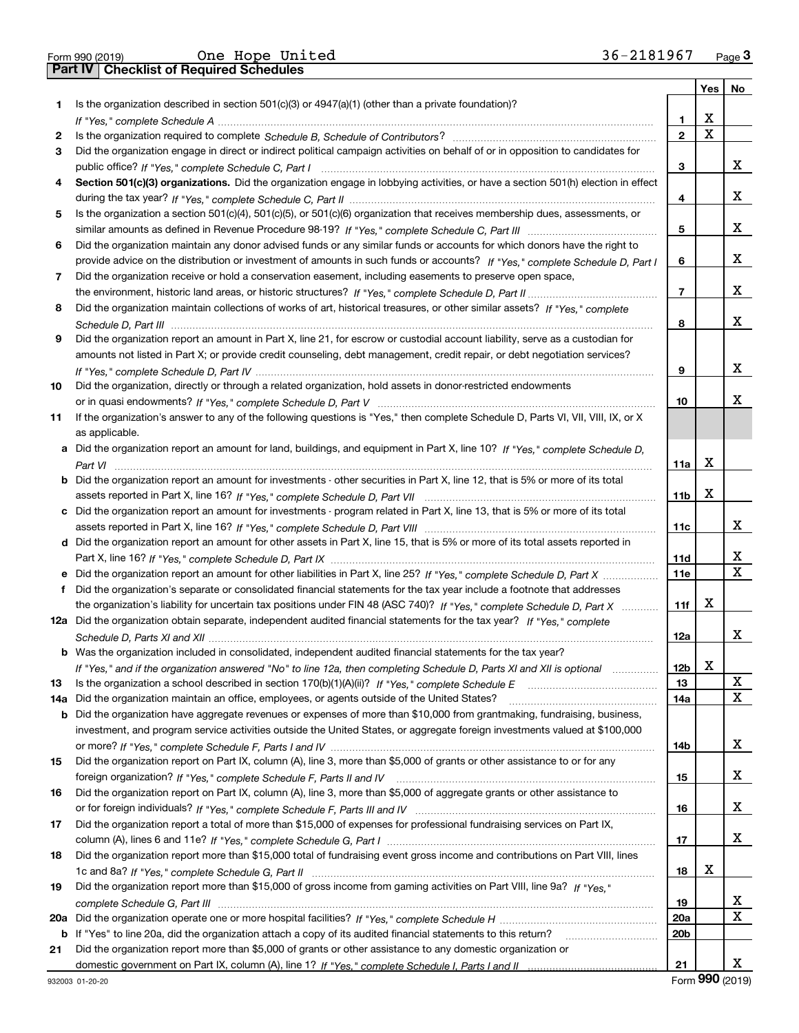Form 990 (2019) One Hope United 36-2181967 Page 3

## Part IV Checklist of Required Schedules

| | | | Yes | No |
|---|---|---|---|---|
| 1 | Is the organization described in section 501(c)(3) or 4947(a)(1) (other than a private foundation)? *If "Yes," complete Schedule A* | 1 | X | |
| 2 | Is the organization required to complete *Schedule B, Schedule of Contributors*? | 2 | X | |
| 3 | Did the organization engage in direct or indirect political campaign activities on behalf of or in opposition to candidates for public office? *If "Yes," complete Schedule C, Part I* | 3 | | X |
| 4 | **Section 501(c)(3) organizations.** Did the organization engage in lobbying activities, or have a section 501(h) election in effect during the tax year? *If "Yes," complete Schedule C, Part II* | 4 | | X |
| 5 | Is the organization a section 501(c)(4), 501(c)(5), or 501(c)(6) organization that receives membership dues, assessments, or similar amounts as defined in Revenue Procedure 98-19? *If "Yes," complete Schedule C, Part III* | 5 | | X |
| 6 | Did the organization maintain any donor advised funds or any similar funds or accounts for which donors have the right to provide advice on the distribution or investment of amounts in such funds or accounts? *If "Yes," complete Schedule D, Part I* | 6 | | X |
| 7 | Did the organization receive or hold a conservation easement, including easements to preserve open space, the environment, historic land areas, or historic structures? *If "Yes," complete Schedule D, Part II* | 7 | | X |
| 8 | Did the organization maintain collections of works of art, historical treasures, or other similar assets? *If "Yes," complete Schedule D, Part III* | 8 | | X |
| 9 | Did the organization report an amount in Part X, line 21, for escrow or custodial account liability, serve as a custodian for amounts not listed in Part X; or provide credit counseling, debt management, credit repair, or debt negotiation services? *If "Yes," complete Schedule D, Part IV* | 9 | | X |
| 10 | Did the organization, directly or through a related organization, hold assets in donor-restricted endowments or in quasi endowments? *If "Yes," complete Schedule D, Part V* | 10 | | X |
| 11 | If the organization's answer to any of the following questions is "Yes," then complete Schedule D, Parts VI, VII, VIII, IX, or X as applicable. | | | |
| a | Did the organization report an amount for land, buildings, and equipment in Part X, line 10? *If "Yes," complete Schedule D, Part VI* | 11a | X | |
| b | Did the organization report an amount for investments - other securities in Part X, line 12, that is 5% or more of its total assets reported in Part X, line 16? *If "Yes," complete Schedule D, Part VII* | 11b | X | |
| c | Did the organization report an amount for investments - program related in Part X, line 13, that is 5% or more of its total assets reported in Part X, line 16? *If "Yes," complete Schedule D, Part VIII* | 11c | | X |
| d | Did the organization report an amount for other assets in Part X, line 15, that is 5% or more of its total assets reported in Part X, line 16? *If "Yes," complete Schedule D, Part IX* | 11d | | X |
| e | Did the organization report an amount for other liabilities in Part X, line 25? *If "Yes," complete Schedule D, Part X* | 11e | | X |
| f | Did the organization's separate or consolidated financial statements for the tax year include a footnote that addresses the organization's liability for uncertain tax positions under FIN 48 (ASC 740)? *If "Yes," complete Schedule D, Part X* | 11f | X | |
| 12a | Did the organization obtain separate, independent audited financial statements for the tax year? *If "Yes," complete Schedule D, Parts XI and XII* | 12a | | X |
| b | Was the organization included in consolidated, independent audited financial statements for the tax year? *If "Yes," and if the organization answered "No" to line 12a, then completing Schedule D, Parts XI and XII is optional* | 12b | X | |
| 13 | Is the organization a school described in section 170(b)(1)(A)(ii)? *If "Yes," complete Schedule E* | 13 | | X |
| 14a | Did the organization maintain an office, employees, or agents outside of the United States? | 14a | | X |
| b | Did the organization have aggregate revenues or expenses of more than $10,000 from grantmaking, fundraising, business, investment, and program service activities outside the United States, or aggregate foreign investments valued at $100,000 or more? *If "Yes," complete Schedule F, Parts I and IV* | 14b | | X |
| 15 | Did the organization report on Part IX, column (A), line 3, more than $5,000 of grants or other assistance to or for any foreign organization? *If "Yes," complete Schedule F, Parts II and IV* | 15 | | X |
| 16 | Did the organization report on Part IX, column (A), line 3, more than $5,000 of aggregate grants or other assistance to or for foreign individuals? *If "Yes," complete Schedule F, Parts III and IV* | 16 | | X |
| 17 | Did the organization report a total of more than $15,000 of expenses for professional fundraising services on Part IX, column (A), lines 6 and 11e? *If "Yes," complete Schedule G, Part I* | 17 | | X |
| 18 | Did the organization report more than $15,000 total of fundraising event gross income and contributions on Part VIII, lines 1c and 8a? *If "Yes," complete Schedule G, Part II* | 18 | X | |
| 19 | Did the organization report more than $15,000 of gross income from gaming activities on Part VIII, line 9a? *If "Yes," complete Schedule G, Part III* | 19 | | X |
| 20a | Did the organization operate one or more hospital facilities? *If "Yes," complete Schedule H* | 20a | | X |
| b | If "Yes" to line 20a, did the organization attach a copy of its audited financial statements to this return? | 20b | | |
| 21 | Did the organization report more than $5,000 of grants or other assistance to any domestic organization or domestic government on Part IX, column (A), line 1? *If "Yes," complete Schedule I, Parts I and II* | 21 | | X |

932003 01-20-20 Form **990** (2019)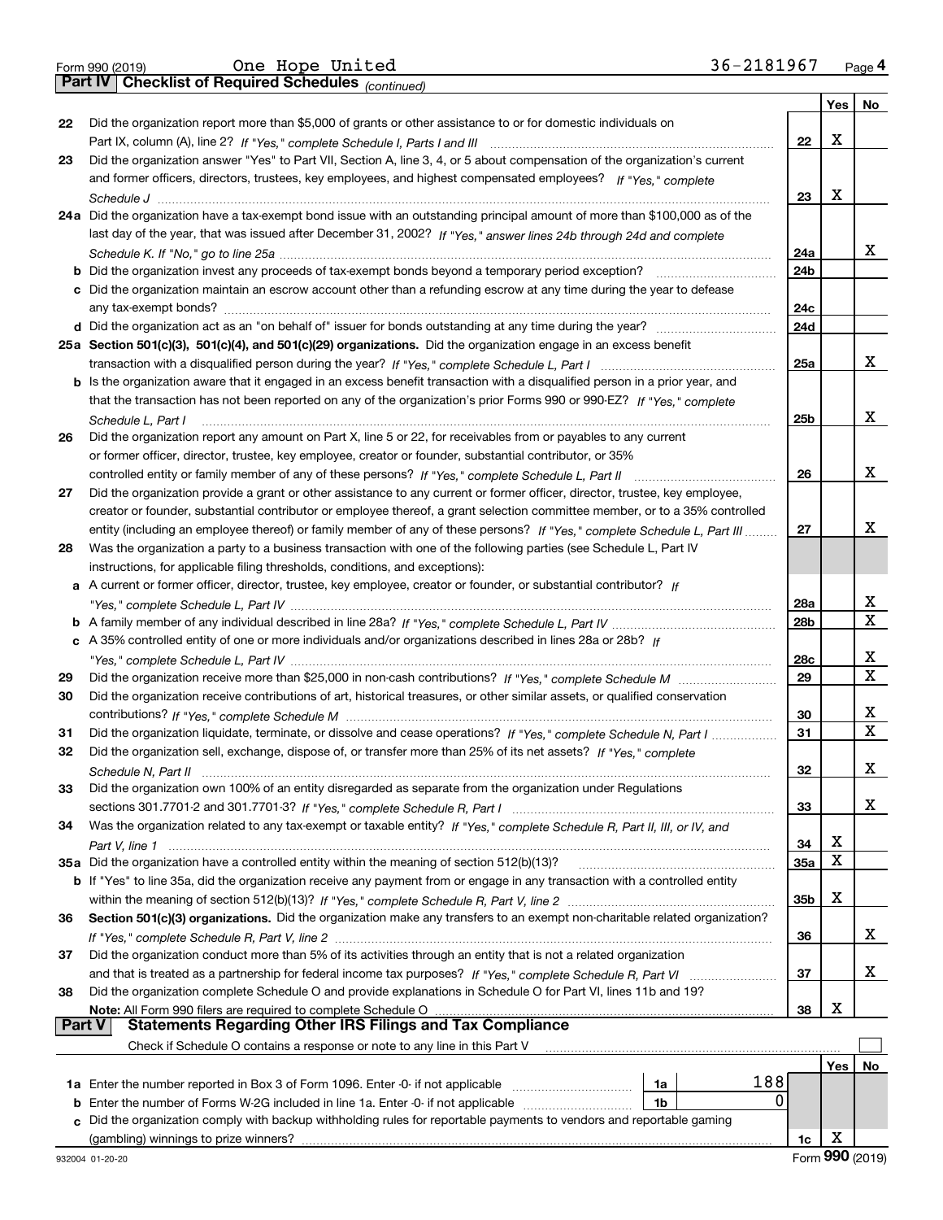Form 990 (2019) One Hope United 36-2181967 Page **4**

**Part IV Checklist of Required Schedules** *(continued)*

| | | | Yes | No |
|---|---|---|---|---|
| **22** | Did the organization report more than $5,000 of grants or other assistance to or for domestic individuals on Part IX, column (A), line 2? *If "Yes," complete Schedule I, Parts I and III* | **22** | X | |
| **23** | Did the organization answer "Yes" to Part VII, Section A, line 3, 4, or 5 about compensation of the organization's current and former officers, directors, trustees, key employees, and highest compensated employees? *If "Yes," complete Schedule J* | **23** | X | |
| **24a** | Did the organization have a tax-exempt bond issue with an outstanding principal amount of more than $100,000 as of the last day of the year, that was issued after December 31, 2002? *If "Yes," answer lines 24b through 24d and complete Schedule K. If "No," go to line 25a* | **24a** | | X |
| **b** | Did the organization invest any proceeds of tax-exempt bonds beyond a temporary period exception? | **24b** | | |
| **c** | Did the organization maintain an escrow account other than a refunding escrow at any time during the year to defease any tax-exempt bonds? | **24c** | | |
| **d** | Did the organization act as an "on behalf of" issuer for bonds outstanding at any time during the year? | **24d** | | |
| **25a** | **Section 501(c)(3), 501(c)(4), and 501(c)(29) organizations.** Did the organization engage in an excess benefit transaction with a disqualified person during the year? *If "Yes," complete Schedule L, Part I* | **25a** | | X |
| **b** | Is the organization aware that it engaged in an excess benefit transaction with a disqualified person in a prior year, and that the transaction has not been reported on any of the organization's prior Forms 990 or 990-EZ? *If "Yes," complete Schedule L, Part I* | **25b** | | X |
| **26** | Did the organization report any amount on Part X, line 5 or 22, for receivables from or payables to any current or former officer, director, trustee, key employee, creator or founder, substantial contributor, or 35% controlled entity or family member of any of these persons? *If "Yes," complete Schedule L, Part II* | **26** | | X |
| **27** | Did the organization provide a grant or other assistance to any current or former officer, director, trustee, key employee, creator or founder, substantial contributor or employee thereof, a grant selection committee member, or to a 35% controlled entity (including an employee thereof) or family member of any of these persons? *If "Yes," complete Schedule L, Part III* | **27** | | X |
| **28** | Was the organization a party to a business transaction with one of the following parties (see Schedule L, Part IV instructions, for applicable filing thresholds, conditions, and exceptions): | | | |
| **a** | A current or former officer, director, trustee, key employee, creator or founder, or substantial contributor? *If "Yes," complete Schedule L, Part IV* | **28a** | | X |
| **b** | A family member of any individual described in line 28a? *If "Yes," complete Schedule L, Part IV* | **28b** | | X |
| **c** | A 35% controlled entity of one or more individuals and/or organizations described in lines 28a or 28b? *If "Yes," complete Schedule L, Part IV* | **28c** | | X |
| **29** | Did the organization receive more than $25,000 in non-cash contributions? *If "Yes," complete Schedule M* | **29** | | X |
| **30** | Did the organization receive contributions of art, historical treasures, or other similar assets, or qualified conservation contributions? *If "Yes," complete Schedule M* | **30** | | X |
| **31** | Did the organization liquidate, terminate, or dissolve and cease operations? *If "Yes," complete Schedule N, Part I* | **31** | | X |
| **32** | Did the organization sell, exchange, dispose of, or transfer more than 25% of its net assets? *If "Yes," complete Schedule N, Part II* | **32** | | X |
| **33** | Did the organization own 100% of an entity disregarded as separate from the organization under Regulations sections 301.7701-2 and 301.7701-3? *If "Yes," complete Schedule R, Part I* | **33** | | X |
| **34** | Was the organization related to any tax-exempt or taxable entity? *If "Yes," complete Schedule R, Part II, III, or IV, and Part V, line 1* | **34** | X | |
| **35a** | Did the organization have a controlled entity within the meaning of section 512(b)(13)? | **35a** | X | |
| **b** | If "Yes" to line 35a, did the organization receive any payment from or engage in any transaction with a controlled entity within the meaning of section 512(b)(13)? *If "Yes," complete Schedule R, Part V, line 2* | **35b** | X | |
| **36** | **Section 501(c)(3) organizations.** Did the organization make any transfers to an exempt non-charitable related organization? *If "Yes," complete Schedule R, Part V, line 2* | **36** | | X |
| **37** | Did the organization conduct more than 5% of its activities through an entity that is not a related organization and that is treated as a partnership for federal income tax purposes? *If "Yes," complete Schedule R, Part VI* | **37** | | X |
| **38** | Did the organization complete Schedule O and provide explanations in Schedule O for Part VI, lines 11b and 19? **Note:** All Form 990 filers are required to complete Schedule O | **38** | X | |

**Part V Statements Regarding Other IRS Filings and Tax Compliance**

Check if Schedule O contains a response or note to any line in this Part V ☐

| | | | | | Yes | No |
|---|---|---|---|---|---|---|
| **1a** | Enter the number reported in Box 3 of Form 1096. Enter -0- if not applicable | **1a** | 188 | | | |
| **b** | Enter the number of Forms W-2G included in line 1a. Enter -0- if not applicable | **1b** | 0 | | | |
| **c** | Did the organization comply with backup withholding rules for reportable payments to vendors and reportable gaming (gambling) winnings to prize winners? | | | **1c** | X | |

932004 01-20-20 Form **990** (2019)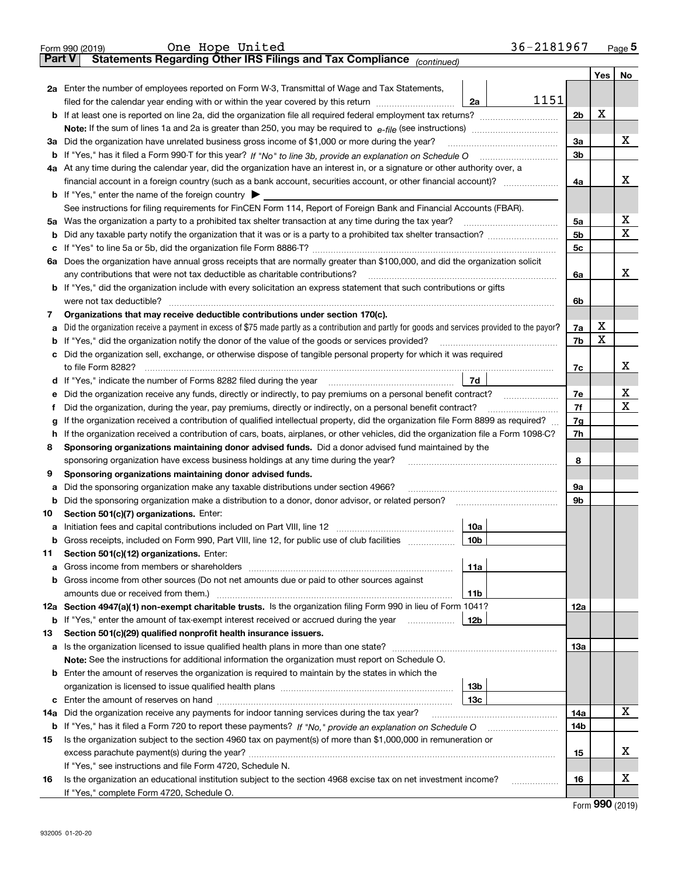Form 990 (2019) One Hope United 36-2181967 Page 5

## Part V Statements Regarding Other IRS Filings and Tax Compliance *(continued)*

| | | | | | Yes | No |
|---|---|---|---|---|---|---|
| **2a** | Enter the number of employees reported on Form W-3, Transmittal of Wage and Tax Statements, filed for the calendar year ending with or within the year covered by this return | 2a | 1151 | | | |
| **b** | If at least one is reported on line 2a, did the organization file all required federal employment tax returns? | | | 2b | X | |
| | **Note:** If the sum of lines 1a and 2a is greater than 250, you may be required to *e-file* (see instructions) | | | | | |
| **3a** | Did the organization have unrelated business gross income of $1,000 or more during the year? | | | 3a | | X |
| **b** | If "Yes," has it filed a Form 990-T for this year? *If "No" to line 3b, provide an explanation on Schedule O* | | | 3b | | |
| **4a** | At any time during the calendar year, did the organization have an interest in, or a signature or other authority over, a financial account in a foreign country (such as a bank account, securities account, or other financial account)? | | | 4a | | X |
| **b** | If "Yes," enter the name of the foreign country ▶ | | | | | |
| | See instructions for filing requirements for FinCEN Form 114, Report of Foreign Bank and Financial Accounts (FBAR). | | | | | |
| **5a** | Was the organization a party to a prohibited tax shelter transaction at any time during the tax year? | | | 5a | | X |
| **b** | Did any taxable party notify the organization that it was or is a party to a prohibited tax shelter transaction? | | | 5b | | X |
| **c** | If "Yes" to line 5a or 5b, did the organization file Form 8886-T? | | | 5c | | |
| **6a** | Does the organization have annual gross receipts that are normally greater than $100,000, and did the organization solicit any contributions that were not tax deductible as charitable contributions? | | | 6a | | X |
| **b** | If "Yes," did the organization include with every solicitation an express statement that such contributions or gifts were not tax deductible? | | | 6b | | |
| **7** | **Organizations that may receive deductible contributions under section 170(c).** | | | | | |
| **a** | Did the organization receive a payment in excess of $75 made partly as a contribution and partly for goods and services provided to the payor? | | | 7a | X | |
| **b** | If "Yes," did the organization notify the donor of the value of the goods or services provided? | | | 7b | X | |
| **c** | Did the organization sell, exchange, or otherwise dispose of tangible personal property for which it was required to file Form 8282? | | | 7c | | X |
| **d** | If "Yes," indicate the number of Forms 8282 filed during the year | 7d | | | | |
| **e** | Did the organization receive any funds, directly or indirectly, to pay premiums on a personal benefit contract? | | | 7e | | X |
| **f** | Did the organization, during the year, pay premiums, directly or indirectly, on a personal benefit contract? | | | 7f | | X |
| **g** | If the organization received a contribution of qualified intellectual property, did the organization file Form 8899 as required? | | | 7g | | |
| **h** | If the organization received a contribution of cars, boats, airplanes, or other vehicles, did the organization file a Form 1098-C? | | | 7h | | |
| **8** | **Sponsoring organizations maintaining donor advised funds.** Did a donor advised fund maintained by the sponsoring organization have excess business holdings at any time during the year? | | | 8 | | |
| **9** | **Sponsoring organizations maintaining donor advised funds.** | | | | | |
| **a** | Did the sponsoring organization make any taxable distributions under section 4966? | | | 9a | | |
| **b** | Did the sponsoring organization make a distribution to a donor, donor advisor, or related person? | | | 9b | | |
| **10** | **Section 501(c)(7) organizations.** Enter: | | | | | |
| **a** | Initiation fees and capital contributions included on Part VIII, line 12 | 10a | | | | |
| **b** | Gross receipts, included on Form 990, Part VIII, line 12, for public use of club facilities | 10b | | | | |
| **11** | **Section 501(c)(12) organizations.** Enter: | | | | | |
| **a** | Gross income from members or shareholders | 11a | | | | |
| **b** | Gross income from other sources (Do not net amounts due or paid to other sources against amounts due or received from them.) | 11b | | | | |
| **12a** | **Section 4947(a)(1) non-exempt charitable trusts.** Is the organization filing Form 990 in lieu of Form 1041? | | | 12a | | |
| **b** | If "Yes," enter the amount of tax-exempt interest received or accrued during the year | 12b | | | | |
| **13** | **Section 501(c)(29) qualified nonprofit health insurance issuers.** | | | | | |
| **a** | Is the organization licensed to issue qualified health plans in more than one state? | | | 13a | | |
| | **Note:** See the instructions for additional information the organization must report on Schedule O. | | | | | |
| **b** | Enter the amount of reserves the organization is required to maintain by the states in which the organization is licensed to issue qualified health plans | 13b | | | | |
| **c** | Enter the amount of reserves on hand | 13c | | | | |
| **14a** | Did the organization receive any payments for indoor tanning services during the tax year? | | | 14a | | X |
| **b** | If "Yes," has it filed a Form 720 to report these payments? *If "No," provide an explanation on Schedule O* | | | 14b | | |
| **15** | Is the organization subject to the section 4960 tax on payment(s) of more than $1,000,000 in remuneration or excess parachute payment(s) during the year? | | | 15 | | X |
| | If "Yes," see instructions and file Form 4720, Schedule N. | | | | | |
| **16** | Is the organization an educational institution subject to the section 4968 excise tax on net investment income? | | | 16 | | X |
| | If "Yes," complete Form 4720, Schedule O. | | | | | |

Form **990** (2019)

932005 01-20-20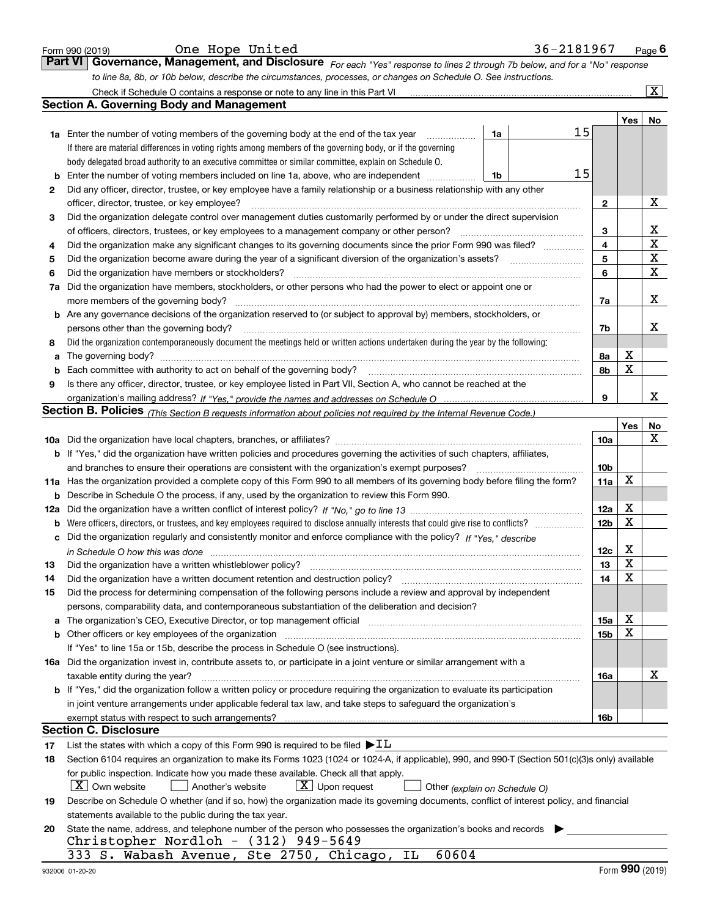Form 990 (2019) One Hope United 36-2181967 Page **6**

## Part VI Governance, Management, and Disclosure

*For each "Yes" response to lines 2 through 7b below, and for a "No" response to line 8a, 8b, or 10b below, describe the circumstances, processes, or changes on Schedule O. See instructions.*

Check if Schedule O contains a response or note to any line in this Part VI ....... [X]

### Section A. Governing Body and Management

| | | | | Yes | No |
|---|---|---|---|---|---|
| **1a** | Enter the number of voting members of the governing body at the end of the tax year ... **1a** 15 | | | | |
| | If there are material differences in voting rights among members of the governing body, or if the governing body delegated broad authority to an executive committee or similar committee, explain on Schedule O. | | | | |
| **b** | Enter the number of voting members included on line 1a, above, who are independent ... **1b** 15 | | | | |
| **2** | Did any officer, director, trustee, or key employee have a family relationship or a business relationship with any other officer, director, trustee, or key employee? | | **2** | | X |
| **3** | Did the organization delegate control over management duties customarily performed by or under the direct supervision of officers, directors, trustees, or key employees to a management company or other person? | | **3** | | X |
| **4** | Did the organization make any significant changes to its governing documents since the prior Form 990 was filed? | | **4** | | X |
| **5** | Did the organization become aware during the year of a significant diversion of the organization's assets? | | **5** | | X |
| **6** | Did the organization have members or stockholders? | | **6** | | X |
| **7a** | Did the organization have members, stockholders, or other persons who had the power to elect or appoint one or more members of the governing body? | | **7a** | | X |
| **b** | Are any governance decisions of the organization reserved to (or subject to approval by) members, stockholders, or persons other than the governing body? | | **7b** | | X |
| **8** | Did the organization contemporaneously document the meetings held or written actions undertaken during the year by the following: | | | | |
| **a** | The governing body? | | **8a** | X | |
| **b** | Each committee with authority to act on behalf of the governing body? | | **8b** | X | |
| **9** | Is there any officer, director, trustee, or key employee listed in Part VII, Section A, who cannot be reached at the organization's mailing address? *If "Yes," provide the names and addresses on Schedule O* | | **9** | | X |

### Section B. Policies *(This Section B requests information about policies not required by the Internal Revenue Code.)*

| | | | Yes | No |
|---|---|---|---|---|
| **10a** | Did the organization have local chapters, branches, or affiliates? | **10a** | | X |
| **b** | If "Yes," did the organization have written policies and procedures governing the activities of such chapters, affiliates, and branches to ensure their operations are consistent with the organization's exempt purposes? | **10b** | | |
| **11a** | Has the organization provided a complete copy of this Form 990 to all members of its governing body before filing the form? | **11a** | X | |
| **b** | Describe in Schedule O the process, if any, used by the organization to review this Form 990. | | | |
| **12a** | Did the organization have a written conflict of interest policy? *If "No," go to line 13* | **12a** | X | |
| **b** | Were officers, directors, or trustees, and key employees required to disclose annually interests that could give rise to conflicts? | **12b** | X | |
| **c** | Did the organization regularly and consistently monitor and enforce compliance with the policy? *If "Yes," describe in Schedule O how this was done* | **12c** | X | |
| **13** | Did the organization have a written whistleblower policy? | **13** | X | |
| **14** | Did the organization have a written document retention and destruction policy? | **14** | X | |
| **15** | Did the process for determining compensation of the following persons include a review and approval by independent persons, comparability data, and contemporaneous substantiation of the deliberation and decision? | | | |
| **a** | The organization's CEO, Executive Director, or top management official | **15a** | X | |
| **b** | Other officers or key employees of the organization | **15b** | X | |
| | If "Yes" to line 15a or 15b, describe the process in Schedule O (see instructions). | | | |
| **16a** | Did the organization invest in, contribute assets to, or participate in a joint venture or similar arrangement with a taxable entity during the year? | **16a** | | X |
| **b** | If "Yes," did the organization follow a written policy or procedure requiring the organization to evaluate its participation in joint venture arrangements under applicable federal tax law, and take steps to safeguard the organization's exempt status with respect to such arrangements? | **16b** | | |

### Section C. Disclosure

**17** List the states with which a copy of this Form 990 is required to be filed ▶ IL

**18** Section 6104 requires an organization to make its Forms 1023 (1024 or 1024-A, if applicable), 990, and 990-T (Section 501(c)(3)s only) available for public inspection. Indicate how you made these available. Check all that apply.

[X] Own website [ ] Another's website [X] Upon request [ ] Other *(explain on Schedule O)*

**19** Describe on Schedule O whether (and if so, how) the organization made its governing documents, conflict of interest policy, and financial statements available to the public during the tax year.

**20** State the name, address, and telephone number of the person who possesses the organization's books and records ▶

Christopher Nordloh - (312) 949-5649
333 S. Wabash Avenue, Ste 2750, Chicago, IL 60604

932006 01-20-20 Form **990** (2019)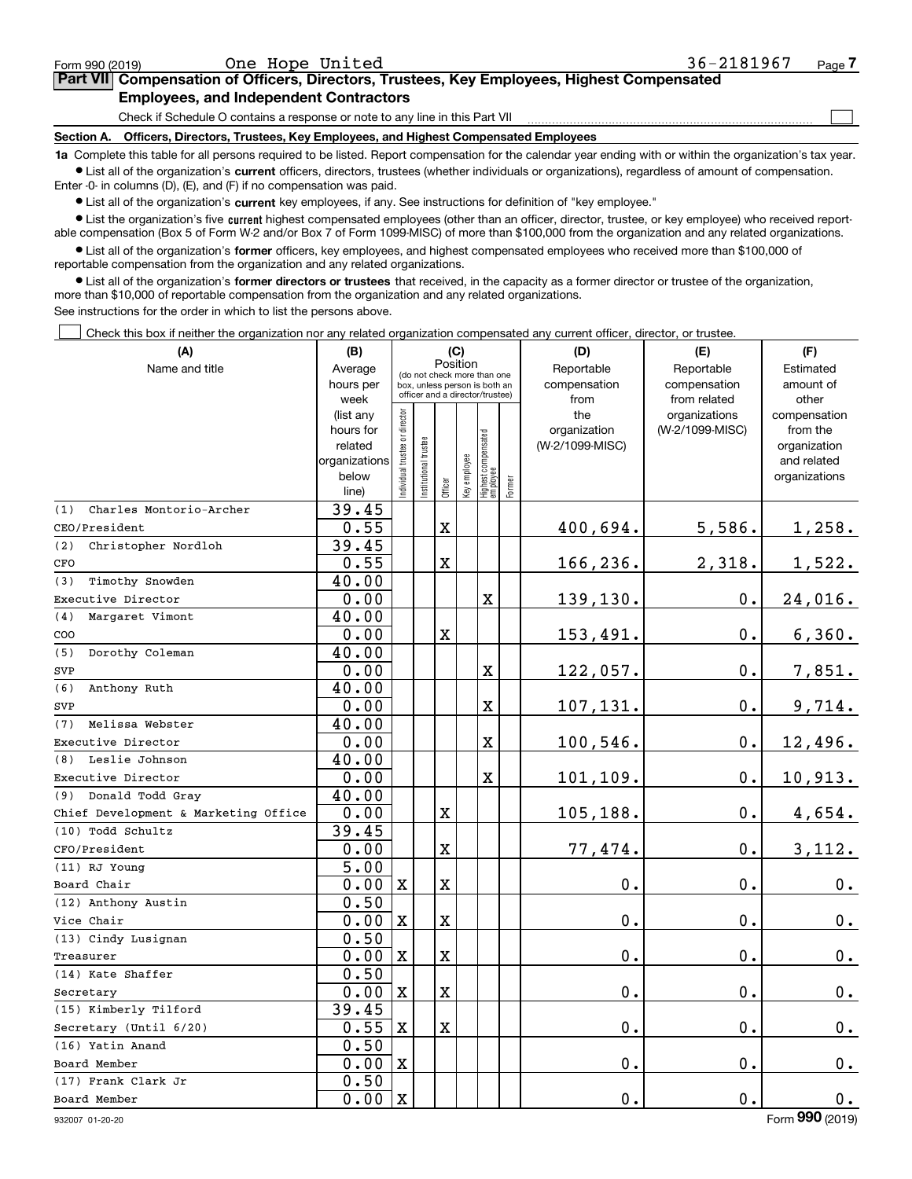Form 990 (2019) One Hope United 36-2181967 Page 7

## Part VII Compensation of Officers, Directors, Trustees, Key Employees, Highest Compensated Employees, and Independent Contractors

Check if Schedule O contains a response or note to any line in this Part VII ☐

**Section A. Officers, Directors, Trustees, Key Employees, and Highest Compensated Employees**

**1a** Complete this table for all persons required to be listed. Report compensation for the calendar year ending with or within the organization's tax year.

● List all of the organization's **current** officers, directors, trustees (whether individuals or organizations), regardless of amount of compensation. Enter -0- in columns (D), (E), and (F) if no compensation was paid.

● List all of the organization's **current** key employees, if any. See instructions for definition of "key employee."

● List the organization's five **current** highest compensated employees (other than an officer, director, trustee, or key employee) who received reportable compensation (Box 5 of Form W-2 and/or Box 7 of Form 1099-MISC) of more than $100,000 from the organization and any related organizations.

● List all of the organization's **former** officers, key employees, and highest compensated employees who received more than $100,000 of reportable compensation from the organization and any related organizations.

● List all of the organization's **former directors or trustees** that received, in the capacity as a former director or trustee of the organization, more than $10,000 of reportable compensation from the organization and any related organizations.

See instructions for the order in which to list the persons above.

☐ Check this box if neither the organization nor any related organization compensated any current officer, director, or trustee.

| (A) Name and title | (B) Average hours per week (list any hours for related organizations below line) | (C) Position: Individual trustee or director | Institutional trustee | Officer | Key employee | Highest compensated employee | Former | (D) Reportable compensation from the organization (W-2/1099-MISC) | (E) Reportable compensation from related organizations (W-2/1099-MISC) | (F) Estimated amount of other compensation from the organization and related organizations |
|---|---|---|---|---|---|---|---|---|---|---|
| (1) Charles Montorio-Archer<br>CEO/President | 39.45<br>0.55 | | | X | | | | 400,694. | 5,586. | 1,258. |
| (2) Christopher Nordloh<br>CFO | 39.45<br>0.55 | | | X | | | | 166,236. | 2,318. | 1,522. |
| (3) Timothy Snowden<br>Executive Director | 40.00<br>0.00 | | | | | X | | 139,130. | 0. | 24,016. |
| (4) Margaret Vimont<br>COO | 40.00<br>0.00 | | | X | | | | 153,491. | 0. | 6,360. |
| (5) Dorothy Coleman<br>SVP | 40.00<br>0.00 | | | | | X | | 122,057. | 0. | 7,851. |
| (6) Anthony Ruth<br>SVP | 40.00<br>0.00 | | | | | X | | 107,131. | 0. | 9,714. |
| (7) Melissa Webster<br>Executive Director | 40.00<br>0.00 | | | | | X | | 100,546. | 0. | 12,496. |
| (8) Leslie Johnson<br>Executive Director | 40.00<br>0.00 | | | | | X | | 101,109. | 0. | 10,913. |
| (9) Donald Todd Gray<br>Chief Development & Marketing Office | 40.00<br>0.00 | | | X | | | | 105,188. | 0. | 4,654. |
| (10) Todd Schultz<br>CFO/President | 39.45<br>0.00 | | | X | | | | 77,474. | 0. | 3,112. |
| (11) RJ Young<br>Board Chair | 5.00<br>0.00 | X | | X | | | | 0. | 0. | 0. |
| (12) Anthony Austin<br>Vice Chair | 0.50<br>0.00 | X | | X | | | | 0. | 0. | 0. |
| (13) Cindy Lusignan<br>Treasurer | 0.50<br>0.00 | X | | X | | | | 0. | 0. | 0. |
| (14) Kate Shaffer<br>Secretary | 0.50<br>0.00 | X | | X | | | | 0. | 0. | 0. |
| (15) Kimberly Tilford<br>Secretary (Until 6/20) | 39.45<br>0.55 | X | | X | | | | 0. | 0. | 0. |
| (16) Yatin Anand<br>Board Member | 0.50<br>0.00 | X | | | | | | 0. | 0. | 0. |
| (17) Frank Clark Jr<br>Board Member | 0.50<br>0.00 | X | | | | | | 0. | 0. | 0. |

932007 01-20-20 Form **990** (2019)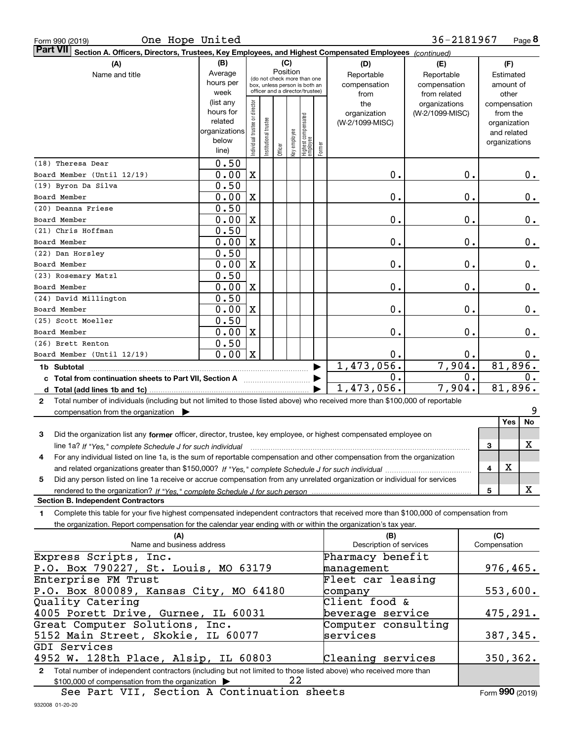Form 990 (2019) One Hope United 36-2181967 Page **8**

**Part VII** **Section A. Officers, Directors, Trustees, Key Employees, and Highest Compensated Employees** *(continued)*

| (A) Name and title | (B) Average hours per week (list any hours for related organizations below line) | (C) Position: Individual trustee or director | Institutional trustee | Officer | Key employee | Highest compensated employee | Former | (D) Reportable compensation from the organization (W-2/1099-MISC) | (E) Reportable compensation from related organizations (W-2/1099-MISC) | (F) Estimated amount of other compensation from the organization and related organizations |
|---|---|---|---|---|---|---|---|---|---|---|
| (18) Theresa Dear<br>Board Member (Until 12/19) | 0.50<br>0.00 | X | | | | | | 0. | 0. | 0. |
| (19) Byron Da Silva<br>Board Member | 0.50<br>0.00 | X | | | | | | 0. | 0. | 0. |
| (20) Deanna Friese<br>Board Member | 0.50<br>0.00 | X | | | | | | 0. | 0. | 0. |
| (21) Chris Hoffman<br>Board Member | 0.50<br>0.00 | X | | | | | | 0. | 0. | 0. |
| (22) Dan Horsley<br>Board Member | 0.50<br>0.00 | X | | | | | | 0. | 0. | 0. |
| (23) Rosemary Matzl<br>Board Member | 0.50<br>0.00 | X | | | | | | 0. | 0. | 0. |
| (24) David Millington<br>Board Member | 0.50<br>0.00 | X | | | | | | 0. | 0. | 0. |
| (25) Scott Moeller<br>Board Member | 0.50<br>0.00 | X | | | | | | 0. | 0. | 0. |
| (26) Brett Renton<br>Board Member (Until 12/19) | 0.50<br>0.00 | X | | | | | | 0. | 0. | 0. |
| **1b Subtotal** | | | | | | | | 1,473,056. | 7,904. | 81,896. |
| **c Total from continuation sheets to Part VII, Section A** | | | | | | | | 0. | 0. | 0. |
| **d Total (add lines 1b and 1c)** | | | | | | | | 1,473,056. | 7,904. | 81,896. |

**2** Total number of individuals (including but not limited to those listed above) who received more than $100,000 of reportable compensation from the organization ▶ 9

| | | Yes | No |
|---|---|---|---|
| **3** Did the organization list any **former** officer, director, trustee, key employee, or highest compensated employee on line 1a? *If "Yes," complete Schedule J for such individual* | 3 | | X |
| **4** For any individual listed on line 1a, is the sum of reportable compensation and other compensation from the organization and related organizations greater than $150,000? *If "Yes," complete Schedule J for such individual* | 4 | X | |
| **5** Did any person listed on line 1a receive or accrue compensation from any unrelated organization or individual for services rendered to the organization? *If "Yes," complete Schedule J for such person* | 5 | | X |

**Section B. Independent Contractors**

**1** Complete this table for your five highest compensated independent contractors that received more than $100,000 of compensation from the organization. Report compensation for the calendar year ending with or within the organization's tax year.

| (A) Name and business address | (B) Description of services | (C) Compensation |
|---|---|---|
| Express Scripts, Inc.<br>P.O. Box 790227, St. Louis, MO 63179 | Pharmacy benefit management | 976,465. |
| Enterprise FM Trust<br>P.O. Box 800089, Kansas City, MO 64180 | Fleet car leasing company | 553,600. |
| Quality Catering<br>4005 Porett Drive, Gurnee, IL 60031 | Client food & beverage service | 475,291. |
| Great Computer Solutions, Inc.<br>5152 Main Street, Skokie, IL 60077 | Computer consulting services | 387,345. |
| GDI Services<br>4952 W. 128th Place, Alsip, IL 60803 | Cleaning services | 350,362. |

**2** Total number of independent contractors (including but not limited to those listed above) who received more than $100,000 of compensation from the organization ▶ 22

See Part VII, Section A Continuation sheets

Form **990** (2019)

932008 01-20-20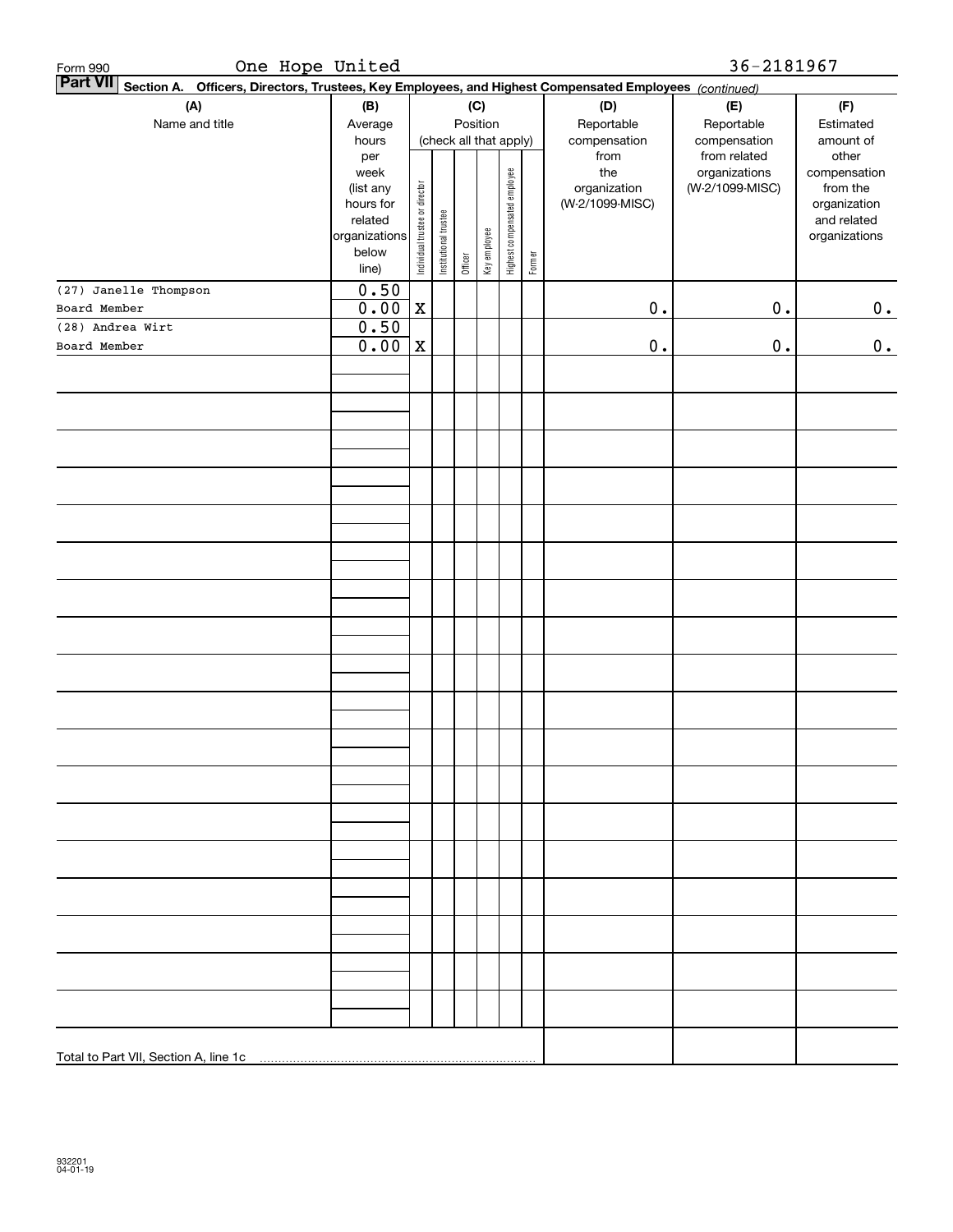Form 990 One Hope United 36-2181967

**Part VII** **Section A. Officers, Directors, Trustees, Key Employees, and Highest Compensated Employees** *(continued)*

| (A) Name and title | (B) Average hours per week (list any hours for related organizations below line) | (C) Position (check all that apply): Individual trustee or director | Institutional trustee | Officer | Key employee | Highest compensated employee | Former | (D) Reportable compensation from the organization (W-2/1099-MISC) | (E) Reportable compensation from related organizations (W-2/1099-MISC) | (F) Estimated amount of other compensation from the organization and related organizations |
|---|---|---|---|---|---|---|---|---|---|---|
| (27) Janelle Thompson<br>Board Member | 0.50<br>0.00 | X | | | | | | 0. | 0. | 0. |
| (28) Andrea Wirt<br>Board Member | 0.50<br>0.00 | X | | | | | | 0. | 0. | 0. |
| | | | | | | | | | | |
| Total to Part VII, Section A, line 1c | | | | | | | | | | |

932201
04-01-19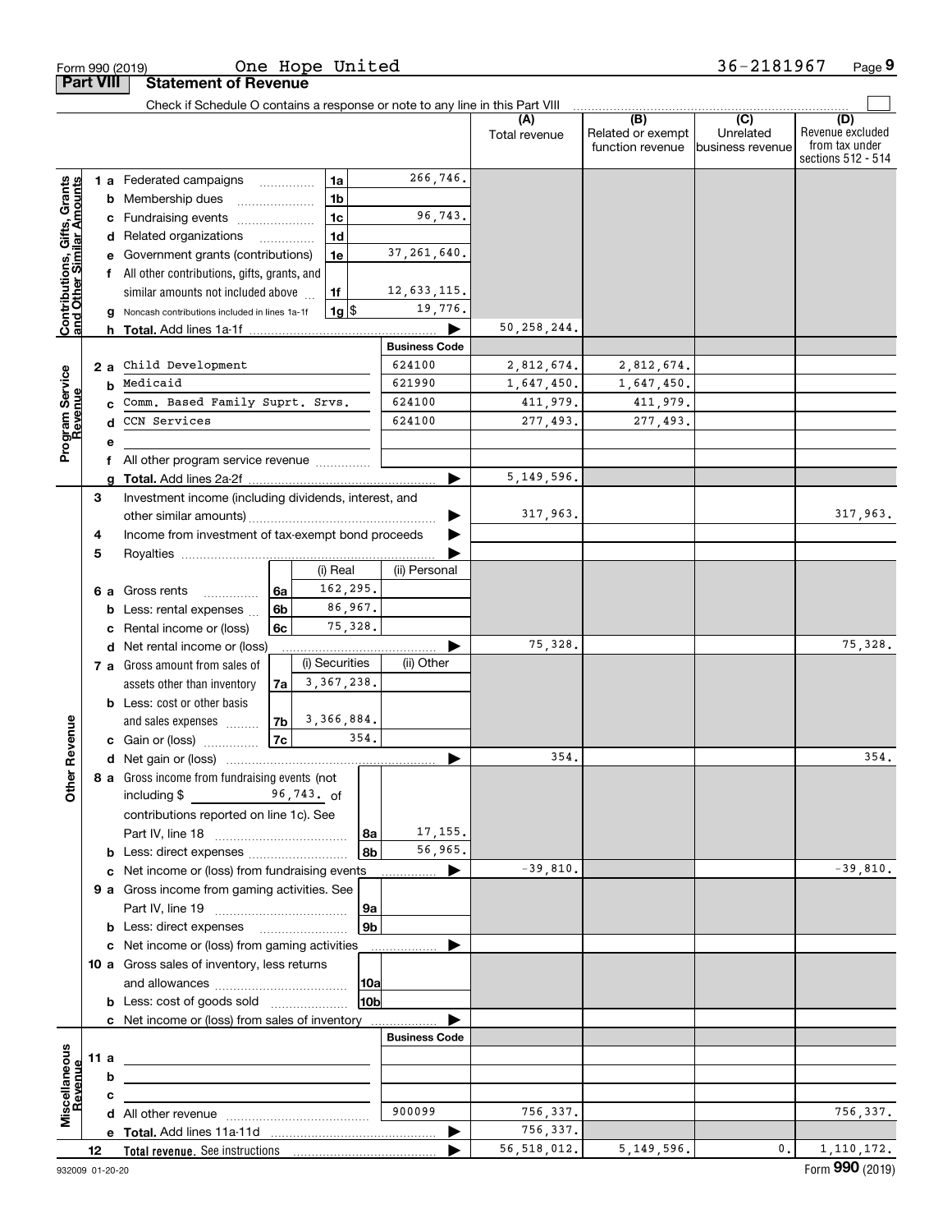Form 990 (2019) One Hope United 36-2181967 Page 9

## Part VIII Statement of Revenue

Check if Schedule O contains a response or note to any line in this Part VIII

| | | | | | (A) Total revenue | (B) Related or exempt function revenue | (C) Unrelated business revenue | (D) Revenue excluded from tax under sections 512 - 514 |
|---|---|---|---|---|---|---|---|---|
| **Contributions, Gifts, Grants and Other Similar Amounts** | 1 a | Federated campaigns | 1a | 266,746. | | | | |
| | b | Membership dues | 1b | | | | | |
| | c | Fundraising events | 1c | 96,743. | | | | |
| | d | Related organizations | 1d | | | | | |
| | e | Government grants (contributions) | 1e | 37,261,640. | | | | |
| | f | All other contributions, gifts, grants, and similar amounts not included above | 1f | 12,633,115. | | | | |
| | g | Noncash contributions included in lines 1a-1f | 1g $ | 19,776. | | | | |
| | h | **Total.** Add lines 1a-1f | | ▶ | 50,258,244. | | | |
| | | | | **Business Code** | | | | |
| **Program Service Revenue** | 2 a | Child Development | | 624100 | 2,812,674. | 2,812,674. | | |
| | b | Medicaid | | 621990 | 1,647,450. | 1,647,450. | | |
| | c | Comm. Based Family Suprt. Srvs. | | 624100 | 411,979. | 411,979. | | |
| | d | CCN Services | | 624100 | 277,493. | 277,493. | | |
| | e | | | | | | | |
| | f | All other program service revenue | | | | | | |
| | g | **Total.** Add lines 2a-2f | | ▶ | 5,149,596. | | | |
| **Other Revenue** | 3 | Investment income (including dividends, interest, and other similar amounts) | | ▶ | 317,963. | | | 317,963. |
| | 4 | Income from investment of tax-exempt bond proceeds | | ▶ | | | | |
| | 5 | Royalties | | ▶ | | | | |
| | | | (i) Real | (ii) Personal | | | | |
| | 6 a | Gross rents (6a) | 162,295. | | | | | |
| | b | Less: rental expenses (6b) | 86,967. | | | | | |
| | c | Rental income or (loss) (6c) | 75,328. | | | | | |
| | d | Net rental income or (loss) | | ▶ | 75,328. | | | 75,328. |
| | | | (i) Securities | (ii) Other | | | | |
| | 7 a | Gross amount from sales of assets other than inventory (7a) | 3,367,238. | | | | | |
| | b | Less: cost or other basis and sales expenses (7b) | 3,366,884. | | | | | |
| | c | Gain or (loss) (7c) | 354. | | | | | |
| | d | Net gain or (loss) | | ▶ | 354. | | | 354. |
| | 8 a | Gross income from fundraising events (not including $ 96,743. of contributions reported on line 1c). See Part IV, line 18 | 8a | 17,155. | | | | |
| | b | Less: direct expenses | 8b | 56,965. | | | | |
| | c | Net income or (loss) from fundraising events | | ▶ | -39,810. | | | -39,810. |
| | 9 a | Gross income from gaming activities. See Part IV, line 19 | 9a | | | | | |
| | b | Less: direct expenses | 9b | | | | | |
| | c | Net income or (loss) from gaming activities | | ▶ | | | | |
| | 10 a | Gross sales of inventory, less returns and allowances | 10a | | | | | |
| | b | Less: cost of goods sold | 10b | | | | | |
| | c | Net income or (loss) from sales of inventory | | ▶ | | | | |
| | | | | **Business Code** | | | | |
| **Miscellaneous Revenue** | 11 a | | | | | | | |
| | b | | | | | | | |
| | c | | | | | | | |
| | d | All other revenue | | 900099 | 756,337. | | | 756,337. |
| | e | **Total.** Add lines 11a-11d | | ▶ | 756,337. | | | |
| | 12 | **Total revenue.** See instructions | | ▶ | 56,518,012. | 5,149,596. | 0. | 1,110,172. |

932009 01-20-20 Form **990** (2019)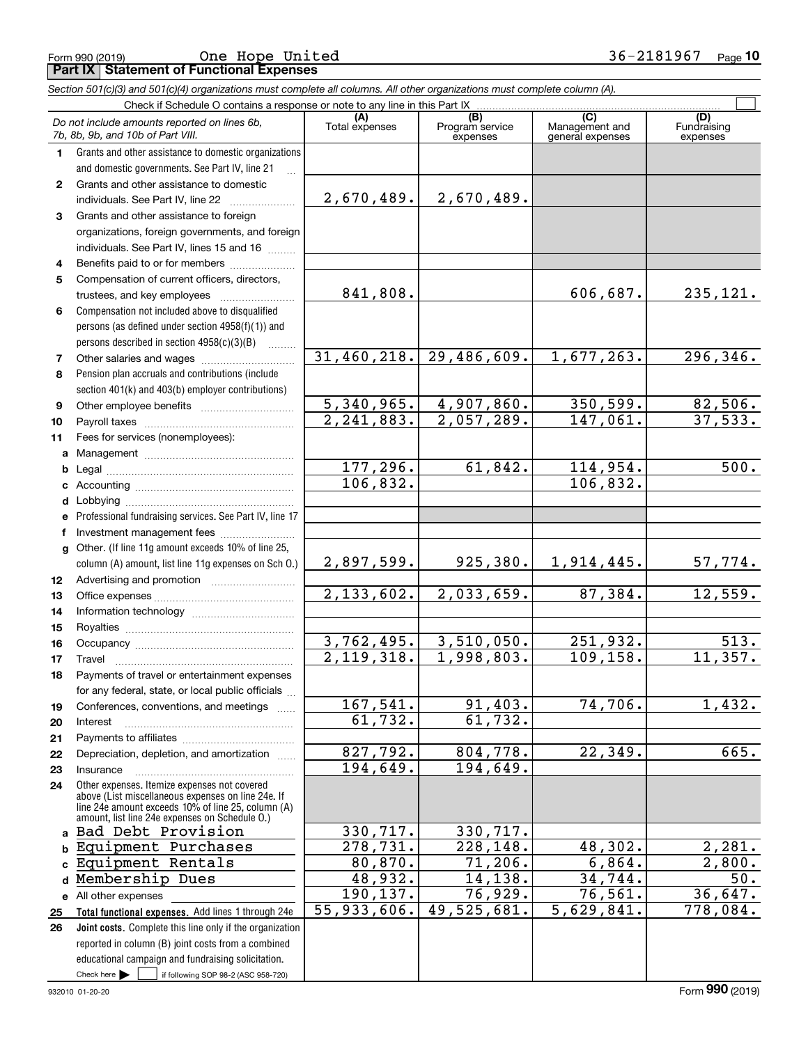Form 990 (2019) One Hope United 36-2181967

## Part IX Statement of Functional Expenses

*Section 501(c)(3) and 501(c)(4) organizations must complete all columns. All other organizations must complete column (A).*

Check if Schedule O contains a response or note to any line in this Part IX

| *Do not include amounts reported on lines 6b, 7b, 8b, 9b, and 10b of Part VIII.* | (A) Total expenses | (B) Program service expenses | (C) Management and general expenses | (D) Fundraising expenses |
|---|---|---|---|---|
| **1** Grants and other assistance to domestic organizations and domestic governments. See Part IV, line 21 | | | | |
| **2** Grants and other assistance to domestic individuals. See Part IV, line 22 | 2,670,489. | 2,670,489. | | |
| **3** Grants and other assistance to foreign organizations, foreign governments, and foreign individuals. See Part IV, lines 15 and 16 | | | | |
| **4** Benefits paid to or for members | | | | |
| **5** Compensation of current officers, directors, trustees, and key employees | 841,808. | | 606,687. | 235,121. |
| **6** Compensation not included above to disqualified persons (as defined under section 4958(f)(1)) and persons described in section 4958(c)(3)(B) | | | | |
| **7** Other salaries and wages | 31,460,218. | 29,486,609. | 1,677,263. | 296,346. |
| **8** Pension plan accruals and contributions (include section 401(k) and 403(b) employer contributions) | | | | |
| **9** Other employee benefits | 5,340,965. | 4,907,860. | 350,599. | 82,506. |
| **10** Payroll taxes | 2,241,883. | 2,057,289. | 147,061. | 37,533. |
| **11** Fees for services (nonemployees): | | | | |
| **a** Management | | | | |
| **b** Legal | 177,296. | 61,842. | 114,954. | 500. |
| **c** Accounting | 106,832. | | 106,832. | |
| **d** Lobbying | | | | |
| **e** Professional fundraising services. See Part IV, line 17 | | | | |
| **f** Investment management fees | | | | |
| **g** Other. (If line 11g amount exceeds 10% of line 25, column (A) amount, list line 11g expenses on Sch O.) | 2,897,599. | 925,380. | 1,914,445. | 57,774. |
| **12** Advertising and promotion | | | | |
| **13** Office expenses | 2,133,602. | 2,033,659. | 87,384. | 12,559. |
| **14** Information technology | | | | |
| **15** Royalties | | | | |
| **16** Occupancy | 3,762,495. | 3,510,050. | 251,932. | 513. |
| **17** Travel | 2,119,318. | 1,998,803. | 109,158. | 11,357. |
| **18** Payments of travel or entertainment expenses for any federal, state, or local public officials | | | | |
| **19** Conferences, conventions, and meetings | 167,541. | 91,403. | 74,706. | 1,432. |
| **20** Interest | 61,732. | 61,732. | | |
| **21** Payments to affiliates | | | | |
| **22** Depreciation, depletion, and amortization | 827,792. | 804,778. | 22,349. | 665. |
| **23** Insurance | 194,649. | 194,649. | | |
| **24** Other expenses. Itemize expenses not covered above (List miscellaneous expenses on line 24e. If line 24e amount exceeds 10% of line 25, column (A) amount, list line 24e expenses on Schedule O.) | | | | |
| **a** Bad Debt Provision | 330,717. | 330,717. | | |
| **b** Equipment Purchases | 278,731. | 228,148. | 48,302. | 2,281. |
| **c** Equipment Rentals | 80,870. | 71,206. | 6,864. | 2,800. |
| **d** Membership Dues | 48,932. | 14,138. | 34,744. | 50. |
| **e** All other expenses | 190,137. | 76,929. | 76,561. | 36,647. |
| **25** **Total functional expenses.** Add lines 1 through 24e | 55,933,606. | 49,525,681. | 5,629,841. | 778,084. |
| **26** **Joint costs.** Complete this line only if the organization reported in column (B) joint costs from a combined educational campaign and fundraising solicitation. Check here ☐ if following SOP 98-2 (ASC 958-720) | | | | |

932010 01-20-20 Form **990** (2019)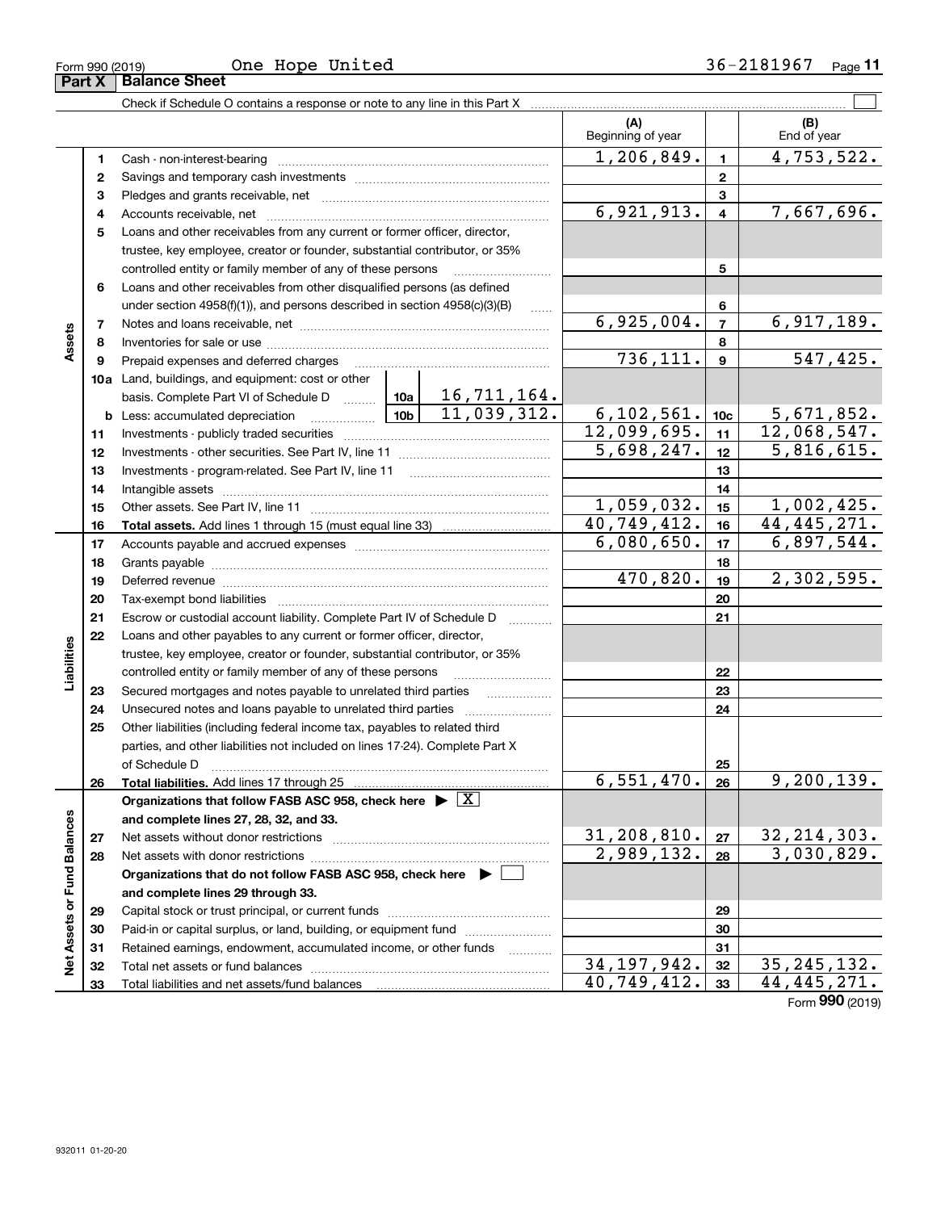Form 990 (2019) One Hope United 36-2181967 Page **11**

## Part X Balance Sheet

Check if Schedule O contains a response or note to any line in this Part X ☐

| | | | | (A) Beginning of year | | (B) End of year |
|---|---|---|---|---|---|---|
| **Assets** | 1 | Cash - non-interest-bearing | | 1,206,849. | 1 | 4,753,522. |
| | 2 | Savings and temporary cash investments | | | 2 | |
| | 3 | Pledges and grants receivable, net | | | 3 | |
| | 4 | Accounts receivable, net | | 6,921,913. | 4 | 7,667,696. |
| | 5 | Loans and other receivables from any current or former officer, director, trustee, key employee, creator or founder, substantial contributor, or 35% controlled entity or family member of any of these persons | | | 5 | |
| | 6 | Loans and other receivables from other disqualified persons (as defined under section 4958(f)(1)), and persons described in section 4958(c)(3)(B) | | | 6 | |
| | 7 | Notes and loans receivable, net | | 6,925,004. | 7 | 6,917,189. |
| | 8 | Inventories for sale or use | | | 8 | |
| | 9 | Prepaid expenses and deferred charges | | 736,111. | 9 | 547,425. |
| | 10a | Land, buildings, and equipment: cost or other basis. Complete Part VI of Schedule D | 10a 16,711,164. | | | |
| | b | Less: accumulated depreciation | 10b 11,039,312. | 6,102,561. | 10c | 5,671,852. |
| | 11 | Investments - publicly traded securities | | 12,099,695. | 11 | 12,068,547. |
| | 12 | Investments - other securities. See Part IV, line 11 | | 5,698,247. | 12 | 5,816,615. |
| | 13 | Investments - program-related. See Part IV, line 11 | | | 13 | |
| | 14 | Intangible assets | | | 14 | |
| | 15 | Other assets. See Part IV, line 11 | | 1,059,032. | 15 | 1,002,425. |
| | 16 | **Total assets.** Add lines 1 through 15 (must equal line 33) | | 40,749,412. | 16 | 44,445,271. |
| **Liabilities** | 17 | Accounts payable and accrued expenses | | 6,080,650. | 17 | 6,897,544. |
| | 18 | Grants payable | | | 18 | |
| | 19 | Deferred revenue | | 470,820. | 19 | 2,302,595. |
| | 20 | Tax-exempt bond liabilities | | | 20 | |
| | 21 | Escrow or custodial account liability. Complete Part IV of Schedule D | | | 21 | |
| | 22 | Loans and other payables to any current or former officer, director, trustee, key employee, creator or founder, substantial contributor, or 35% controlled entity or family member of any of these persons | | | 22 | |
| | 23 | Secured mortgages and notes payable to unrelated third parties | | | 23 | |
| | 24 | Unsecured notes and loans payable to unrelated third parties | | | 24 | |
| | 25 | Other liabilities (including federal income tax, payables to related third parties, and other liabilities not included on lines 17-24). Complete Part X of Schedule D | | | 25 | |
| | 26 | **Total liabilities.** Add lines 17 through 25 | | 6,551,470. | 26 | 9,200,139. |
| **Net Assets or Fund Balances** | | **Organizations that follow FASB ASC 958, check here ▶ ☒ and complete lines 27, 28, 32, and 33.** | | | | |
| | 27 | Net assets without donor restrictions | | 31,208,810. | 27 | 32,214,303. |
| | 28 | Net assets with donor restrictions | | 2,989,132. | 28 | 3,030,829. |
| | | **Organizations that do not follow FASB ASC 958, check here ▶ ☐ and complete lines 29 through 33.** | | | | |
| | 29 | Capital stock or trust principal, or current funds | | | 29 | |
| | 30 | Paid-in or capital surplus, or land, building, or equipment fund | | | 30 | |
| | 31 | Retained earnings, endowment, accumulated income, or other funds | | | 31 | |
| | 32 | Total net assets or fund balances | | 34,197,942. | 32 | 35,245,132. |
| | 33 | Total liabilities and net assets/fund balances | | 40,749,412. | 33 | 44,445,271. |

Form **990** (2019)

932011 01-20-20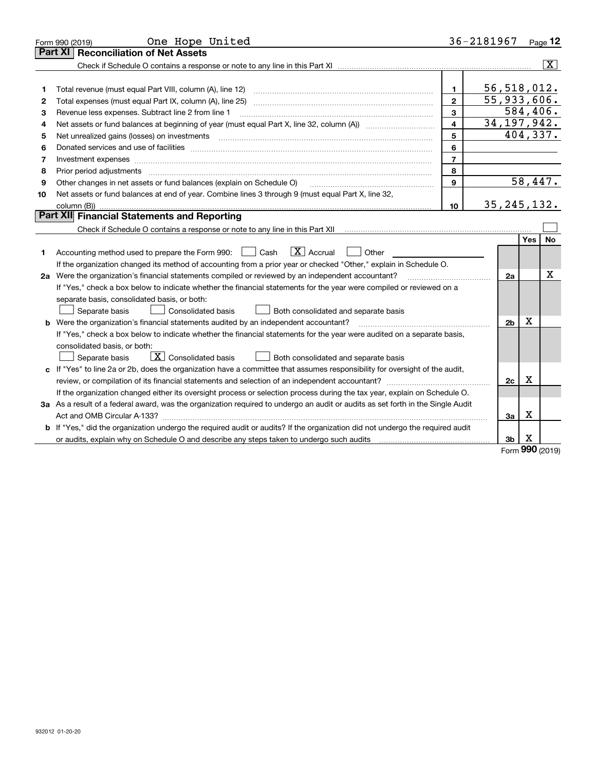Form 990 (2019) One Hope United 36-2181967

## Part XI Reconciliation of Net Assets

Check if Schedule O contains a response or note to any line in this Part XI .......... [X]

| | | | |
|---|---|---|---|
| 1 | Total revenue (must equal Part VIII, column (A), line 12) | 1 | 56,518,012. |
| 2 | Total expenses (must equal Part IX, column (A), line 25) | 2 | 55,933,606. |
| 3 | Revenue less expenses. Subtract line 2 from line 1 | 3 | 584,406. |
| 4 | Net assets or fund balances at beginning of year (must equal Part X, line 32, column (A)) | 4 | 34,197,942. |
| 5 | Net unrealized gains (losses) on investments | 5 | 404,337. |
| 6 | Donated services and use of facilities | 6 | |
| 7 | Investment expenses | 7 | |
| 8 | Prior period adjustments | 8 | |
| 9 | Other changes in net assets or fund balances (explain on Schedule O) | 9 | 58,447. |
| 10 | Net assets or fund balances at end of year. Combine lines 3 through 9 (must equal Part X, line 32, column (B)) | 10 | 35,245,132. |

## Part XII Financial Statements and Reporting

Check if Schedule O contains a response or note to any line in this Part XII .......... [ ]

| | | | Yes | No |
|---|---|---|---|---|
| 1 | Accounting method used to prepare the Form 990: [ ] Cash [X] Accrual [ ] Other<br>If the organization changed its method of accounting from a prior year or checked "Other," explain in Schedule O. | | | |
| 2a | Were the organization's financial statements compiled or reviewed by an independent accountant?<br>If "Yes," check a box below to indicate whether the financial statements for the year were compiled or reviewed on a separate basis, consolidated basis, or both:<br>[ ] Separate basis [ ] Consolidated basis [ ] Both consolidated and separate basis | 2a | | X |
| b | Were the organization's financial statements audited by an independent accountant?<br>If "Yes," check a box below to indicate whether the financial statements for the year were audited on a separate basis, consolidated basis, or both:<br>[ ] Separate basis [X] Consolidated basis [ ] Both consolidated and separate basis | 2b | X | |
| c | If "Yes" to line 2a or 2b, does the organization have a committee that assumes responsibility for oversight of the audit, review, or compilation of its financial statements and selection of an independent accountant?<br>If the organization changed either its oversight process or selection process during the tax year, explain on Schedule O. | 2c | X | |
| 3a | As a result of a federal award, was the organization required to undergo an audit or audits as set forth in the Single Audit Act and OMB Circular A-133? | 3a | X | |
| b | If "Yes," did the organization undergo the required audit or audits? If the organization did not undergo the required audit or audits, explain why on Schedule O and describe any steps taken to undergo such audits | 3b | X | |

Form 990 (2019)

932012 01-20-20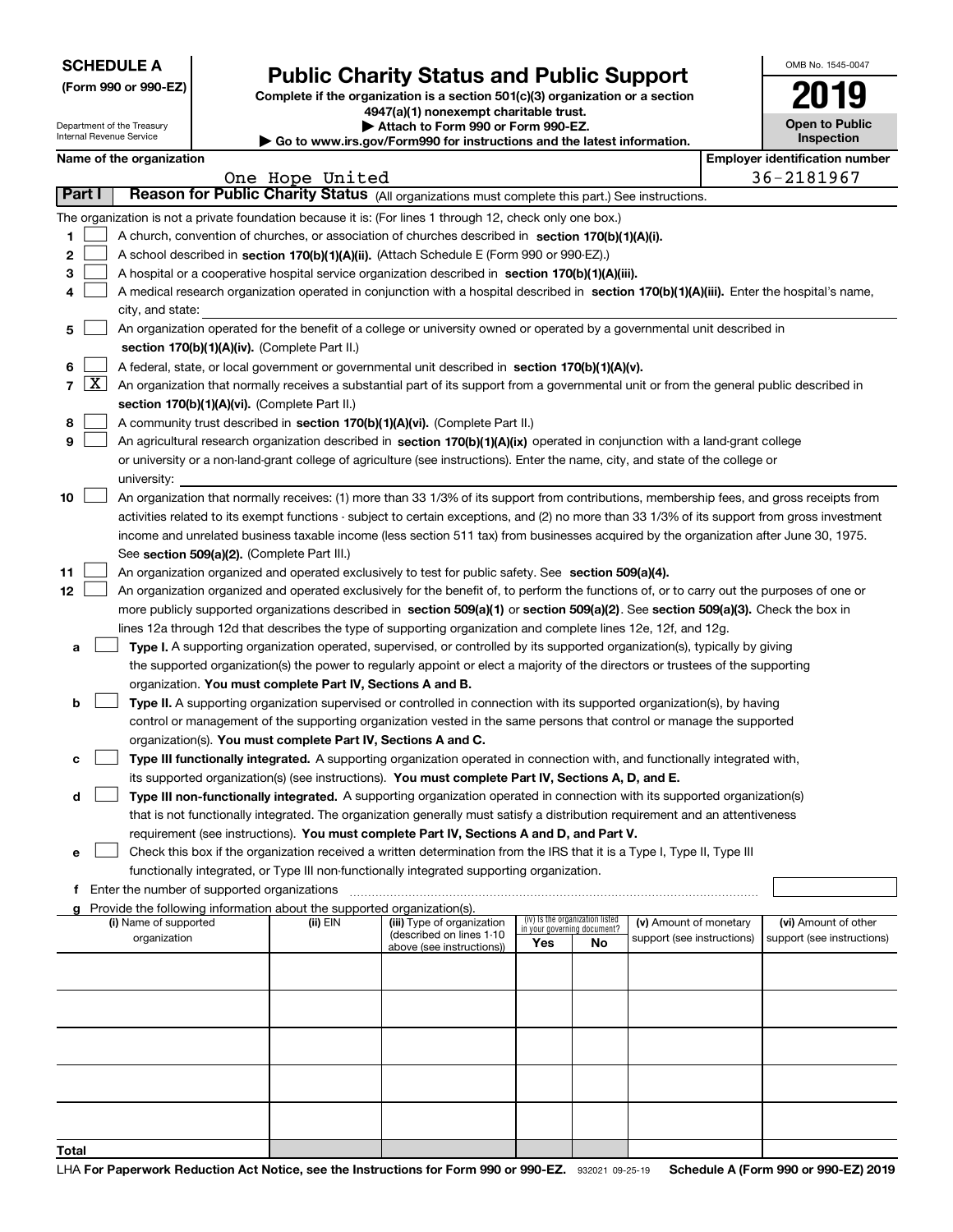**SCHEDULE A**
**(Form 990 or 990-EZ)**

Department of the Treasury
Internal Revenue Service

# Public Charity Status and Public Support

**Complete if the organization is a section 501(c)(3) organization or a section 4947(a)(1) nonexempt charitable trust.**
**▶ Attach to Form 990 or Form 990-EZ.**
**▶ Go to www.irs.gov/Form990 for instructions and the latest information.**

OMB No. 1545-0047
**2019**
**Open to Public Inspection**

**Name of the organization:** One Hope United
**Employer identification number:** 36-2181967

## Part I — Reason for Public Charity Status (All organizations must complete this part.) See instructions.

The organization is not a private foundation because it is: (For lines 1 through 12, check only one box.)

1. [ ] A church, convention of churches, or association of churches described in **section 170(b)(1)(A)(i).**
2. [ ] A school described in **section 170(b)(1)(A)(ii).** (Attach Schedule E (Form 990 or 990-EZ).)
3. [ ] A hospital or a cooperative hospital service organization described in **section 170(b)(1)(A)(iii).**
4. [ ] A medical research organization operated in conjunction with a hospital described in **section 170(b)(1)(A)(iii).** Enter the hospital's name, city, and state:
5. [ ] An organization operated for the benefit of a college or university owned or operated by a governmental unit described in **section 170(b)(1)(A)(iv).** (Complete Part II.)
6. [ ] A federal, state, or local government or governmental unit described in **section 170(b)(1)(A)(v).**
7. [X] An organization that normally receives a substantial part of its support from a governmental unit or from the general public described in **section 170(b)(1)(A)(vi).** (Complete Part II.)
8. [ ] A community trust described in **section 170(b)(1)(A)(vi).** (Complete Part II.)
9. [ ] An agricultural research organization described in **section 170(b)(1)(A)(ix)** operated in conjunction with a land-grant college or university or a non-land-grant college of agriculture (see instructions). Enter the name, city, and state of the college or university:
10. [ ] An organization that normally receives: (1) more than 33 1/3% of its support from contributions, membership fees, and gross receipts from activities related to its exempt functions - subject to certain exceptions, and (2) no more than 33 1/3% of its support from gross investment income and unrelated business taxable income (less section 511 tax) from businesses acquired by the organization after June 30, 1975. See **section 509(a)(2).** (Complete Part III.)
11. [ ] An organization organized and operated exclusively to test for public safety. See **section 509(a)(4).**
12. [ ] An organization organized and operated exclusively for the benefit of, to perform the functions of, or to carry out the purposes of one or more publicly supported organizations described in **section 509(a)(1)** or **section 509(a)(2)**. See **section 509(a)(3).** Check the box in lines 12a through 12d that describes the type of supporting organization and complete lines 12e, 12f, and 12g.
   - **a** [ ] **Type I.** A supporting organization operated, supervised, or controlled by its supported organization(s), typically by giving the supported organization(s) the power to regularly appoint or elect a majority of the directors or trustees of the supporting organization. **You must complete Part IV, Sections A and B.**
   - **b** [ ] **Type II.** A supporting organization supervised or controlled in connection with its supported organization(s), by having control or management of the supporting organization vested in the same persons that control or manage the supported organization(s). **You must complete Part IV, Sections A and C.**
   - **c** [ ] **Type III functionally integrated.** A supporting organization operated in connection with, and functionally integrated with, its supported organization(s) (see instructions). **You must complete Part IV, Sections A, D, and E.**
   - **d** [ ] **Type III non-functionally integrated.** A supporting organization operated in connection with its supported organization(s) that is not functionally integrated. The organization generally must satisfy a distribution requirement and an attentiveness requirement (see instructions). **You must complete Part IV, Sections A and D, and Part V.**
   - **e** [ ] Check this box if the organization received a written determination from the IRS that it is a Type I, Type II, Type III functionally integrated, or Type III non-functionally integrated supporting organization.
   - **f** Enter the number of supported organizations
   - **g** Provide the following information about the supported organization(s).

| (i) Name of supported organization | (ii) EIN | (iii) Type of organization (described on lines 1-10 above (see instructions)) | (iv) Is the organization listed in your governing document? Yes | No | (v) Amount of monetary support (see instructions) | (vi) Amount of other support (see instructions) |
|---|---|---|---|---|---|---|
| | | | | | | |
| | | | | | | |
| | | | | | | |
| | | | | | | |
| | | | | | | |
| **Total** | | | | | | |

LHA **For Paperwork Reduction Act Notice, see the Instructions for Form 990 or 990-EZ.** 932021 09-25-19 **Schedule A (Form 990 or 990-EZ) 2019**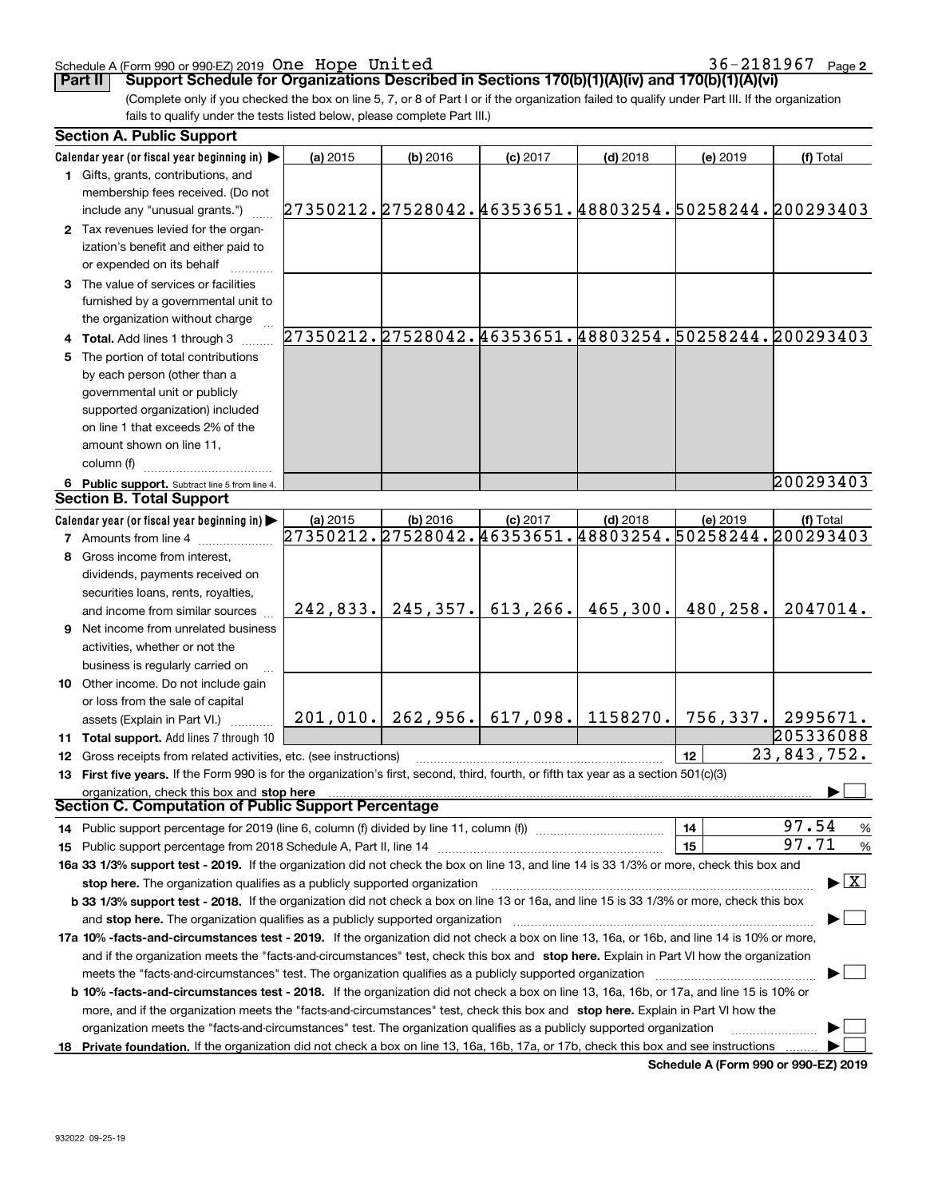Schedule A (Form 990 or 990-EZ) 2019 One Hope United 36-2181967 Page 2

**Part II Support Schedule for Organizations Described in Sections 170(b)(1)(A)(iv) and 170(b)(1)(A)(vi)**

(Complete only if you checked the box on line 5, 7, or 8 of Part I or if the organization failed to qualify under Part III. If the organization fails to qualify under the tests listed below, please complete Part III.)

## Section A. Public Support

| Calendar year (or fiscal year beginning in) ▶ | (a) 2015 | (b) 2016 | (c) 2017 | (d) 2018 | (e) 2019 | (f) Total |
|---|---|---|---|---|---|---|
| **1** Gifts, grants, contributions, and membership fees received. (Do not include any "unusual grants.") | 27350212. | 27528042. | 46353651. | 48803254. | 50258244. | 200293403 |
| **2** Tax revenues levied for the organization's benefit and either paid to or expended on its behalf | | | | | | |
| **3** The value of services or facilities furnished by a governmental unit to the organization without charge | | | | | | |
| **4 Total.** Add lines 1 through 3 | 27350212. | 27528042. | 46353651. | 48803254. | 50258244. | 200293403 |
| **5** The portion of total contributions by each person (other than a governmental unit or publicly supported organization) included on line 1 that exceeds 2% of the amount shown on line 11, column (f) | | | | | | |
| **6 Public support.** Subtract line 5 from line 4. | | | | | | 200293403 |

## Section B. Total Support

| Calendar year (or fiscal year beginning in) ▶ | (a) 2015 | (b) 2016 | (c) 2017 | (d) 2018 | (e) 2019 | (f) Total |
|---|---|---|---|---|---|---|
| **7** Amounts from line 4 | 27350212. | 27528042. | 46353651. | 48803254. | 50258244. | 200293403 |
| **8** Gross income from interest, dividends, payments received on securities loans, rents, royalties, and income from similar sources | 242,833. | 245,357. | 613,266. | 465,300. | 480,258. | 2047014. |
| **9** Net income from unrelated business activities, whether or not the business is regularly carried on | | | | | | |
| **10** Other income. Do not include gain or loss from the sale of capital assets (Explain in Part VI.) | 201,010. | 262,956. | 617,098. | 1158270. | 756,337. | 2995671. |
| **11 Total support.** Add lines 7 through 10 | | | | | | 205336088 |

**12** Gross receipts from related activities, etc. (see instructions) | **12** | 23,843,752.

**13 First five years.** If the Form 990 is for the organization's first, second, third, fourth, or fifth tax year as a section 501(c)(3) organization, check this box and **stop here** ▶ ☐

## Section C. Computation of Public Support Percentage

**14** Public support percentage for 2019 (line 6, column (f) divided by line 11, column (f)) | **14** | 97.54 %

**15** Public support percentage from 2018 Schedule A, Part II, line 14 | **15** | 97.71 %

**16a 33 1/3% support test - 2019.** If the organization did not check the box on line 13, and line 14 is 33 1/3% or more, check this box and **stop here.** The organization qualifies as a publicly supported organization ▶ ☒

**b 33 1/3% support test - 2018.** If the organization did not check a box on line 13 or 16a, and line 15 is 33 1/3% or more, check this box and **stop here.** The organization qualifies as a publicly supported organization ▶ ☐

**17a 10% -facts-and-circumstances test - 2019.** If the organization did not check a box on line 13, 16a, or 16b, and line 14 is 10% or more, and if the organization meets the "facts-and-circumstances" test, check this box and **stop here.** Explain in Part VI how the organization meets the "facts-and-circumstances" test. The organization qualifies as a publicly supported organization ▶ ☐

**b 10% -facts-and-circumstances test - 2018.** If the organization did not check a box on line 13, 16a, 16b, or 17a, and line 15 is 10% or more, and if the organization meets the "facts-and-circumstances" test, check this box and **stop here.** Explain in Part VI how the organization meets the "facts-and-circumstances" test. The organization qualifies as a publicly supported organization ▶ ☐

**18 Private foundation.** If the organization did not check a box on line 13, 16a, 16b, 17a, or 17b, check this box and see instructions ▶ ☐

**Schedule A (Form 990 or 990-EZ) 2019**

932022 09-25-19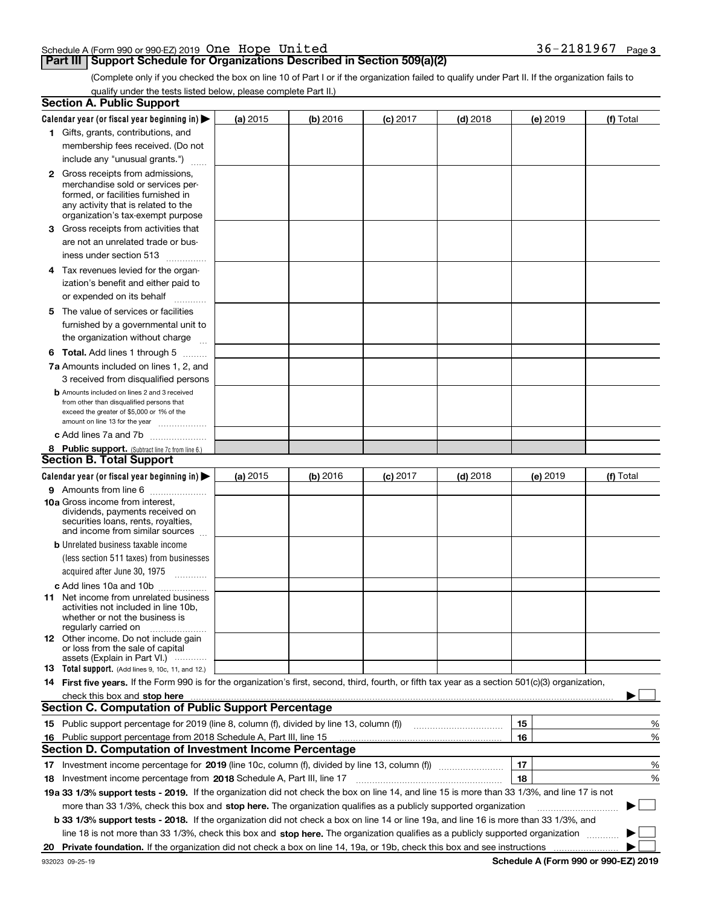Schedule A (Form 990 or 990-EZ) 2019 One Hope United 36-2181967

## Part III Support Schedule for Organizations Described in Section 509(a)(2)

(Complete only if you checked the box on line 10 of Part I or if the organization failed to qualify under Part II. If the organization fails to qualify under the tests listed below, please complete Part II.)

### Section A. Public Support

| Calendar year (or fiscal year beginning in) ▶ | (a) 2015 | (b) 2016 | (c) 2017 | (d) 2018 | (e) 2019 | (f) Total |
|---|---|---|---|---|---|---|
| **1** Gifts, grants, contributions, and membership fees received. (Do not include any "unusual grants.") | | | | | | |
| **2** Gross receipts from admissions, merchandise sold or services performed, or facilities furnished in any activity that is related to the organization's tax-exempt purpose | | | | | | |
| **3** Gross receipts from activities that are not an unrelated trade or business under section 513 | | | | | | |
| **4** Tax revenues levied for the organization's benefit and either paid to or expended on its behalf | | | | | | |
| **5** The value of services or facilities furnished by a governmental unit to the organization without charge | | | | | | |
| **6 Total.** Add lines 1 through 5 | | | | | | |
| **7a** Amounts included on lines 1, 2, and 3 received from disqualified persons | | | | | | |
| **b** Amounts included on lines 2 and 3 received from other than disqualified persons that exceed the greater of $5,000 or 1% of the amount on line 13 for the year | | | | | | |
| **c** Add lines 7a and 7b | | | | | | |
| **8 Public support.** (Subtract line 7c from line 6.) | | | | | | |

### Section B. Total Support

| Calendar year (or fiscal year beginning in) ▶ | (a) 2015 | (b) 2016 | (c) 2017 | (d) 2018 | (e) 2019 | (f) Total |
|---|---|---|---|---|---|---|
| **9** Amounts from line 6 | | | | | | |
| **10a** Gross income from interest, dividends, payments received on securities loans, rents, royalties, and income from similar sources | | | | | | |
| **b** Unrelated business taxable income (less section 511 taxes) from businesses acquired after June 30, 1975 | | | | | | |
| **c** Add lines 10a and 10b | | | | | | |
| **11** Net income from unrelated business activities not included in line 10b, whether or not the business is regularly carried on | | | | | | |
| **12** Other income. Do not include gain or loss from the sale of capital assets (Explain in Part VI.) | | | | | | |
| **13 Total support.** (Add lines 9, 10c, 11, and 12.) | | | | | | |

**14 First five years.** If the Form 990 is for the organization's first, second, third, fourth, or fifth tax year as a section 501(c)(3) organization, check this box and **stop here** ▶ ☐

### Section C. Computation of Public Support Percentage

| | | | |
|---|---|---|---|
| **15** | Public support percentage for 2019 (line 8, column (f), divided by line 13, column (f)) | 15 | % |
| **16** | Public support percentage from 2018 Schedule A, Part III, line 15 | 16 | % |

### Section D. Computation of Investment Income Percentage

| | | | |
|---|---|---|---|
| **17** | Investment income percentage for **2019** (line 10c, column (f), divided by line 13, column (f)) | 17 | % |
| **18** | Investment income percentage from **2018** Schedule A, Part III, line 17 | 18 | % |

**19a 33 1/3% support tests - 2019.** If the organization did not check the box on line 14, and line 15 is more than 33 1/3%, and line 17 is not more than 33 1/3%, check this box and **stop here.** The organization qualifies as a publicly supported organization ▶ ☐

**b 33 1/3% support tests - 2018.** If the organization did not check a box on line 14 or line 19a, and line 16 is more than 33 1/3%, and line 18 is not more than 33 1/3%, check this box and **stop here.** The organization qualifies as a publicly supported organization ▶ ☐

**20 Private foundation.** If the organization did not check a box on line 14, 19a, or 19b, check this box and see instructions ▶ ☐

932023 09-25-19 **Schedule A (Form 990 or 990-EZ) 2019**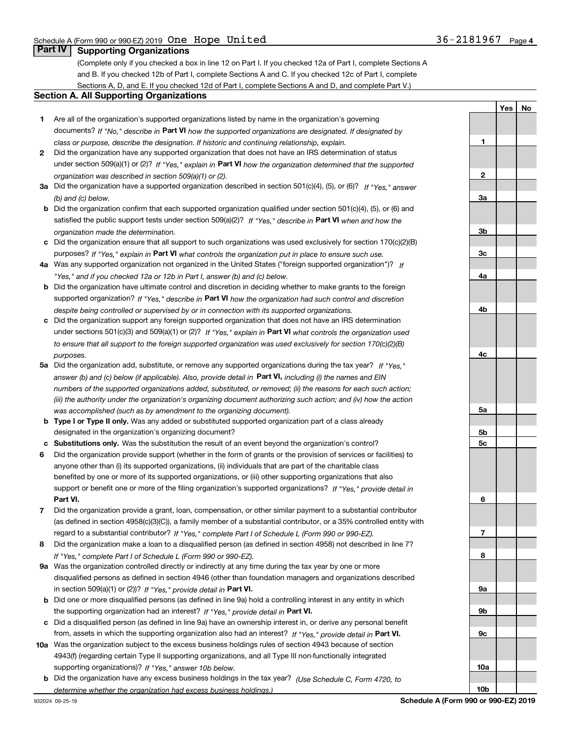Schedule A (Form 990 or 990-EZ) 2019 One Hope United 36-2181967 Page 4

## Part IV Supporting Organizations

(Complete only if you checked a box in line 12 on Part I. If you checked 12a of Part I, complete Sections A and B. If you checked 12b of Part I, complete Sections A and C. If you checked 12c of Part I, complete Sections A, D, and E. If you checked 12d of Part I, complete Sections A and D, and complete Part V.)

### Section A. All Supporting Organizations

| | | Line | Yes | No |
|---|---|---|---|---|
| **1** | Are all of the organization's supported organizations listed by name in the organization's governing documents? *If "No," describe in* **Part VI** *how the supported organizations are designated. If designated by class or purpose, describe the designation. If historic and continuing relationship, explain.* | **1** | | |
| **2** | Did the organization have any supported organization that does not have an IRS determination of status under section 509(a)(1) or (2)? *If "Yes," explain in* **Part VI** *how the organization determined that the supported organization was described in section 509(a)(1) or (2).* | **2** | | |
| **3a** | Did the organization have a supported organization described in section 501(c)(4), (5), or (6)? *If "Yes," answer (b) and (c) below.* | **3a** | | |
| **b** | Did the organization confirm that each supported organization qualified under section 501(c)(4), (5), or (6) and satisfied the public support tests under section 509(a)(2)? *If "Yes," describe in* **Part VI** *when and how the organization made the determination.* | **3b** | | |
| **c** | Did the organization ensure that all support to such organizations was used exclusively for section 170(c)(2)(B) purposes? *If "Yes," explain in* **Part VI** *what controls the organization put in place to ensure such use.* | **3c** | | |
| **4a** | Was any supported organization not organized in the United States ("foreign supported organization")? *If "Yes," and if you checked 12a or 12b in Part I, answer (b) and (c) below.* | **4a** | | |
| **b** | Did the organization have ultimate control and discretion in deciding whether to make grants to the foreign supported organization? *If "Yes," describe in* **Part VI** *how the organization had such control and discretion despite being controlled or supervised by or in connection with its supported organizations.* | **4b** | | |
| **c** | Did the organization support any foreign supported organization that does not have an IRS determination under sections 501(c)(3) and 509(a)(1) or (2)? *If "Yes," explain in* **Part VI** *what controls the organization used to ensure that all support to the foreign supported organization was used exclusively for section 170(c)(2)(B) purposes.* | **4c** | | |
| **5a** | Did the organization add, substitute, or remove any supported organizations during the tax year? *If "Yes," answer (b) and (c) below (if applicable). Also, provide detail in* **Part VI,** *including (i) the names and EIN numbers of the supported organizations added, substituted, or removed; (ii) the reasons for each such action; (iii) the authority under the organization's organizing document authorizing such action; and (iv) how the action was accomplished (such as by amendment to the organizing document).* | **5a** | | |
| **b** | **Type I or Type II only.** Was any added or substituted supported organization part of a class already designated in the organization's organizing document? | **5b** | | |
| **c** | **Substitutions only.** Was the substitution the result of an event beyond the organization's control? | **5c** | | |
| **6** | Did the organization provide support (whether in the form of grants or the provision of services or facilities) to anyone other than (i) its supported organizations, (ii) individuals that are part of the charitable class benefited by one or more of its supported organizations, or (iii) other supporting organizations that also support or benefit one or more of the filing organization's supported organizations? *If "Yes," provide detail in* **Part VI.** | **6** | | |
| **7** | Did the organization provide a grant, loan, compensation, or other similar payment to a substantial contributor (as defined in section 4958(c)(3)(C)), a family member of a substantial contributor, or a 35% controlled entity with regard to a substantial contributor? *If "Yes," complete Part I of Schedule L (Form 990 or 990-EZ).* | **7** | | |
| **8** | Did the organization make a loan to a disqualified person (as defined in section 4958) not described in line 7? *If "Yes," complete Part I of Schedule L (Form 990 or 990-EZ).* | **8** | | |
| **9a** | Was the organization controlled directly or indirectly at any time during the tax year by one or more disqualified persons as defined in section 4946 (other than foundation managers and organizations described in section 509(a)(1) or (2))? *If "Yes," provide detail in* **Part VI.** | **9a** | | |
| **b** | Did one or more disqualified persons (as defined in line 9a) hold a controlling interest in any entity in which the supporting organization had an interest? *If "Yes," provide detail in* **Part VI.** | **9b** | | |
| **c** | Did a disqualified person (as defined in line 9a) have an ownership interest in, or derive any personal benefit from, assets in which the supporting organization also had an interest? *If "Yes," provide detail in* **Part VI.** | **9c** | | |
| **10a** | Was the organization subject to the excess business holdings rules of section 4943 because of section 4943(f) (regarding certain Type II supporting organizations, and all Type III non-functionally integrated supporting organizations)? *If "Yes," answer 10b below.* | **10a** | | |
| **b** | Did the organization have any excess business holdings in the tax year? *(Use Schedule C, Form 4720, to determine whether the organization had excess business holdings.)* | **10b** | | |

932024 09-25-19 **Schedule A (Form 990 or 990-EZ) 2019**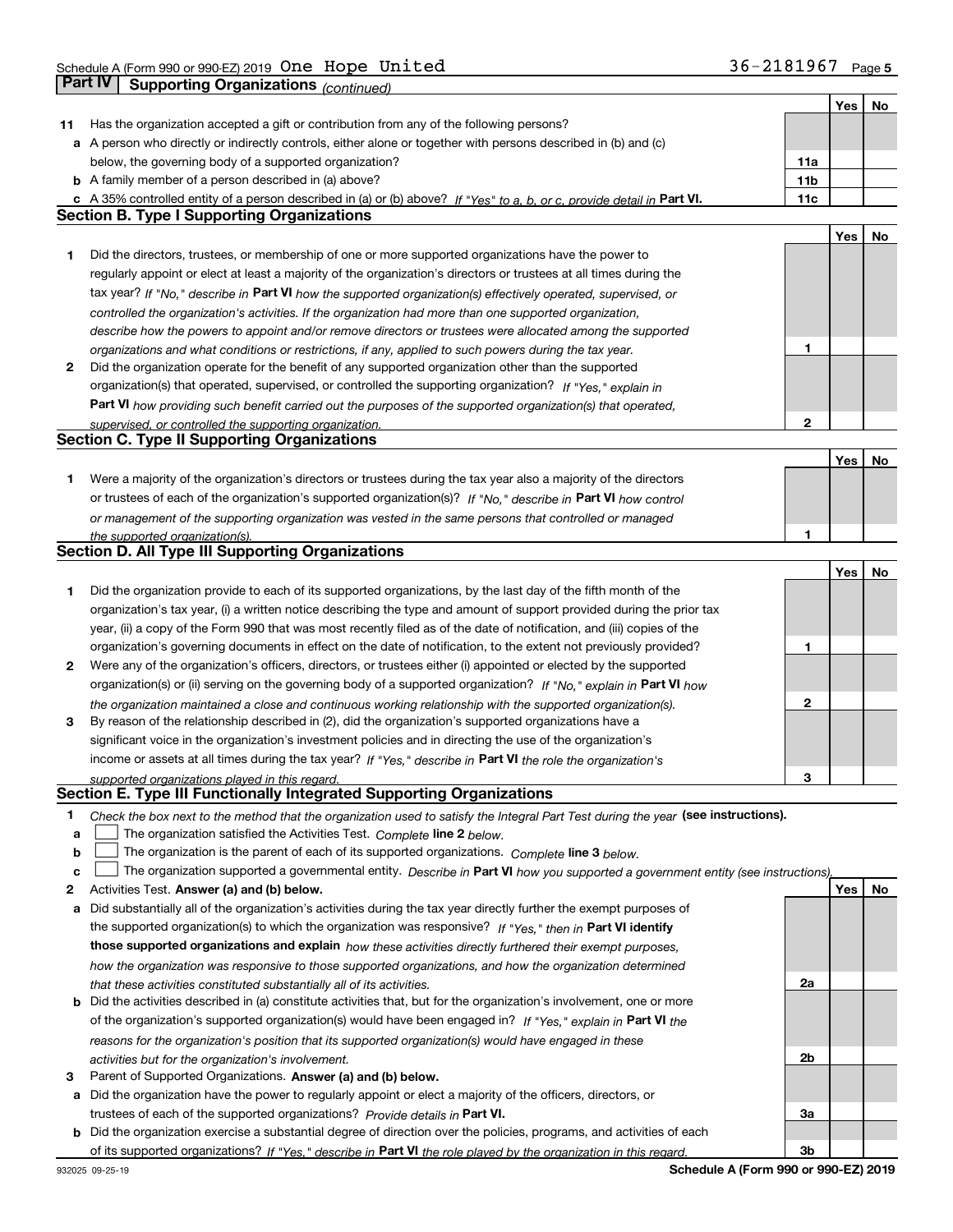Schedule A (Form 990 or 990-EZ) 2019 One Hope United 36-2181967 Page 5

## Part IV Supporting Organizations *(continued)*

| | | | Yes | No |
|---|---|---|---|---|
| **11** | Has the organization accepted a gift or contribution from any of the following persons? | | | |
| **a** | A person who directly or indirectly controls, either alone or together with persons described in (b) and (c) below, the governing body of a supported organization? | **11a** | | |
| **b** | A family member of a person described in (a) above? | **11b** | | |
| **c** | A 35% controlled entity of a person described in (a) or (b) above? *If "Yes" to a, b, or c, provide detail in* **Part VI.** | **11c** | | |

### Section B. Type I Supporting Organizations

| | | | Yes | No |
|---|---|---|---|---|
| **1** | Did the directors, trustees, or membership of one or more supported organizations have the power to regularly appoint or elect at least a majority of the organization's directors or trustees at all times during the tax year? *If "No," describe in* **Part VI** *how the supported organization(s) effectively operated, supervised, or controlled the organization's activities. If the organization had more than one supported organization, describe how the powers to appoint and/or remove directors or trustees were allocated among the supported organizations and what conditions or restrictions, if any, applied to such powers during the tax year.* | **1** | | |
| **2** | Did the organization operate for the benefit of any supported organization other than the supported organization(s) that operated, supervised, or controlled the supporting organization? *If "Yes," explain in* **Part VI** *how providing such benefit carried out the purposes of the supported organization(s) that operated, supervised, or controlled the supporting organization.* | **2** | | |

### Section C. Type II Supporting Organizations

| | | | Yes | No |
|---|---|---|---|---|
| **1** | Were a majority of the organization's directors or trustees during the tax year also a majority of the directors or trustees of each of the organization's supported organization(s)? *If "No," describe in* **Part VI** *how control or management of the supporting organization was vested in the same persons that controlled or managed the supported organization(s).* | **1** | | |

### Section D. All Type III Supporting Organizations

| | | | Yes | No |
|---|---|---|---|---|
| **1** | Did the organization provide to each of its supported organizations, by the last day of the fifth month of the organization's tax year, (i) a written notice describing the type and amount of support provided during the prior tax year, (ii) a copy of the Form 990 that was most recently filed as of the date of notification, and (iii) copies of the organization's governing documents in effect on the date of notification, to the extent not previously provided? | **1** | | |
| **2** | Were any of the organization's officers, directors, or trustees either (i) appointed or elected by the supported organization(s) or (ii) serving on the governing body of a supported organization? *If "No," explain in* **Part VI** *how the organization maintained a close and continuous working relationship with the supported organization(s).* | **2** | | |
| **3** | By reason of the relationship described in (2), did the organization's supported organizations have a significant voice in the organization's investment policies and in directing the use of the organization's income or assets at all times during the tax year? *If "Yes," describe in* **Part VI** *the role the organization's supported organizations played in this regard.* | **3** | | |

### Section E. Type III Functionally Integrated Supporting Organizations

**1** *Check the box next to the method that the organization used to satisfy the Integral Part Test during the year* **(see instructions).**

- **a** ☐ The organization satisfied the Activities Test. *Complete* **line 2** *below.*
- **b** ☐ The organization is the parent of each of its supported organizations. *Complete* **line 3** *below.*
- **c** ☐ The organization supported a governmental entity. *Describe in* **Part VI** *how you supported a government entity (see instructions).*

| | | | Yes | No |
|---|---|---|---|---|
| **2** | Activities Test. **Answer (a) and (b) below.** | | | |
| **a** | Did substantially all of the organization's activities during the tax year directly further the exempt purposes of the supported organization(s) to which the organization was responsive? *If "Yes," then in* **Part VI identify those supported organizations and explain** *how these activities directly furthered their exempt purposes, how the organization was responsive to those supported organizations, and how the organization determined that these activities constituted substantially all of its activities.* | **2a** | | |
| **b** | Did the activities described in (a) constitute activities that, but for the organization's involvement, one or more of the organization's supported organization(s) would have been engaged in? *If "Yes," explain in* **Part VI** *the reasons for the organization's position that its supported organization(s) would have engaged in these activities but for the organization's involvement.* | **2b** | | |
| **3** | Parent of Supported Organizations. **Answer (a) and (b) below.** | | | |
| **a** | Did the organization have the power to regularly appoint or elect a majority of the officers, directors, or trustees of each of the supported organizations? *Provide details in* **Part VI.** | **3a** | | |
| **b** | Did the organization exercise a substantial degree of direction over the policies, programs, and activities of each of its supported organizations? *If "Yes," describe in* **Part VI** *the role played by the organization in this regard.* | **3b** | | |

932025 09-25-19 **Schedule A (Form 990 or 990-EZ) 2019**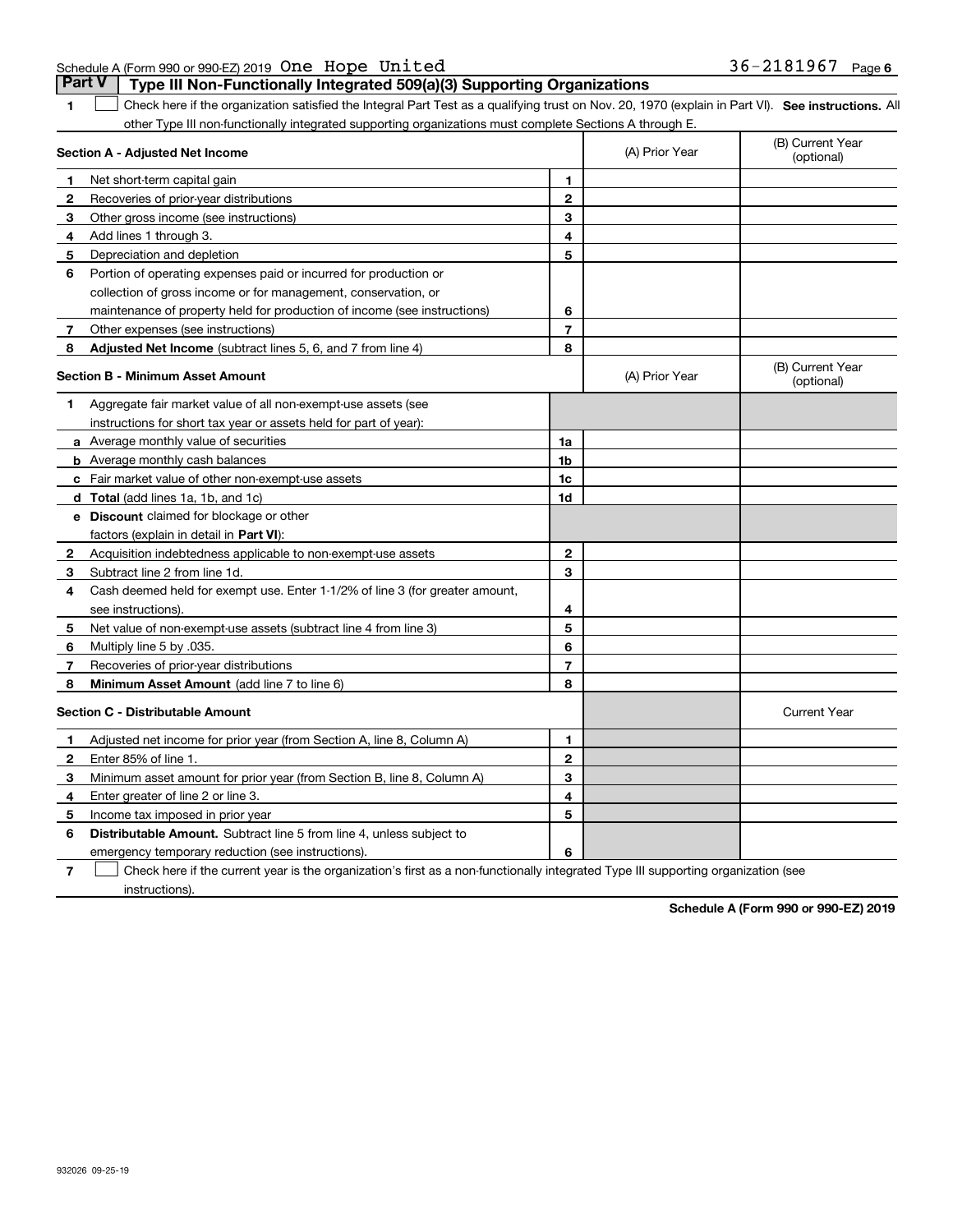Schedule A (Form 990 or 990-EZ) 2019 One Hope United 36-2181967 Page 6

## Part V Type III Non-Functionally Integrated 509(a)(3) Supporting Organizations

**1** ☐ Check here if the organization satisfied the Integral Part Test as a qualifying trust on Nov. 20, 1970 (explain in Part VI). **See instructions.** All other Type III non-functionally integrated supporting organizations must complete Sections A through E.

| **Section A - Adjusted Net Income** | | (A) Prior Year | (B) Current Year (optional) |
|---|---|---|---|
| **1** Net short-term capital gain | **1** | | |
| **2** Recoveries of prior-year distributions | **2** | | |
| **3** Other gross income (see instructions) | **3** | | |
| **4** Add lines 1 through 3. | **4** | | |
| **5** Depreciation and depletion | **5** | | |
| **6** Portion of operating expenses paid or incurred for production or collection of gross income or for management, conservation, or maintenance of property held for production of income (see instructions) | **6** | | |
| **7** Other expenses (see instructions) | **7** | | |
| **8** **Adjusted Net Income** (subtract lines 5, 6, and 7 from line 4) | **8** | | |

| **Section B - Minimum Asset Amount** | | (A) Prior Year | (B) Current Year (optional) |
|---|---|---|---|
| **1** Aggregate fair market value of all non-exempt-use assets (see instructions for short tax year or assets held for part of year): | | | |
| **a** Average monthly value of securities | **1a** | | |
| **b** Average monthly cash balances | **1b** | | |
| **c** Fair market value of other non-exempt-use assets | **1c** | | |
| **d** **Total** (add lines 1a, 1b, and 1c) | **1d** | | |
| **e** **Discount** claimed for blockage or other factors (explain in detail in **Part VI**): | | | |
| **2** Acquisition indebtedness applicable to non-exempt-use assets | **2** | | |
| **3** Subtract line 2 from line 1d. | **3** | | |
| **4** Cash deemed held for exempt use. Enter 1-1/2% of line 3 (for greater amount, see instructions). | **4** | | |
| **5** Net value of non-exempt-use assets (subtract line 4 from line 3) | **5** | | |
| **6** Multiply line 5 by .035. | **6** | | |
| **7** Recoveries of prior-year distributions | **7** | | |
| **8** **Minimum Asset Amount** (add line 7 to line 6) | **8** | | |

| **Section C - Distributable Amount** | | | Current Year |
|---|---|---|---|
| **1** Adjusted net income for prior year (from Section A, line 8, Column A) | **1** | | |
| **2** Enter 85% of line 1. | **2** | | |
| **3** Minimum asset amount for prior year (from Section B, line 8, Column A) | **3** | | |
| **4** Enter greater of line 2 or line 3. | **4** | | |
| **5** Income tax imposed in prior year | **5** | | |
| **6** **Distributable Amount.** Subtract line 5 from line 4, unless subject to emergency temporary reduction (see instructions). | **6** | | |

**7** ☐ Check here if the current year is the organization's first as a non-functionally integrated Type III supporting organization (see instructions).

**Schedule A (Form 990 or 990-EZ) 2019**

932026 09-25-19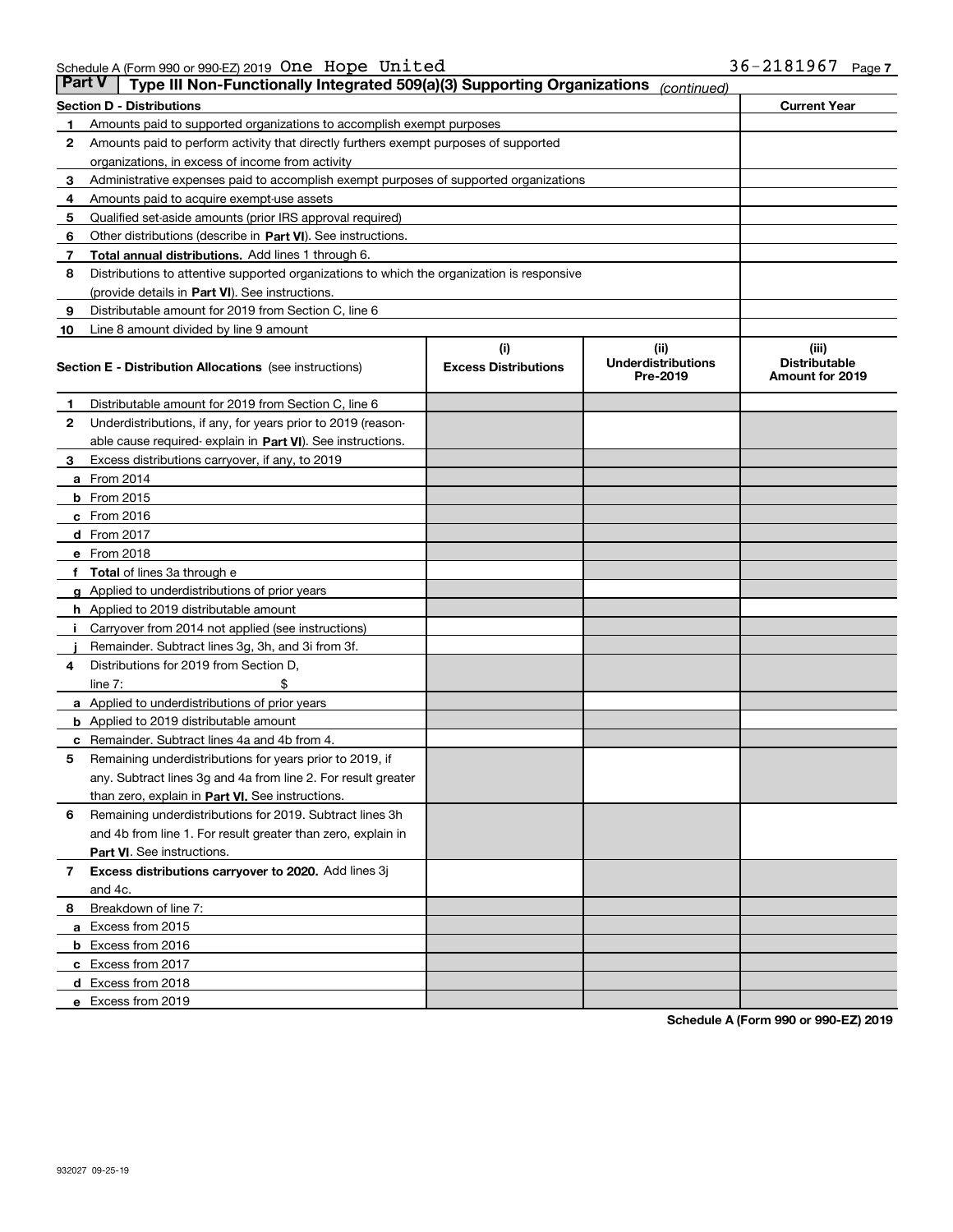Schedule A (Form 990 or 990-EZ) 2019 One Hope United 36-2181967

## Part V Type III Non-Functionally Integrated 509(a)(3) Supporting Organizations *(continued)*

| Section D - Distributions | | Current Year |
|---|---|---|
| 1 | Amounts paid to supported organizations to accomplish exempt purposes | |
| 2 | Amounts paid to perform activity that directly furthers exempt purposes of supported organizations, in excess of income from activity | |
| 3 | Administrative expenses paid to accomplish exempt purposes of supported organizations | |
| 4 | Amounts paid to acquire exempt-use assets | |
| 5 | Qualified set-aside amounts (prior IRS approval required) | |
| 6 | Other distributions (describe in **Part VI**). See instructions. | |
| 7 | **Total annual distributions.** Add lines 1 through 6. | |
| 8 | Distributions to attentive supported organizations to which the organization is responsive (provide details in **Part VI**). See instructions. | |
| 9 | Distributable amount for 2019 from Section C, line 6 | |
| 10 | Line 8 amount divided by line 9 amount | |

| Section E - Distribution Allocations (see instructions) | | (i) Excess Distributions | (ii) Underdistributions Pre-2019 | (iii) Distributable Amount for 2019 |
|---|---|---|---|---|
| 1 | Distributable amount for 2019 from Section C, line 6 | | | |
| 2 | Underdistributions, if any, for years prior to 2019 (reasonable cause required- explain in **Part VI**). See instructions. | | | |
| 3 | Excess distributions carryover, if any, to 2019 | | | |
| a | From 2014 | | | |
| b | From 2015 | | | |
| c | From 2016 | | | |
| d | From 2017 | | | |
| e | From 2018 | | | |
| f | **Total** of lines 3a through e | | | |
| g | Applied to underdistributions of prior years | | | |
| h | Applied to 2019 distributable amount | | | |
| i | Carryover from 2014 not applied (see instructions) | | | |
| j | Remainder. Subtract lines 3g, 3h, and 3i from 3f. | | | |
| 4 | Distributions for 2019 from Section D, line 7: $ | | | |
| a | Applied to underdistributions of prior years | | | |
| b | Applied to 2019 distributable amount | | | |
| c | Remainder. Subtract lines 4a and 4b from 4. | | | |
| 5 | Remaining underdistributions for years prior to 2019, if any. Subtract lines 3g and 4a from line 2. For result greater than zero, explain in **Part VI.** See instructions. | | | |
| 6 | Remaining underdistributions for 2019. Subtract lines 3h and 4b from line 1. For result greater than zero, explain in **Part VI**. See instructions. | | | |
| 7 | **Excess distributions carryover to 2020.** Add lines 3j and 4c. | | | |
| 8 | Breakdown of line 7: | | | |
| a | Excess from 2015 | | | |
| b | Excess from 2016 | | | |
| c | Excess from 2017 | | | |
| d | Excess from 2018 | | | |
| e | Excess from 2019 | | | |

**Schedule A (Form 990 or 990-EZ) 2019**

932027 09-25-19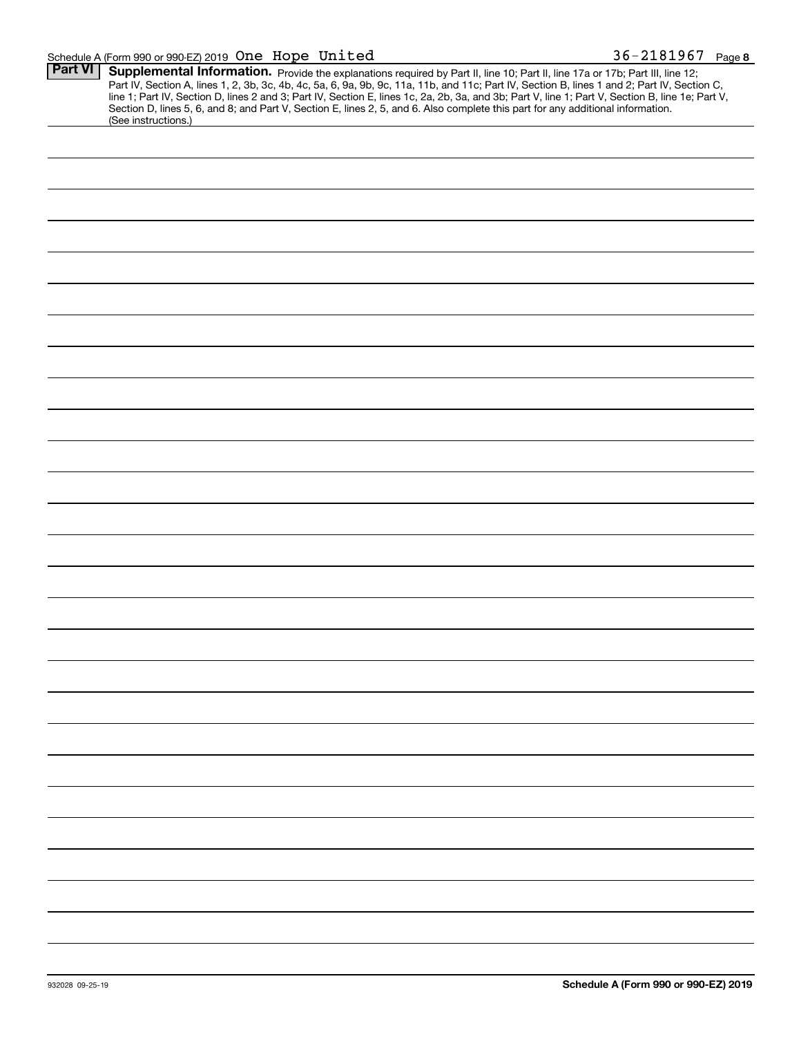Schedule A (Form 990 or 990-EZ) 2019 One Hope United 36-2181967 Page 8

**Part VI** **Supplemental Information.** Provide the explanations required by Part II, line 10; Part II, line 17a or 17b; Part III, line 12; Part IV, Section A, lines 1, 2, 3b, 3c, 4b, 4c, 5a, 6, 9a, 9b, 9c, 11a, 11b, and 11c; Part IV, Section B, lines 1 and 2; Part IV, Section C, line 1; Part IV, Section D, lines 2 and 3; Part IV, Section E, lines 1c, 2a, 2b, 3a, and 3b; Part V, line 1; Part V, Section B, line 1e; Part V, Section D, lines 5, 6, and 8; and Part V, Section E, lines 2, 5, and 6. Also complete this part for any additional information. (See instructions.)

932028 09-25-19

**Schedule A (Form 990 or 990-EZ) 2019**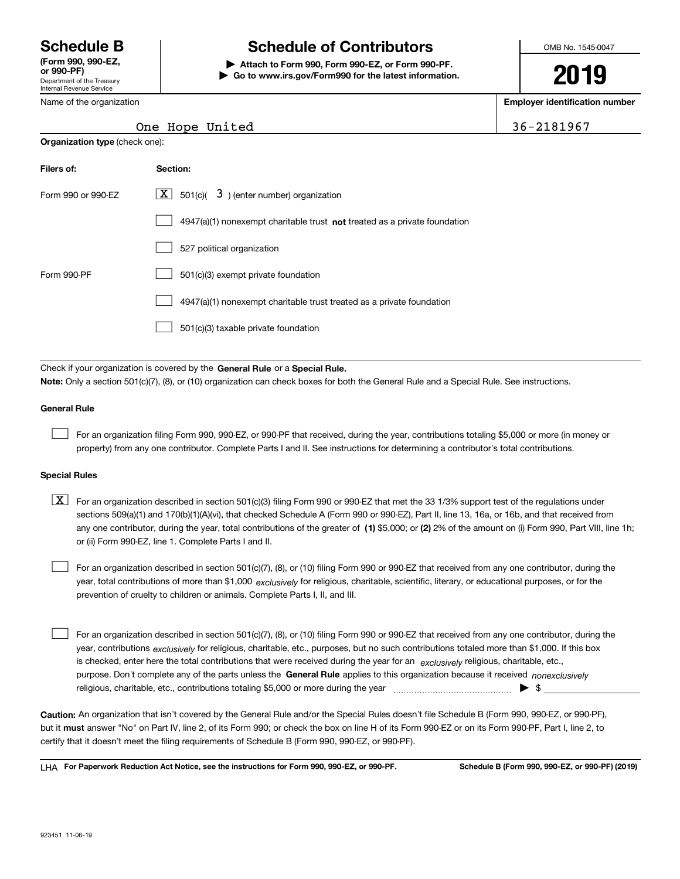# Schedule B

**(Form 990, 990-EZ, or 990-PF)**

Department of the Treasury
Internal Revenue Service

# Schedule of Contributors

▶ **Attach to Form 990, Form 990-EZ, or Form 990-PF.**
▶ **Go to www.irs.gov/Form990 for the latest information.**

OMB No. 1545-0047

**2019**

Name of the organization: One Hope United

**Employer identification number:** 36-2181967

**Organization type** (check one):

| **Filers of:** | **Section:** |
|---|---|
| Form 990 or 990-EZ | [X] 501(c)( 3 ) (enter number) organization |
| | [ ] 4947(a)(1) nonexempt charitable trust **not** treated as a private foundation |
| | [ ] 527 political organization |
| Form 990-PF | [ ] 501(c)(3) exempt private foundation |
| | [ ] 4947(a)(1) nonexempt charitable trust treated as a private foundation |
| | [ ] 501(c)(3) taxable private foundation |

Check if your organization is covered by the **General Rule** or a **Special Rule.**

**Note:** Only a section 501(c)(7), (8), or (10) organization can check boxes for both the General Rule and a Special Rule. See instructions.

### General Rule

[ ] For an organization filing Form 990, 990-EZ, or 990-PF that received, during the year, contributions totaling $5,000 or more (in money or property) from any one contributor. Complete Parts I and II. See instructions for determining a contributor's total contributions.

### Special Rules

[X] For an organization described in section 501(c)(3) filing Form 990 or 990-EZ that met the 33 1/3% support test of the regulations under sections 509(a)(1) and 170(b)(1)(A)(vi), that checked Schedule A (Form 990 or 990-EZ), Part II, line 13, 16a, or 16b, and that received from any one contributor, during the year, total contributions of the greater of **(1)** $5,000; or **(2)** 2% of the amount on (i) Form 990, Part VIII, line 1h; or (ii) Form 990-EZ, line 1. Complete Parts I and II.

[ ] For an organization described in section 501(c)(7), (8), or (10) filing Form 990 or 990-EZ that received from any one contributor, during the year, total contributions of more than $1,000 *exclusively* for religious, charitable, scientific, literary, or educational purposes, or for the prevention of cruelty to children or animals. Complete Parts I, II, and III.

[ ] For an organization described in section 501(c)(7), (8), or (10) filing Form 990 or 990-EZ that received from any one contributor, during the year, contributions *exclusively* for religious, charitable, etc., purposes, but no such contributions totaled more than $1,000. If this box is checked, enter here the total contributions that were received during the year for an *exclusively* religious, charitable, etc., purpose. Don't complete any of the parts unless the **General Rule** applies to this organization because it received *nonexclusively* religious, charitable, etc., contributions totaling $5,000 or more during the year ▶ $ ____________

**Caution:** An organization that isn't covered by the General Rule and/or the Special Rules doesn't file Schedule B (Form 990, 990-EZ, or 990-PF), but it **must** answer "No" on Part IV, line 2, of its Form 990; or check the box on line H of its Form 990-EZ or on its Form 990-PF, Part I, line 2, to certify that it doesn't meet the filing requirements of Schedule B (Form 990, 990-EZ, or 990-PF).

LHA **For Paperwork Reduction Act Notice, see the instructions for Form 990, 990-EZ, or 990-PF.** **Schedule B (Form 990, 990-EZ, or 990-PF) (2019)**

923451 11-06-19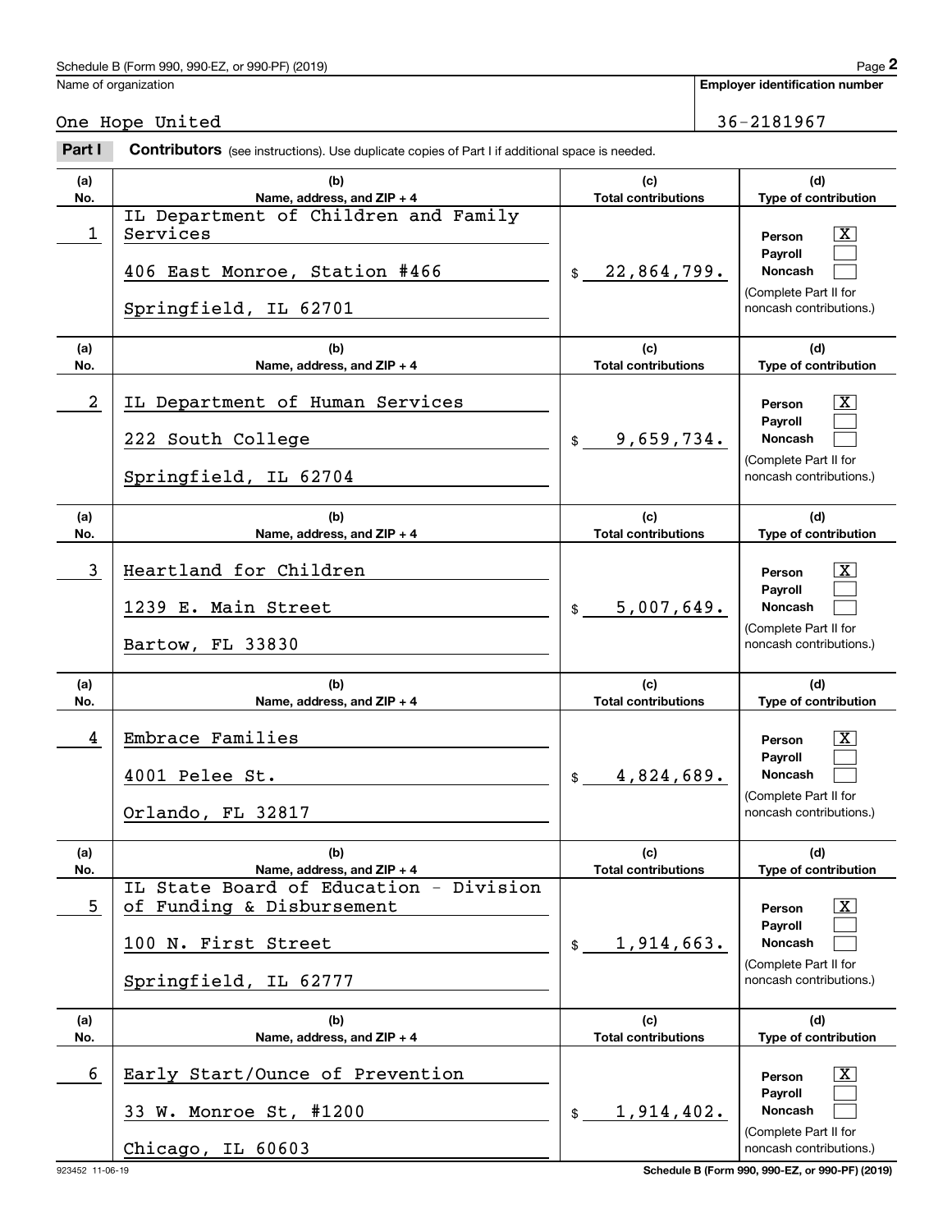Name of organization

One Hope United

**Employer identification number**

36-2181967

**Part I** **Contributors** (see instructions). Use duplicate copies of Part I if additional space is needed.

| (a) No. | (b) Name, address, and ZIP + 4 | (c) Total contributions | (d) Type of contribution |
|---|---|---|---|
| 1 | IL Department of Children and Family Services<br>406 East Monroe, Station #466<br>Springfield, IL 62701 | $ 22,864,799. | Person [X]<br>Payroll [ ]<br>Noncash [ ]<br>(Complete Part II for noncash contributions.) |
| 2 | IL Department of Human Services<br>222 South College<br>Springfield, IL 62704 | $ 9,659,734. | Person [X]<br>Payroll [ ]<br>Noncash [ ]<br>(Complete Part II for noncash contributions.) |
| 3 | Heartland for Children<br>1239 E. Main Street<br>Bartow, FL 33830 | $ 5,007,649. | Person [X]<br>Payroll [ ]<br>Noncash [ ]<br>(Complete Part II for noncash contributions.) |
| 4 | Embrace Families<br>4001 Pelee St.<br>Orlando, FL 32817 | $ 4,824,689. | Person [X]<br>Payroll [ ]<br>Noncash [ ]<br>(Complete Part II for noncash contributions.) |
| 5 | IL State Board of Education - Division of Funding & Disbursement<br>100 N. First Street<br>Springfield, IL 62777 | $ 1,914,663. | Person [X]<br>Payroll [ ]<br>Noncash [ ]<br>(Complete Part II for noncash contributions.) |
| 6 | Early Start/Ounce of Prevention<br>33 W. Monroe St, #1200<br>Chicago, IL 60603 | $ 1,914,402. | Person [X]<br>Payroll [ ]<br>Noncash [ ]<br>(Complete Part II for noncash contributions.) |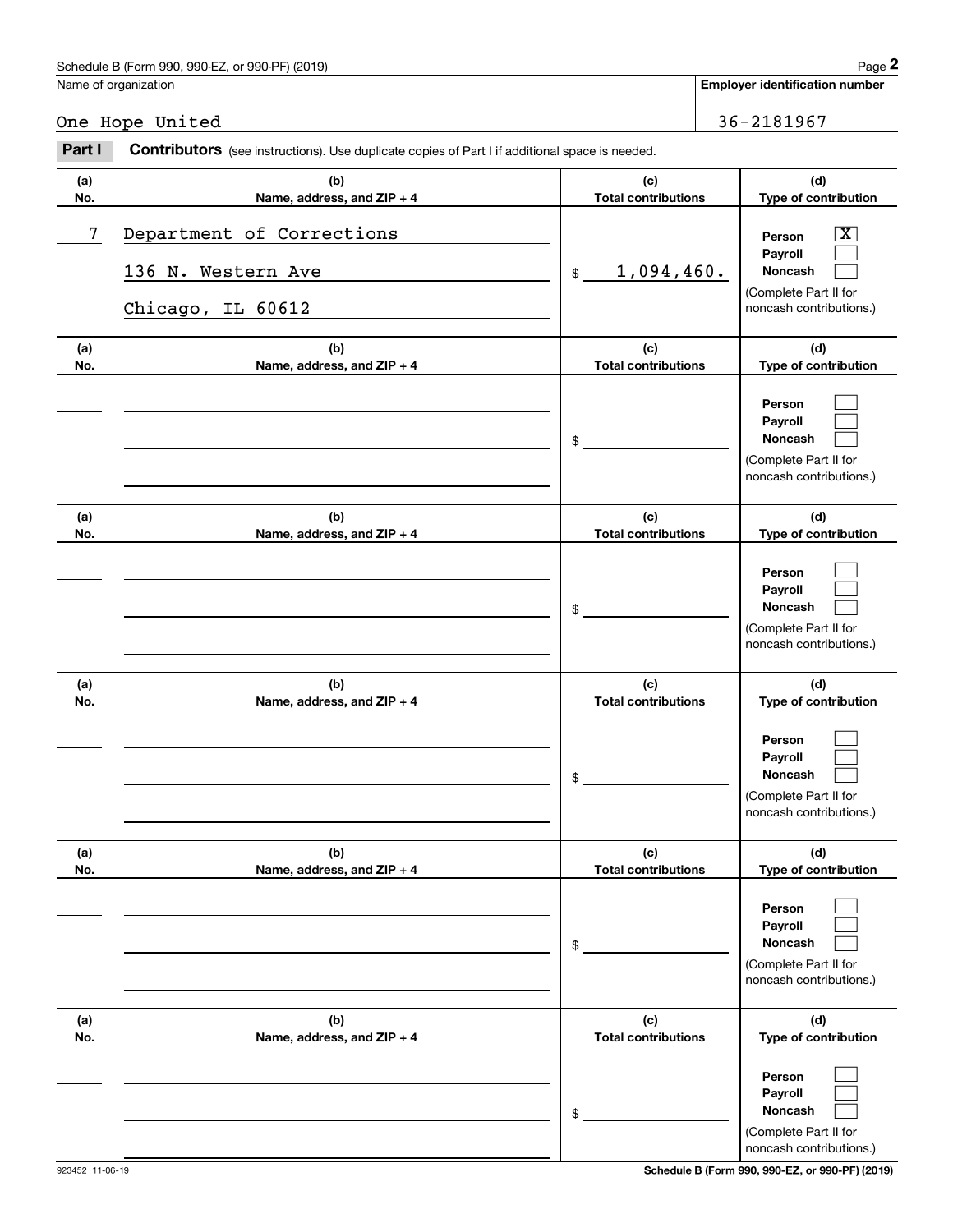Schedule B (Form 990, 990-EZ, or 990-PF) (2019)

| Name of organization | Employer identification number |
|---|---|
| One Hope United | 36-2181967 |

**Part I** **Contributors** (see instructions). Use duplicate copies of Part I if additional space is needed.

| (a) No. | (b) Name, address, and ZIP + 4 | (c) Total contributions | (d) Type of contribution |
|---|---|---|---|
| 7 | Department of Corrections<br>136 N. Western Ave<br>Chicago, IL 60612 | $ 1,094,460. | Person [X]<br>Payroll [ ]<br>Noncash [ ]<br>(Complete Part II for noncash contributions.) |
| | | $ | Person [ ]<br>Payroll [ ]<br>Noncash [ ]<br>(Complete Part II for noncash contributions.) |
| | | $ | Person [ ]<br>Payroll [ ]<br>Noncash [ ]<br>(Complete Part II for noncash contributions.) |
| | | $ | Person [ ]<br>Payroll [ ]<br>Noncash [ ]<br>(Complete Part II for noncash contributions.) |
| | | $ | Person [ ]<br>Payroll [ ]<br>Noncash [ ]<br>(Complete Part II for noncash contributions.) |
| | | $ | Person [ ]<br>Payroll [ ]<br>Noncash [ ]<br>(Complete Part II for noncash contributions.) |

923452 11-06-19

Schedule B (Form 990, 990-EZ, or 990-PF) (2019)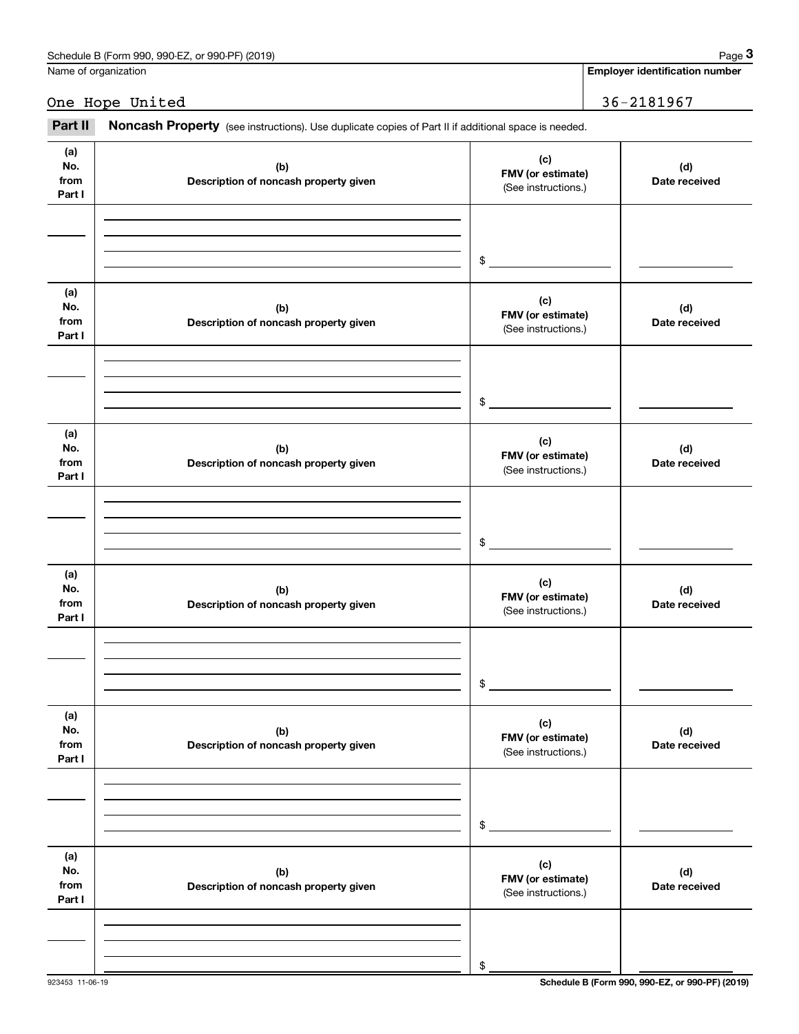Schedule B (Form 990, 990-EZ, or 990-PF) (2019)

Name of organization: One Hope United

**Employer identification number**: 36-2181967

**Part II** **Noncash Property** (see instructions). Use duplicate copies of Part II if additional space is needed.

| (a) No. from Part I | (b) Description of noncash property given | (c) FMV (or estimate) (See instructions.) | (d) Date received |
|---|---|---|---|
| | | $ | |

| (a) No. from Part I | (b) Description of noncash property given | (c) FMV (or estimate) (See instructions.) | (d) Date received |
|---|---|---|---|
| | | $ | |

| (a) No. from Part I | (b) Description of noncash property given | (c) FMV (or estimate) (See instructions.) | (d) Date received |
|---|---|---|---|
| | | $ | |

| (a) No. from Part I | (b) Description of noncash property given | (c) FMV (or estimate) (See instructions.) | (d) Date received |
|---|---|---|---|
| | | $ | |

| (a) No. from Part I | (b) Description of noncash property given | (c) FMV (or estimate) (See instructions.) | (d) Date received |
|---|---|---|---|
| | | $ | |

| (a) No. from Part I | (b) Description of noncash property given | (c) FMV (or estimate) (See instructions.) | (d) Date received |
|---|---|---|---|
| | | $ | |

923453 11-06-19

**Schedule B (Form 990, 990-EZ, or 990-PF) (2019)**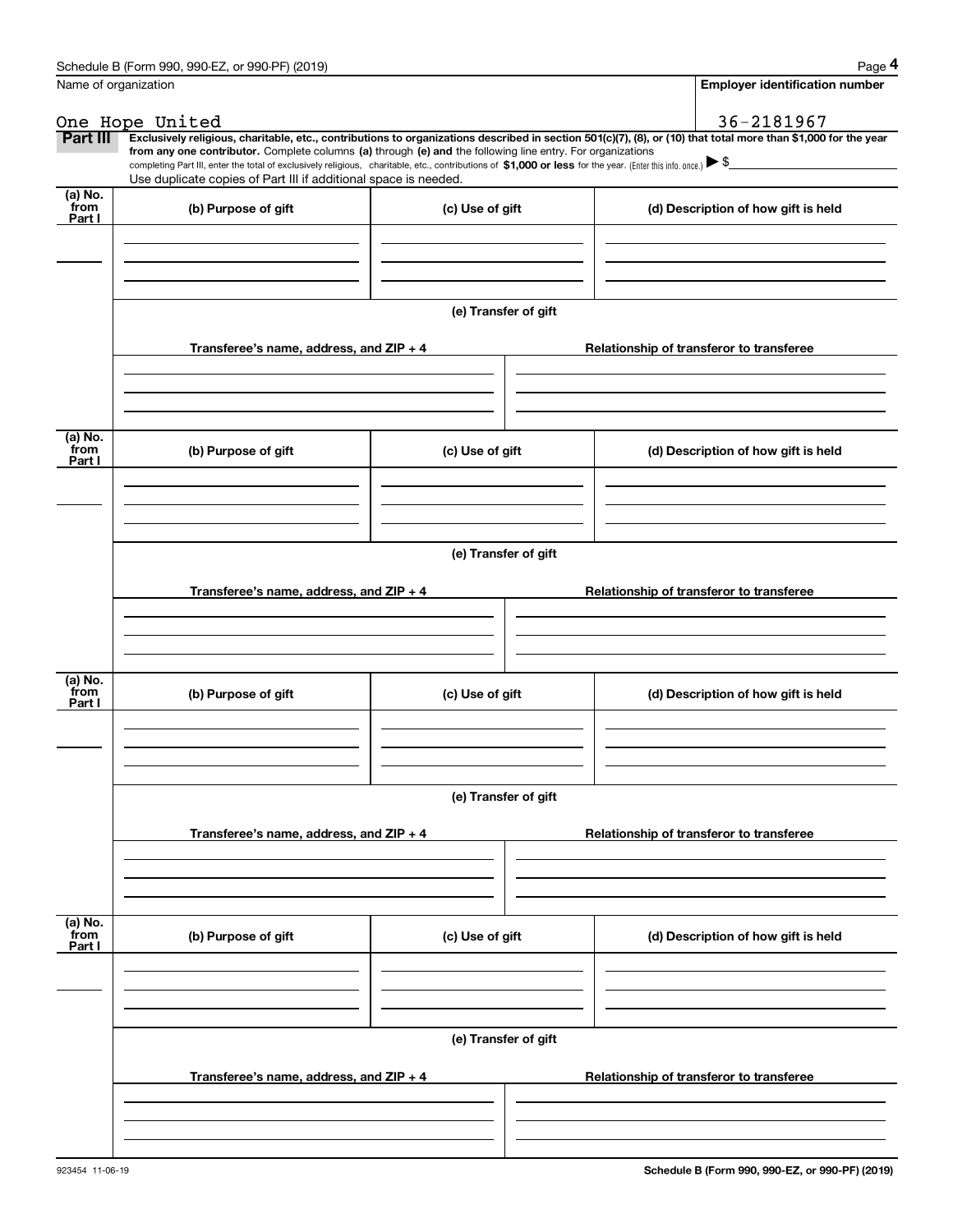Name of organization | Employer identification number

One Hope United | 36-2181967

**Part III** **Exclusively religious, charitable, etc., contributions to organizations described in section 501(c)(7), (8), or (10) that total more than $1,000 for the year from any one contributor.** Complete columns **(a)** through **(e) and** the following line entry. For organizations completing Part III, enter the total of exclusively religious, charitable, etc., contributions of **$1,000 or less** for the year. (Enter this info. once.) ▶ $

Use duplicate copies of Part III if additional space is needed.

| (a) No. from Part I | (b) Purpose of gift | (c) Use of gift | (d) Description of how gift is held |
| --- | --- | --- | --- |
| | | | |

**(e) Transfer of gift**

| Transferee's name, address, and ZIP + 4 | Relationship of transferor to transferee |
| --- | --- |
| | |

| (a) No. from Part I | (b) Purpose of gift | (c) Use of gift | (d) Description of how gift is held |
| --- | --- | --- | --- |
| | | | |

**(e) Transfer of gift**

| Transferee's name, address, and ZIP + 4 | Relationship of transferor to transferee |
| --- | --- |
| | |

| (a) No. from Part I | (b) Purpose of gift | (c) Use of gift | (d) Description of how gift is held |
| --- | --- | --- | --- |
| | | | |

**(e) Transfer of gift**

| Transferee's name, address, and ZIP + 4 | Relationship of transferor to transferee |
| --- | --- |
| | |

| (a) No. from Part I | (b) Purpose of gift | (c) Use of gift | (d) Description of how gift is held |
| --- | --- | --- | --- |
| | | | |

**(e) Transfer of gift**

| Transferee's name, address, and ZIP + 4 | Relationship of transferor to transferee |
| --- | --- |
| | |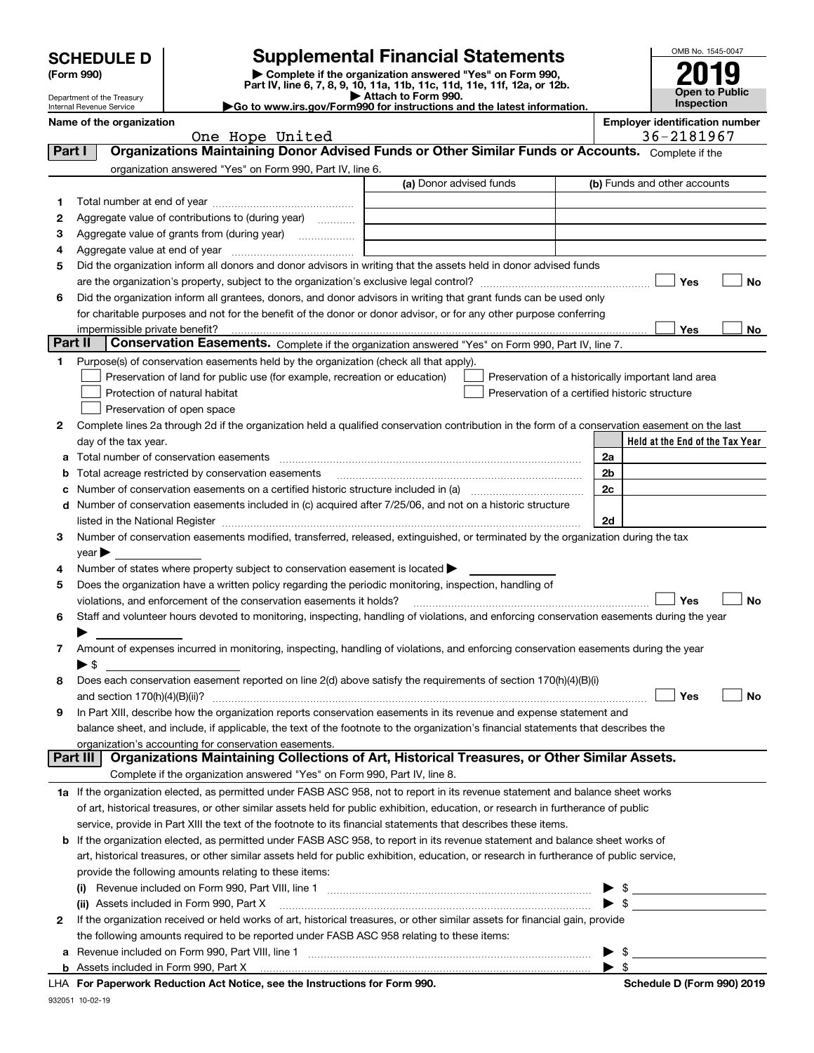# SCHEDULE D (Form 990)

Department of the Treasury
Internal Revenue Service

## Supplemental Financial Statements

▶ Complete if the organization answered "Yes" on Form 990, Part IV, line 6, 7, 8, 9, 10, 11a, 11b, 11c, 11d, 11e, 11f, 12a, or 12b.
▶ Attach to Form 990.
▶Go to www.irs.gov/Form990 for instructions and the latest information.

OMB No. 1545-0047

**2019**

**Open to Public Inspection**

**Name of the organization:** One Hope United

**Employer identification number:** 36-2181967

### Part I — Organizations Maintaining Donor Advised Funds or Other Similar Funds or Accounts.
Complete if the organization answered "Yes" on Form 990, Part IV, line 6.

| | | (a) Donor advised funds | (b) Funds and other accounts |
|---|---|---|---|
| 1 | Total number at end of year | | |
| 2 | Aggregate value of contributions to (during year) | | |
| 3 | Aggregate value of grants from (during year) | | |
| 4 | Aggregate value at end of year | | |

5 Did the organization inform all donors and donor advisors in writing that the assets held in donor advised funds are the organization's property, subject to the organization's exclusive legal control? ☐ Yes ☐ No

6 Did the organization inform all grantees, donors, and donor advisors in writing that grant funds can be used only for charitable purposes and not for the benefit of the donor or donor advisor, or for any other purpose conferring impermissible private benefit? ☐ Yes ☐ No

### Part II — Conservation Easements.
Complete if the organization answered "Yes" on Form 990, Part IV, line 7.

1 Purpose(s) of conservation easements held by the organization (check all that apply).

- ☐ Preservation of land for public use (for example, recreation or education)
- ☐ Protection of natural habitat
- ☐ Preservation of open space
- ☐ Preservation of a historically important land area
- ☐ Preservation of a certified historic structure

2 Complete lines 2a through 2d if the organization held a qualified conservation contribution in the form of a conservation easement on the last day of the tax year.

| | | | Held at the End of the Tax Year |
|---|---|---|---|
| a | Total number of conservation easements | 2a | |
| b | Total acreage restricted by conservation easements | 2b | |
| c | Number of conservation easements on a certified historic structure included in (a) | 2c | |
| d | Number of conservation easements included in (c) acquired after 7/25/06, and not on a historic structure listed in the National Register | 2d | |

3 Number of conservation easements modified, transferred, released, extinguished, or terminated by the organization during the tax year ▶

4 Number of states where property subject to conservation easement is located ▶

5 Does the organization have a written policy regarding the periodic monitoring, inspection, handling of violations, and enforcement of the conservation easements it holds? ☐ Yes ☐ No

6 Staff and volunteer hours devoted to monitoring, inspecting, handling of violations, and enforcing conservation easements during the year ▶

7 Amount of expenses incurred in monitoring, inspecting, handling of violations, and enforcing conservation easements during the year ▶ $

8 Does each conservation easement reported on line 2(d) above satisfy the requirements of section 170(h)(4)(B)(i) and section 170(h)(4)(B)(ii)? ☐ Yes ☐ No

9 In Part XIII, describe how the organization reports conservation easements in its revenue and expense statement and balance sheet, and include, if applicable, the text of the footnote to the organization's financial statements that describes the organization's accounting for conservation easements.

### Part III — Organizations Maintaining Collections of Art, Historical Treasures, or Other Similar Assets.
Complete if the organization answered "Yes" on Form 990, Part IV, line 8.

1a If the organization elected, as permitted under FASB ASC 958, not to report in its revenue statement and balance sheet works of art, historical treasures, or other similar assets held for public exhibition, education, or research in furtherance of public service, provide in Part XIII the text of the footnote to its financial statements that describes these items.

b If the organization elected, as permitted under FASB ASC 958, to report in its revenue statement and balance sheet works of art, historical treasures, or other similar assets held for public exhibition, education, or research in furtherance of public service, provide the following amounts relating to these items:

(i) Revenue included on Form 990, Part VIII, line 1 ▶ $

(ii) Assets included in Form 990, Part X ▶ $

2 If the organization received or held works of art, historical treasures, or other similar assets for financial gain, provide the following amounts required to be reported under FASB ASC 958 relating to these items:

a Revenue included on Form 990, Part VIII, line 1 ▶ $

b Assets included in Form 990, Part X ▶ $

LHA For Paperwork Reduction Act Notice, see the Instructions for Form 990. Schedule D (Form 990) 2019

932051 10-02-19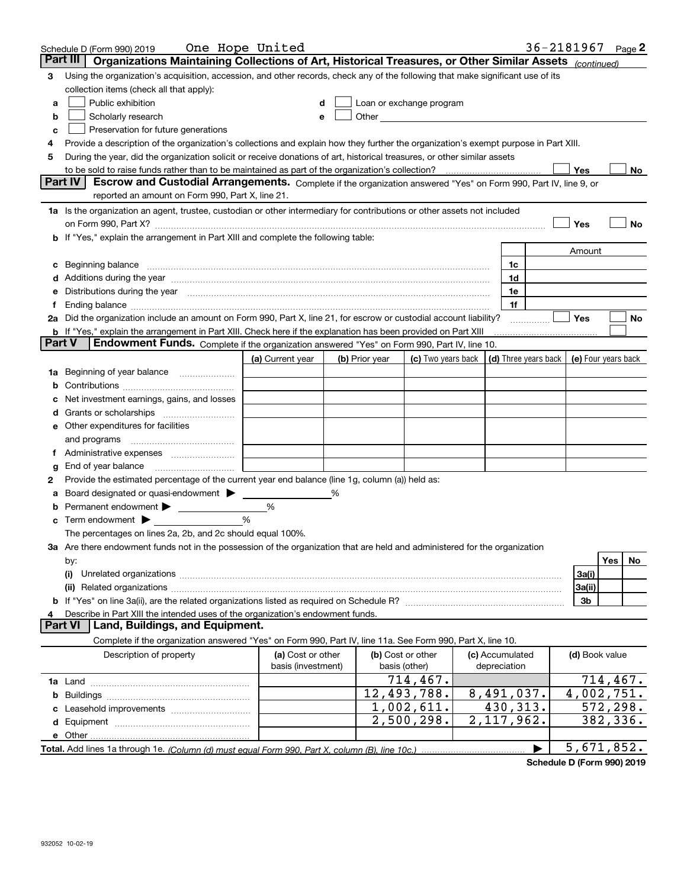Schedule D (Form 990) 2019 One Hope United 36-2181967 Page **2**

## Part III Organizations Maintaining Collections of Art, Historical Treasures, or Other Similar Assets *(continued)*

**3** Using the organization's acquisition, accession, and other records, check any of the following that make significant use of its collection items (check all that apply):

- **a** ☐ Public exhibition
- **b** ☐ Scholarly research
- **c** ☐ Preservation for future generations
- **d** ☐ Loan or exchange program
- **e** ☐ Other

**4** Provide a description of the organization's collections and explain how they further the organization's exempt purpose in Part XIII.

**5** During the year, did the organization solicit or receive donations of art, historical treasures, or other similar assets to be sold to raise funds rather than to be maintained as part of the organization's collection? ☐ Yes ☐ No

## Part IV Escrow and Custodial Arrangements.

Complete if the organization answered "Yes" on Form 990, Part IV, line 9, or reported an amount on Form 990, Part X, line 21.

**1a** Is the organization an agent, trustee, custodian or other intermediary for contributions or other assets not included on Form 990, Part X? ☐ Yes ☐ No

**b** If "Yes," explain the arrangement in Part XIII and complete the following table:

| | | Amount |
|---|---|---|
| **c** Beginning balance | 1c | |
| **d** Additions during the year | 1d | |
| **e** Distributions during the year | 1e | |
| **f** Ending balance | 1f | |

**2a** Did the organization include an amount on Form 990, Part X, line 21, for escrow or custodial account liability? ☐ Yes ☐ No

**b** If "Yes," explain the arrangement in Part XIII. Check here if the explanation has been provided on Part XIII ☐

## Part V Endowment Funds.

Complete if the organization answered "Yes" on Form 990, Part IV, line 10.

| | (a) Current year | (b) Prior year | (c) Two years back | (d) Three years back | (e) Four years back |
|---|---|---|---|---|---|
| **1a** Beginning of year balance | | | | | |
| **b** Contributions | | | | | |
| **c** Net investment earnings, gains, and losses | | | | | |
| **d** Grants or scholarships | | | | | |
| **e** Other expenditures for facilities and programs | | | | | |
| **f** Administrative expenses | | | | | |
| **g** End of year balance | | | | | |

**2** Provide the estimated percentage of the current year end balance (line 1g, column (a)) held as:

- **a** Board designated or quasi-endowment ▶ _____ %
- **b** Permanent endowment ▶ _____ %
- **c** Term endowment ▶ _____ %

The percentages on lines 2a, 2b, and 2c should equal 100%.

**3a** Are there endowment funds not in the possession of the organization that are held and administered for the organization by:

| | | Yes | No |
|---|---|---|---|
| **(i)** Unrelated organizations | 3a(i) | | |
| **(ii)** Related organizations | 3a(ii) | | |
| **b** If "Yes" on line 3a(ii), are the related organizations listed as required on Schedule R? | 3b | | |

**4** Describe in Part XIII the intended uses of the organization's endowment funds.

## Part VI Land, Buildings, and Equipment.

Complete if the organization answered "Yes" on Form 990, Part IV, line 11a. See Form 990, Part X, line 10.

| Description of property | (a) Cost or other basis (investment) | (b) Cost or other basis (other) | (c) Accumulated depreciation | (d) Book value |
|---|---|---|---|---|
| **1a** Land | | 714,467. | | 714,467. |
| **b** Buildings | | 12,493,788. | 8,491,037. | 4,002,751. |
| **c** Leasehold improvements | | 1,002,611. | 430,313. | 572,298. |
| **d** Equipment | | 2,500,298. | 2,117,962. | 382,336. |
| **e** Other | | | | |
| **Total.** Add lines 1a through 1e. *(Column (d) must equal Form 990, Part X, column (B), line 10c.)* ▶ | | | | 5,671,852. |

**Schedule D (Form 990) 2019**

932052 10-02-19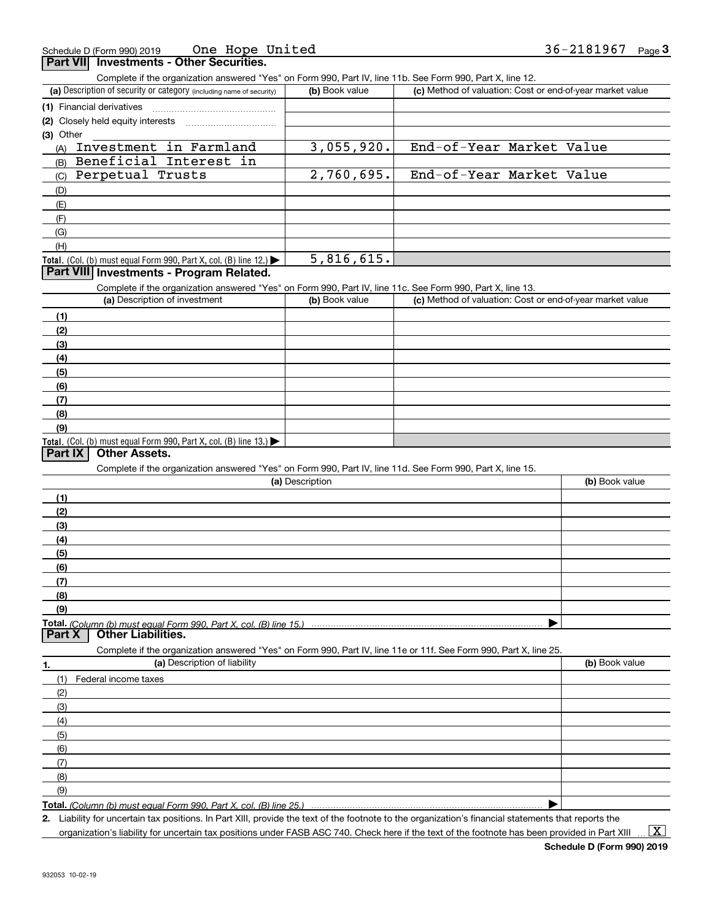Schedule D (Form 990) 2019 One Hope United 36-2181967

## Part VII Investments - Other Securities.

Complete if the organization answered "Yes" on Form 990, Part IV, line 11b. See Form 990, Part X, line 12.

| (a) Description of security or category (including name of security) | (b) Book value | (c) Method of valuation: Cost or end-of-year market value |
|---|---|---|
| (1) Financial derivatives | | |
| (2) Closely held equity interests | | |
| (3) Other | | |
| (A) Investment in Farmland | 3,055,920. | End-of-Year Market Value |
| (B) Beneficial Interest in | | |
| (C) Perpetual Trusts | 2,760,695. | End-of-Year Market Value |
| (D) | | |
| (E) | | |
| (F) | | |
| (G) | | |
| (H) | | |
| **Total.** (Col. (b) must equal Form 990, Part X, col. (B) line 12.) ▶ | 5,816,615. | |

## Part VIII Investments - Program Related.

Complete if the organization answered "Yes" on Form 990, Part IV, line 11c. See Form 990, Part X, line 13.

| (a) Description of investment | (b) Book value | (c) Method of valuation: Cost or end-of-year market value |
|---|---|---|
| (1) | | |
| (2) | | |
| (3) | | |
| (4) | | |
| (5) | | |
| (6) | | |
| (7) | | |
| (8) | | |
| (9) | | |
| **Total.** (Col. (b) must equal Form 990, Part X, col. (B) line 13.) ▶ | | |

## Part IX Other Assets.

Complete if the organization answered "Yes" on Form 990, Part IV, line 11d. See Form 990, Part X, line 15.

| (a) Description | (b) Book value |
|---|---|
| (1) | |
| (2) | |
| (3) | |
| (4) | |
| (5) | |
| (6) | |
| (7) | |
| (8) | |
| (9) | |
| **Total.** *(Column (b) must equal Form 990, Part X, col. (B) line 15.)* ▶ | |

## Part X Other Liabilities.

Complete if the organization answered "Yes" on Form 990, Part IV, line 11e or 11f. See Form 990, Part X, line 25.

| 1. (a) Description of liability | (b) Book value |
|---|---|
| (1) Federal income taxes | |
| (2) | |
| (3) | |
| (4) | |
| (5) | |
| (6) | |
| (7) | |
| (8) | |
| (9) | |
| **Total.** *(Column (b) must equal Form 990, Part X, col. (B) line 25.)* ▶ | |

2. Liability for uncertain tax positions. In Part XIII, provide the text of the footnote to the organization's financial statements that reports the organization's liability for uncertain tax positions under FASB ASC 740. Check here if the text of the footnote has been provided in Part XIII ... [X]

Schedule D (Form 990) 2019

932053 10-02-19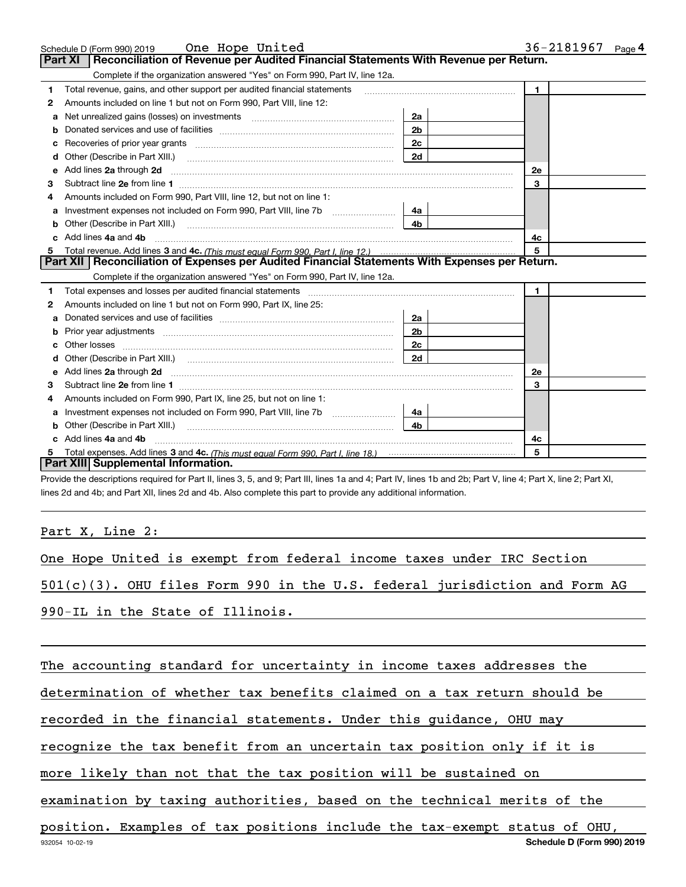Schedule D (Form 990) 2019 One Hope United 36-2181967 Page 4

## Part XI Reconciliation of Revenue per Audited Financial Statements With Revenue per Return.

Complete if the organization answered "Yes" on Form 990, Part IV, line 12a.

| | | | | | |
|---|---|---|---|---|---|
| 1 | Total revenue, gains, and other support per audited financial statements | | | 1 | |
| 2 | Amounts included on line 1 but not on Form 990, Part VIII, line 12: | | | | |
| a | Net unrealized gains (losses) on investments | 2a | | | |
| b | Donated services and use of facilities | 2b | | | |
| c | Recoveries of prior year grants | 2c | | | |
| d | Other (Describe in Part XIII.) | 2d | | | |
| e | Add lines 2a through 2d | | | 2e | |
| 3 | Subtract line 2e from line 1 | | | 3 | |
| 4 | Amounts included on Form 990, Part VIII, line 12, but not on line 1: | | | | |
| a | Investment expenses not included on Form 990, Part VIII, line 7b | 4a | | | |
| b | Other (Describe in Part XIII.) | 4b | | | |
| c | Add lines 4a and 4b | | | 4c | |
| 5 | Total revenue. Add lines 3 and 4c. *(This must equal Form 990, Part I, line 12.)* | | | 5 | |

## Part XII Reconciliation of Expenses per Audited Financial Statements With Expenses per Return.

Complete if the organization answered "Yes" on Form 990, Part IV, line 12a.

| | | | | | |
|---|---|---|---|---|---|
| 1 | Total expenses and losses per audited financial statements | | | 1 | |
| 2 | Amounts included on line 1 but not on Form 990, Part IX, line 25: | | | | |
| a | Donated services and use of facilities | 2a | | | |
| b | Prior year adjustments | 2b | | | |
| c | Other losses | 2c | | | |
| d | Other (Describe in Part XIII.) | 2d | | | |
| e | Add lines 2a through 2d | | | 2e | |
| 3 | Subtract line 2e from line 1 | | | 3 | |
| 4 | Amounts included on Form 990, Part IX, line 25, but not on line 1: | | | | |
| a | Investment expenses not included on Form 990, Part VIII, line 7b | 4a | | | |
| b | Other (Describe in Part XIII.) | 4b | | | |
| c | Add lines 4a and 4b | | | 4c | |
| 5 | Total expenses. Add lines 3 and 4c. *(This must equal Form 990, Part I, line 18.)* | | | 5 | |

## Part XIII Supplemental Information.

Provide the descriptions required for Part II, lines 3, 5, and 9; Part III, lines 1a and 4; Part IV, lines 1b and 2b; Part V, line 4; Part X, line 2; Part XI, lines 2d and 4b; and Part XII, lines 2d and 4b. Also complete this part to provide any additional information.

Part X, Line 2:

One Hope United is exempt from federal income taxes under IRC Section 501(c)(3). OHU files Form 990 in the U.S. federal jurisdiction and Form AG 990-IL in the State of Illinois.

The accounting standard for uncertainty in income taxes addresses the determination of whether tax benefits claimed on a tax return should be recorded in the financial statements. Under this guidance, OHU may recognize the tax benefit from an uncertain tax position only if it is more likely than not that the tax position will be sustained on examination by taxing authorities, based on the technical merits of the position. Examples of tax positions include the tax-exempt status of OHU,

932054 10-02-19 **Schedule D (Form 990) 2019**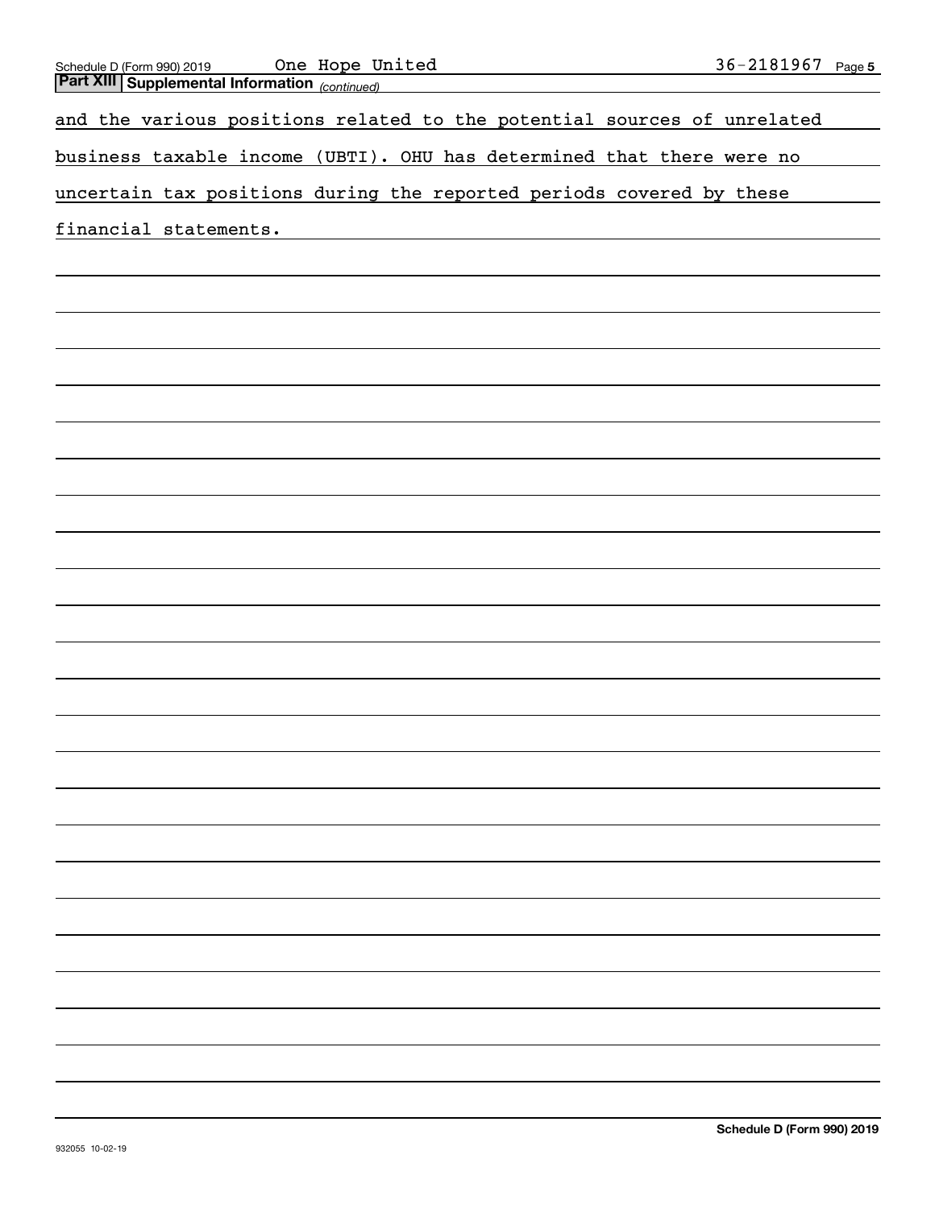**Part XIII | Supplemental Information** *(continued)*

and the various positions related to the potential sources of unrelated business taxable income (UBTI). OHU has determined that there were no uncertain tax positions during the reported periods covered by these financial statements.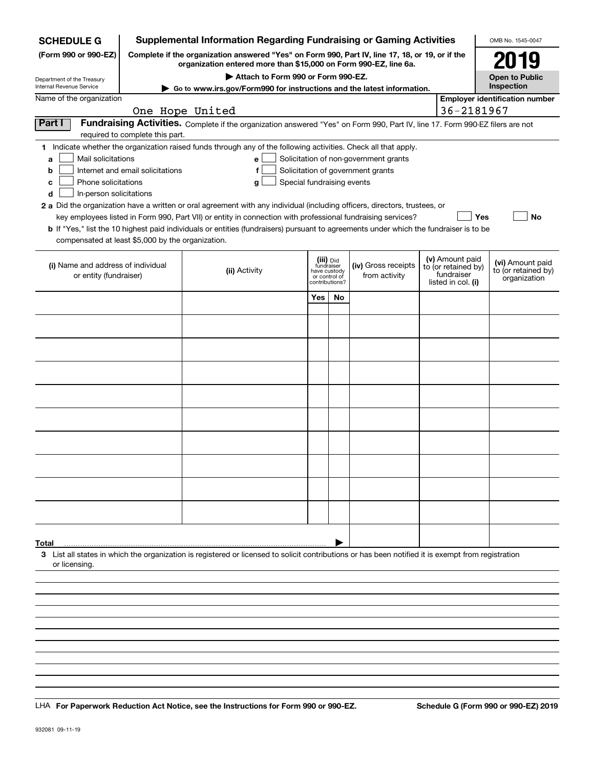**SCHEDULE G** (Form 990 or 990-EZ)

Department of the Treasury Internal Revenue Service

# Supplemental Information Regarding Fundraising or Gaming Activities

**Complete if the organization answered "Yes" on Form 990, Part IV, line 17, 18, or 19, or if the organization entered more than $15,000 on Form 990-EZ, line 6a.**

▶ Attach to Form 990 or Form 990-EZ.

▶ Go to www.irs.gov/Form990 for instructions and the latest information.

OMB No. 1545-0047

**2019**

**Open to Public Inspection**

Name of the organization: One Hope United

Employer identification number: 36-2181967

**Part I** **Fundraising Activities.** Complete if the organization answered "Yes" on Form 990, Part IV, line 17. Form 990-EZ filers are not required to complete this part.

**1** Indicate whether the organization raised funds through any of the following activities. Check all that apply.

- **a** ☐ Mail solicitations
- **b** ☐ Internet and email solicitations
- **c** ☐ Phone solicitations
- **d** ☐ In-person solicitations
- **e** ☐ Solicitation of non-government grants
- **f** ☐ Solicitation of government grants
- **g** ☐ Special fundraising events

**2 a** Did the organization have a written or oral agreement with any individual (including officers, directors, trustees, or key employees listed in Form 990, Part VII) or entity in connection with professional fundraising services? ☐ **Yes** ☐ **No**

**b** If "Yes," list the 10 highest paid individuals or entities (fundraisers) pursuant to agreements under which the fundraiser is to be compensated at least $5,000 by the organization.

| (i) Name and address of individual or entity (fundraiser) | (ii) Activity | (iii) Did fundraiser have custody or control of contributions? | | (iv) Gross receipts from activity | (v) Amount paid to (or retained by) fundraiser listed in col. (i) | (vi) Amount paid to (or retained by) organization |
|---|---|---|---|---|---|---|
| | | Yes | No | | | |
| | | | | | | |
| | | | | | | |
| | | | | | | |
| | | | | | | |
| | | | | | | |
| | | | | | | |
| | | | | | | |
| | | | | | | |
| | | | | | | |
| | | | | | | |
| **Total** ▶ | | | | | | |

**3** List all states in which the organization is registered or licensed to solicit contributions or has been notified it is exempt from registration or licensing.

LHA **For Paperwork Reduction Act Notice, see the Instructions for Form 990 or 990-EZ.** **Schedule G (Form 990 or 990-EZ) 2019**

932081 09-11-19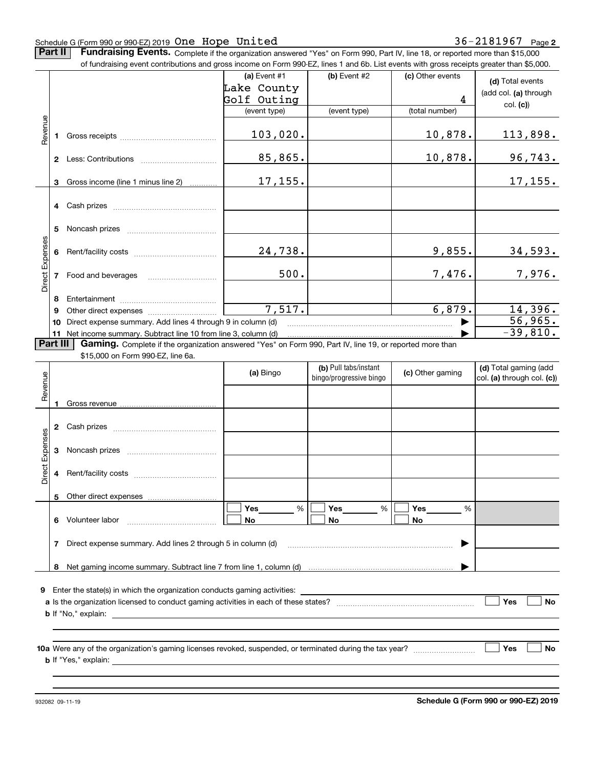Schedule G (Form 990 or 990-EZ) 2019 One Hope United 36-2181967 Page **2**

**Part II** **Fundraising Events.** Complete if the organization answered "Yes" on Form 990, Part IV, line 18, or reported more than $15,000 of fundraising event contributions and gross income on Form 990-EZ, lines 1 and 6b. List events with gross receipts greater than $5,000.

| | | (a) Event #1 Lake County Golf Outing (event type) | (b) Event #2 (event type) | (c) Other events 4 (total number) | (d) Total events (add col. (a) through col. (c)) |
|---|---|---|---|---|---|
| Revenue | 1 Gross receipts | 103,020. | | 10,878. | 113,898. |
| | 2 Less: Contributions | 85,865. | | 10,878. | 96,743. |
| | 3 Gross income (line 1 minus line 2) | 17,155. | | | 17,155. |
| Direct Expenses | 4 Cash prizes | | | | |
| | 5 Noncash prizes | | | | |
| | 6 Rent/facility costs | 24,738. | | 9,855. | 34,593. |
| | 7 Food and beverages | 500. | | 7,476. | 7,976. |
| | 8 Entertainment | | | | |
| | 9 Other direct expenses | 7,517. | | 6,879. | 14,396. |
| | 10 Direct expense summary. Add lines 4 through 9 in column (d) | | | ▶ | 56,965. |
| | 11 Net income summary. Subtract line 10 from line 3, column (d) | | | ▶ | -39,810. |

**Part III** **Gaming.** Complete if the organization answered "Yes" on Form 990, Part IV, line 19, or reported more than $15,000 on Form 990-EZ, line 6a.

| | | (a) Bingo | (b) Pull tabs/instant bingo/progressive bingo | (c) Other gaming | (d) Total gaming (add col. (a) through col. (c)) |
|---|---|---|---|---|---|
| Revenue | 1 Gross revenue | | | | |
| Direct Expenses | 2 Cash prizes | | | | |
| | 3 Noncash prizes | | | | |
| | 4 Rent/facility costs | | | | |
| | 5 Other direct expenses | | | | |
| | 6 Volunteer labor | Yes ___ % No | Yes ___ % No | Yes ___ % No | |
| | 7 Direct expense summary. Add lines 2 through 5 in column (d) | | | ▶ | |
| | 8 Net gaming income summary. Subtract line 7 from line 1, column (d) | | | ▶ | |

**9** Enter the state(s) in which the organization conducts gaming activities: ______

**a** Is the organization licensed to conduct gaming activities in each of these states? ☐ Yes ☐ No

**b** If "No," explain: ______

**10a** Were any of the organization's gaming licenses revoked, suspended, or terminated during the tax year? ☐ Yes ☐ No

**b** If "Yes," explain: ______

932082 09-11-19 **Schedule G (Form 990 or 990-EZ) 2019**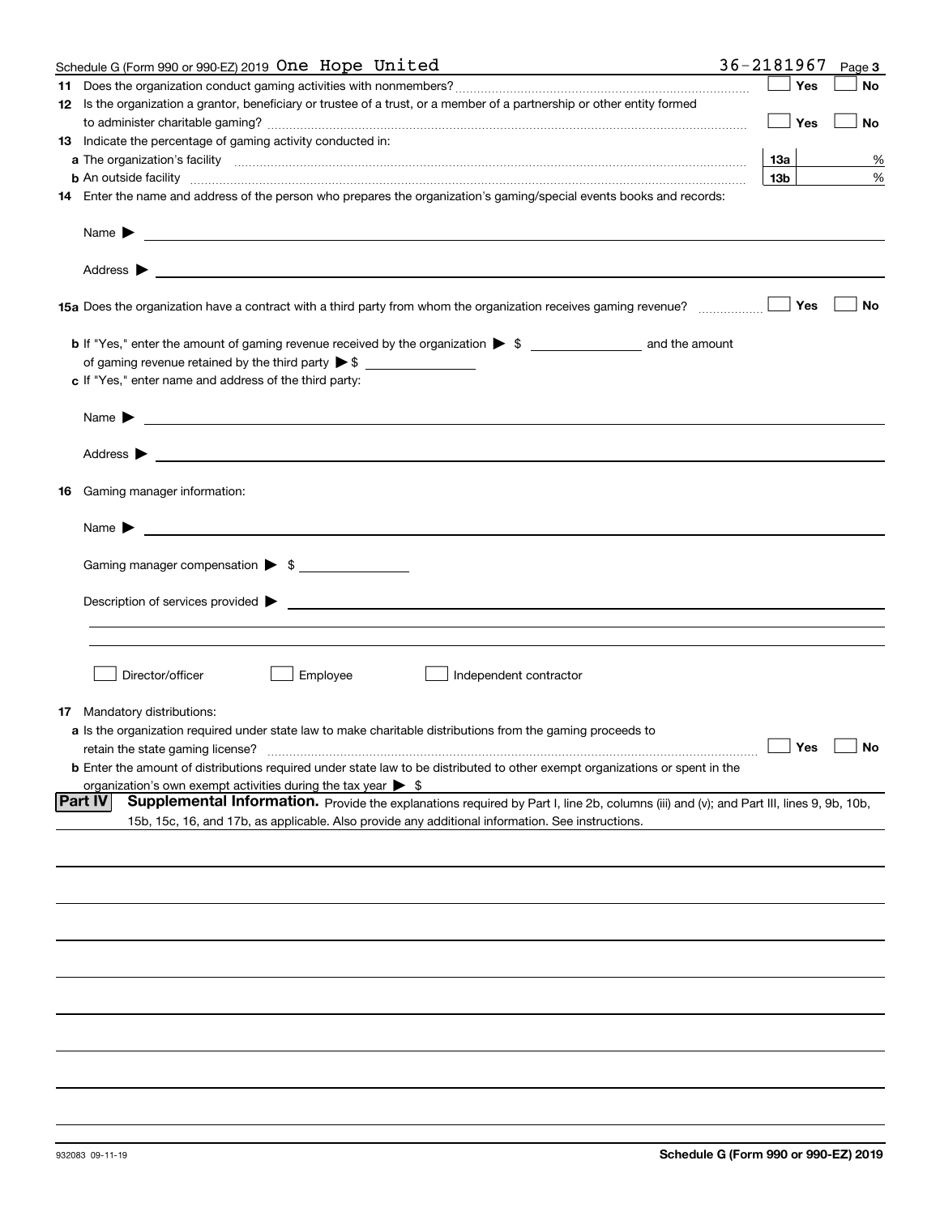Schedule G (Form 990 or 990-EZ) 2019 One Hope United 36-2181967 Page 3

**11** Does the organization conduct gaming activities with nonmembers? ☐ Yes ☐ No

**12** Is the organization a grantor, beneficiary or trustee of a trust, or a member of a partnership or other entity formed to administer charitable gaming? ☐ Yes ☐ No

**13** Indicate the percentage of gaming activity conducted in:

**a** The organization's facility **13a** %

**b** An outside facility **13b** %

**14** Enter the name and address of the person who prepares the organization's gaming/special events books and records:

Name ▶

Address ▶

**15a** Does the organization have a contract with a third party from whom the organization receives gaming revenue? ☐ Yes ☐ No

**b** If "Yes," enter the amount of gaming revenue received by the organization ▶ $ ____________ and the amount of gaming revenue retained by the third party ▶ $ ____________

**c** If "Yes," enter name and address of the third party:

Name ▶

Address ▶

**16** Gaming manager information:

Name ▶

Gaming manager compensation ▶ $ ____________

Description of services provided ▶

☐ Director/officer ☐ Employee ☐ Independent contractor

**17** Mandatory distributions:

**a** Is the organization required under state law to make charitable distributions from the gaming proceeds to retain the state gaming license? ☐ Yes ☐ No

**b** Enter the amount of distributions required under state law to be distributed to other exempt organizations or spent in the organization's own exempt activities during the tax year ▶ $

**Part IV** **Supplemental Information.** Provide the explanations required by Part I, line 2b, columns (iii) and (v); and Part III, lines 9, 9b, 10b, 15b, 15c, 16, and 17b, as applicable. Also provide any additional information. See instructions.

932083 09-11-19 **Schedule G (Form 990 or 990-EZ) 2019**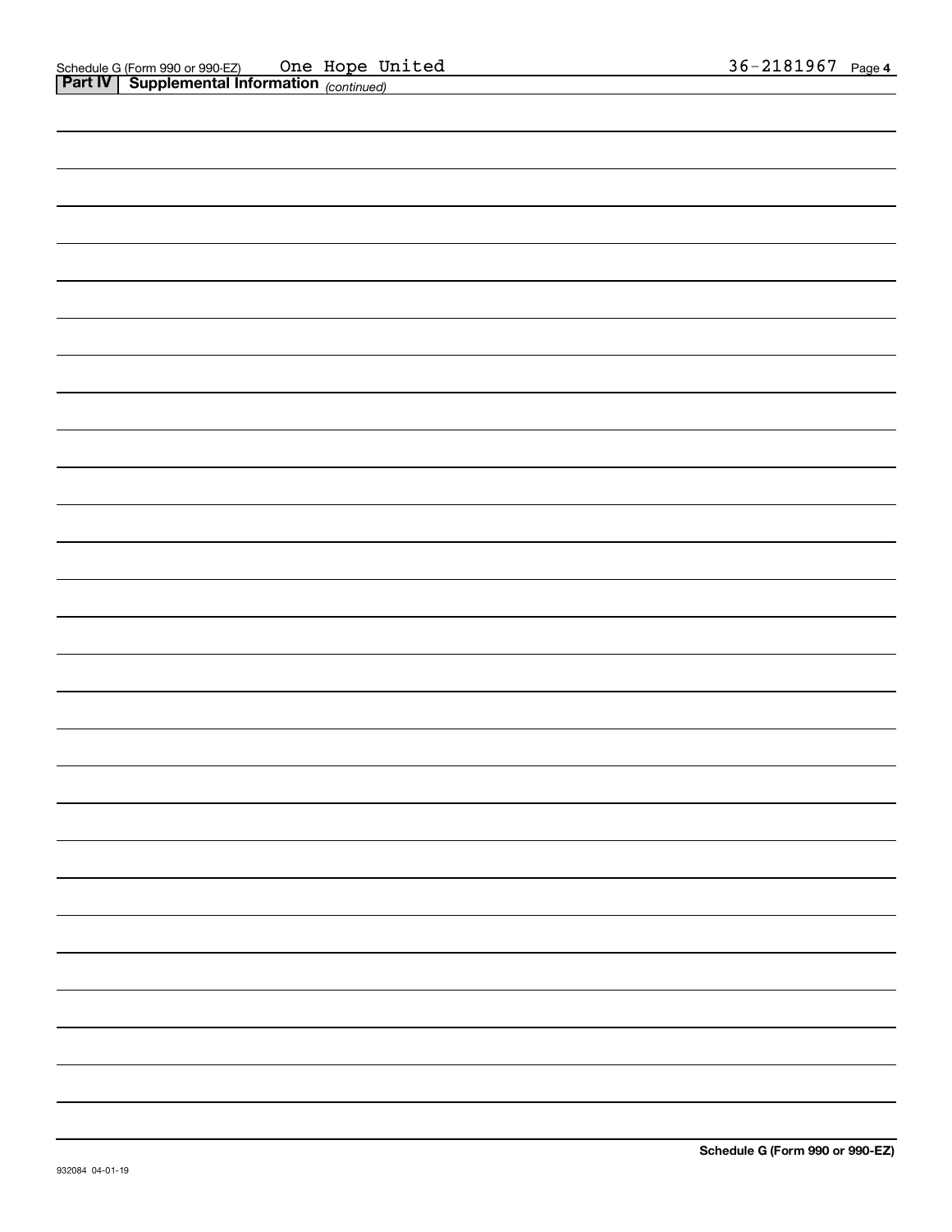Schedule G (Form 990 or 990-EZ) One Hope United 36-2181967

**Part IV | Supplemental Information** *(continued)*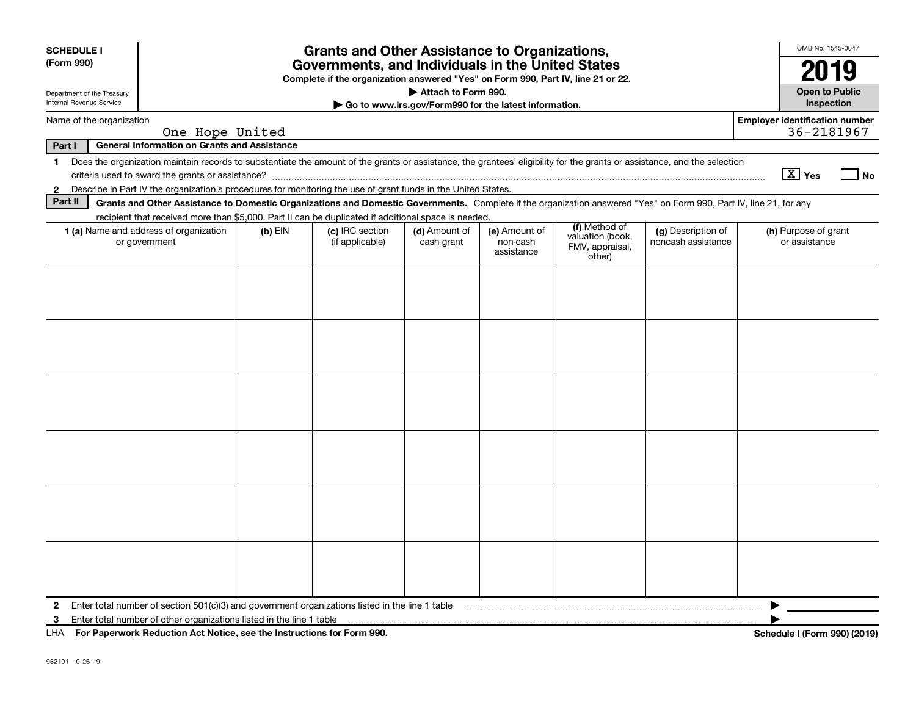**SCHEDULE I**
**(Form 990)**

Department of the Treasury
Internal Revenue Service

# Grants and Other Assistance to Organizations, Governments, and Individuals in the United States

**Complete if the organization answered "Yes" on Form 990, Part IV, line 21 or 22.**
**▶ Attach to Form 990.**
**▶ Go to www.irs.gov/Form990 for the latest information.**

OMB No. 1545-0047

**2019**

**Open to Public Inspection**

Name of the organization: One Hope United

Employer identification number: 36-2181967

**Part I — General Information on Grants and Assistance**

1 Does the organization maintain records to substantiate the amount of the grants or assistance, the grantees' eligibility for the grants or assistance, and the selection criteria used to award the grants or assistance? [X] Yes [ ] No

2 Describe in Part IV the organization's procedures for monitoring the use of grant funds in the United States.

**Part II — Grants and Other Assistance to Domestic Organizations and Domestic Governments.** Complete if the organization answered "Yes" on Form 990, Part IV, line 21, for any recipient that received more than $5,000. Part II can be duplicated if additional space is needed.

| 1 (a) Name and address of organization or government | (b) EIN | (c) IRC section (if applicable) | (d) Amount of cash grant | (e) Amount of non-cash assistance | (f) Method of valuation (book, FMV, appraisal, other) | (g) Description of noncash assistance | (h) Purpose of grant or assistance |
|---|---|---|---|---|---|---|---|
| | | | | | | | |
| | | | | | | | |
| | | | | | | | |
| | | | | | | | |
| | | | | | | | |
| | | | | | | | |

2 Enter total number of section 501(c)(3) and government organizations listed in the line 1 table ▶

3 Enter total number of other organizations listed in the line 1 table ▶

LHA **For Paperwork Reduction Act Notice, see the Instructions for Form 990.** **Schedule I (Form 990) (2019)**

932101 10-26-19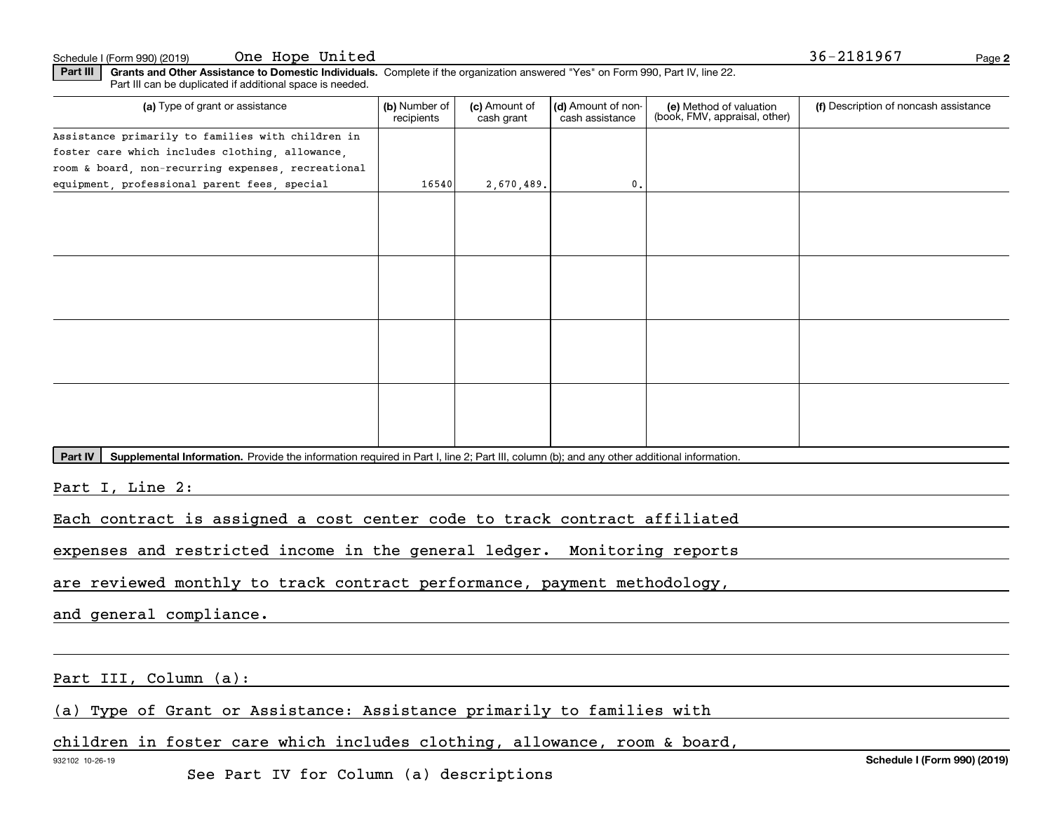Schedule I (Form 990) (2019) One Hope United 36-2181967

**Part III** **Grants and Other Assistance to Domestic Individuals.** Complete if the organization answered "Yes" on Form 990, Part IV, line 22. Part III can be duplicated if additional space is needed.

| (a) Type of grant or assistance | (b) Number of recipients | (c) Amount of cash grant | (d) Amount of non-cash assistance | (e) Method of valuation (book, FMV, appraisal, other) | (f) Description of noncash assistance |
|---|---|---|---|---|---|
| Assistance primarily to families with children in foster care which includes clothing, allowance, room & board, non-recurring expenses, recreational equipment, professional parent fees, special | 16540 | 2,670,489. | 0. | | |
| | | | | | |
| | | | | | |
| | | | | | |
| | | | | | |

**Part IV** **Supplemental Information.** Provide the information required in Part I, line 2; Part III, column (b); and any other additional information.

Part I, Line 2:

Each contract is assigned a cost center code to track contract affiliated expenses and restricted income in the general ledger. Monitoring reports are reviewed monthly to track contract performance, payment methodology, and general compliance.

Part III, Column (a):

(a) Type of Grant or Assistance: Assistance primarily to families with children in foster care which includes clothing, allowance, room & board,

See Part IV for Column (a) descriptions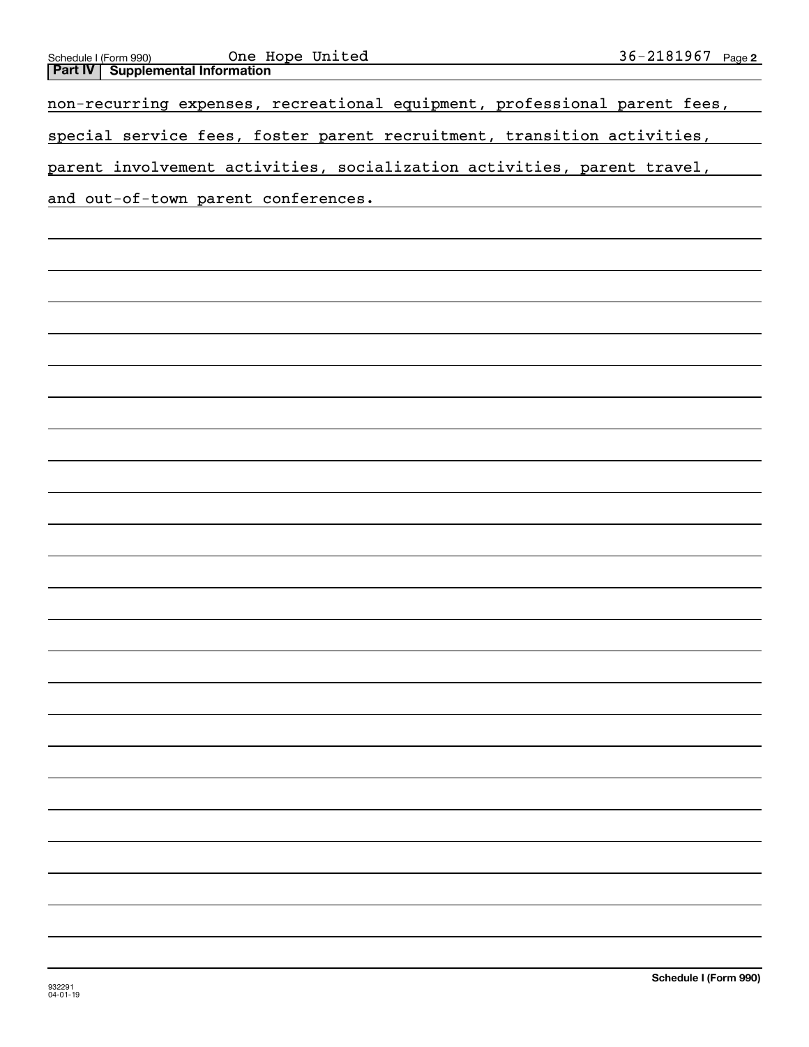Schedule I (Form 990) One Hope United 36-2181967 Page 2

**Part IV Supplemental Information**

non-recurring expenses, recreational equipment, professional parent fees, special service fees, foster parent recruitment, transition activities, parent involvement activities, socialization activities, parent travel, and out-of-town parent conferences.

932291
04-01-19

**Schedule I (Form 990)**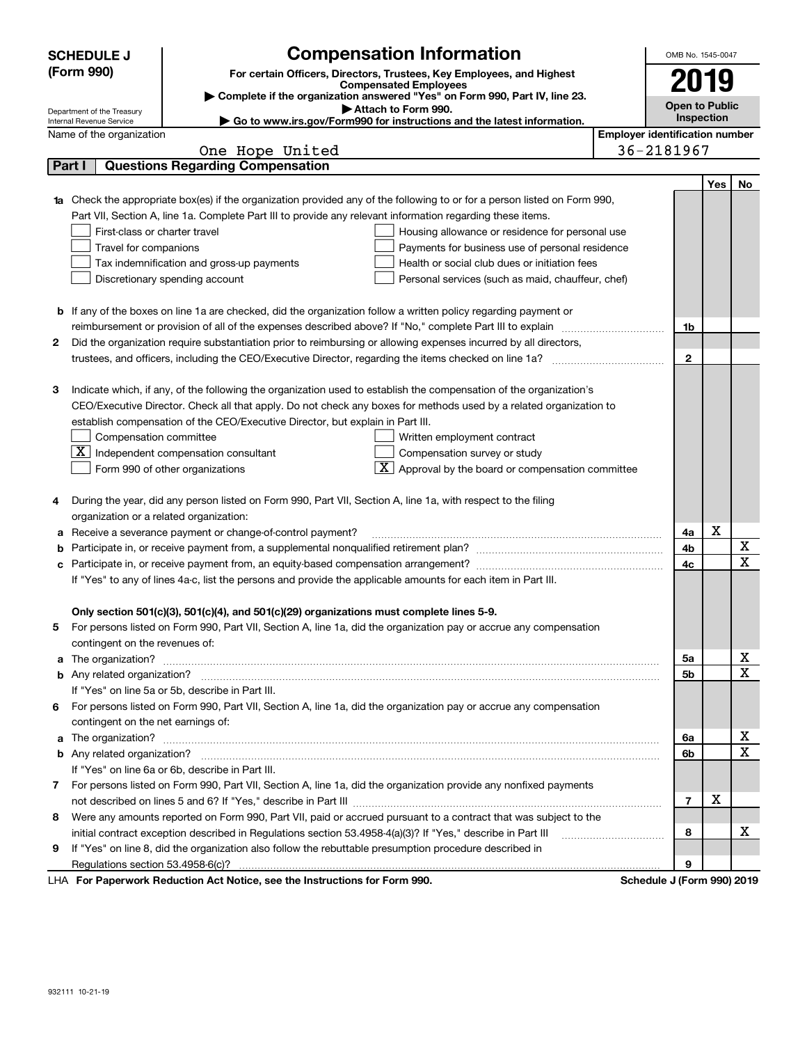**SCHEDULE J (Form 990)**

Department of the Treasury
Internal Revenue Service

# Compensation Information

**For certain Officers, Directors, Trustees, Key Employees, and Highest Compensated Employees**

▶ **Complete if the organization answered "Yes" on Form 990, Part IV, line 23.**

▶ **Attach to Form 990.**

▶ **Go to www.irs.gov/Form990 for instructions and the latest information.**

OMB No. 1545-0047

**2019**

**Open to Public Inspection**

Name of the organization: One Hope United

Employer identification number: 36-2181967

## Part I Questions Regarding Compensation

| | | | Yes | No |
|---|---|---|---|---|
| **1a** | Check the appropriate box(es) if the organization provided any of the following to or for a person listed on Form 990, Part VII, Section A, line 1a. Complete Part III to provide any relevant information regarding these items.<br>☐ First-class or charter travel ☐ Housing allowance or residence for personal use<br>☐ Travel for companions ☐ Payments for business use of personal residence<br>☐ Tax indemnification and gross-up payments ☐ Health or social club dues or initiation fees<br>☐ Discretionary spending account ☐ Personal services (such as maid, chauffeur, chef) | | | |
| **b** | If any of the boxes on line 1a are checked, did the organization follow a written policy regarding payment or reimbursement or provision of all of the expenses described above? If "No," complete Part III to explain | 1b | | |
| **2** | Did the organization require substantiation prior to reimbursing or allowing expenses incurred by all directors, trustees, and officers, including the CEO/Executive Director, regarding the items checked on line 1a? | 2 | | |
| **3** | Indicate which, if any, of the following the organization used to establish the compensation of the organization's CEO/Executive Director. Check all that apply. Do not check any boxes for methods used by a related organization to establish compensation of the CEO/Executive Director, but explain in Part III.<br>☐ Compensation committee ☐ Written employment contract<br>☒ Independent compensation consultant ☐ Compensation survey or study<br>☐ Form 990 of other organizations ☒ Approval by the board or compensation committee | | | |
| **4** | During the year, did any person listed on Form 990, Part VII, Section A, line 1a, with respect to the filing organization or a related organization: | | | |
| **a** | Receive a severance payment or change-of-control payment? | 4a | X | |
| **b** | Participate in, or receive payment from, a supplemental nonqualified retirement plan? | 4b | | X |
| **c** | Participate in, or receive payment from, an equity-based compensation arrangement? | 4c | | X |
| | If "Yes" to any of lines 4a-c, list the persons and provide the applicable amounts for each item in Part III. | | | |
| | **Only section 501(c)(3), 501(c)(4), and 501(c)(29) organizations must complete lines 5-9.** | | | |
| **5** | For persons listed on Form 990, Part VII, Section A, line 1a, did the organization pay or accrue any compensation contingent on the revenues of: | | | |
| **a** | The organization? | 5a | | X |
| **b** | Any related organization? | 5b | | X |
| | If "Yes" on line 5a or 5b, describe in Part III. | | | |
| **6** | For persons listed on Form 990, Part VII, Section A, line 1a, did the organization pay or accrue any compensation contingent on the net earnings of: | | | |
| **a** | The organization? | 6a | | X |
| **b** | Any related organization? | 6b | | X |
| | If "Yes" on line 6a or 6b, describe in Part III. | | | |
| **7** | For persons listed on Form 990, Part VII, Section A, line 1a, did the organization provide any nonfixed payments not described on lines 5 and 6? If "Yes," describe in Part III | 7 | X | |
| **8** | Were any amounts reported on Form 990, Part VII, paid or accrued pursuant to a contract that was subject to the initial contract exception described in Regulations section 53.4958-4(a)(3)? If "Yes," describe in Part III | 8 | | X |
| **9** | If "Yes" on line 8, did the organization also follow the rebuttable presumption procedure described in Regulations section 53.4958-6(c)? | 9 | | |

LHA **For Paperwork Reduction Act Notice, see the Instructions for Form 990.** **Schedule J (Form 990) 2019**

932111 10-21-19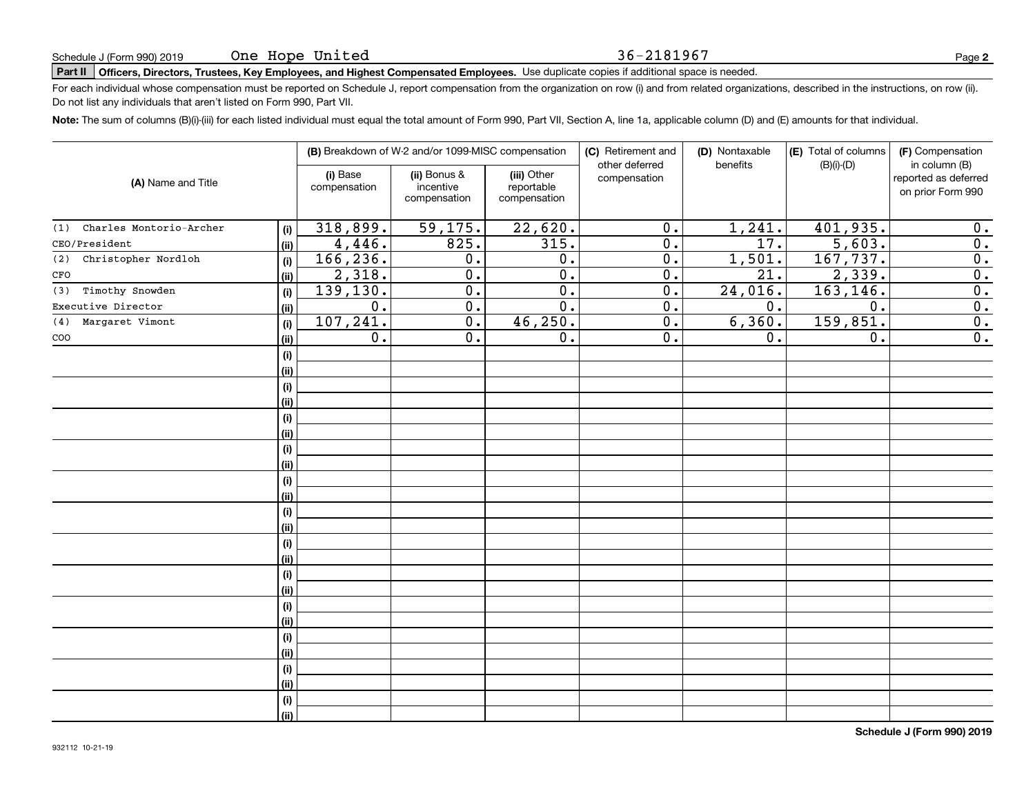Schedule J (Form 990) 2019 One Hope United 36-2181967

**Part II** **Officers, Directors, Trustees, Key Employees, and Highest Compensated Employees.** Use duplicate copies if additional space is needed.

For each individual whose compensation must be reported on Schedule J, report compensation from the organization on row (i) and from related organizations, described in the instructions, on row (ii). Do not list any individuals that aren't listed on Form 990, Part VII.

**Note:** The sum of columns (B)(i)-(iii) for each listed individual must equal the total amount of Form 990, Part VII, Section A, line 1a, applicable column (D) and (E) amounts for that individual.

| (A) Name and Title | | (B) Breakdown of W-2 and/or 1099-MISC compensation | | | (C) Retirement and other deferred compensation | (D) Nontaxable benefits | (E) Total of columns (B)(i)-(D) | (F) Compensation in column (B) reported as deferred on prior Form 990 |
|---|---|---|---|---|---|---|---|---|
| | | (i) Base compensation | (ii) Bonus & incentive compensation | (iii) Other reportable compensation | | | | |
| (1) Charles Montorio-Archer | (i) | 318,899. | 59,175. | 22,620. | 0. | 1,241. | 401,935. | 0. |
| CEO/President | (ii) | 4,446. | 825. | 315. | 0. | 17. | 5,603. | 0. |
| (2) Christopher Nordloh | (i) | 166,236. | 0. | 0. | 0. | 1,501. | 167,737. | 0. |
| CFO | (ii) | 2,318. | 0. | 0. | 0. | 21. | 2,339. | 0. |
| (3) Timothy Snowden | (i) | 139,130. | 0. | 0. | 0. | 24,016. | 163,146. | 0. |
| Executive Director | (ii) | 0. | 0. | 0. | 0. | 0. | 0. | 0. |
| (4) Margaret Vimont | (i) | 107,241. | 0. | 46,250. | 0. | 6,360. | 159,851. | 0. |
| COO | (ii) | 0. | 0. | 0. | 0. | 0. | 0. | 0. |
| | (i) | | | | | | | |
| | (ii) | | | | | | | |
| | (i) | | | | | | | |
| | (ii) | | | | | | | |
| | (i) | | | | | | | |
| | (ii) | | | | | | | |
| | (i) | | | | | | | |
| | (ii) | | | | | | | |
| | (i) | | | | | | | |
| | (ii) | | | | | | | |
| | (i) | | | | | | | |
| | (ii) | | | | | | | |
| | (i) | | | | | | | |
| | (ii) | | | | | | | |
| | (i) | | | | | | | |
| | (ii) | | | | | | | |
| | (i) | | | | | | | |
| | (ii) | | | | | | | |
| | (i) | | | | | | | |
| | (ii) | | | | | | | |
| | (i) | | | | | | | |
| | (ii) | | | | | | | |
| | (i) | | | | | | | |
| | (ii) | | | | | | | |

932112 10-21-19

**Schedule J (Form 990) 2019**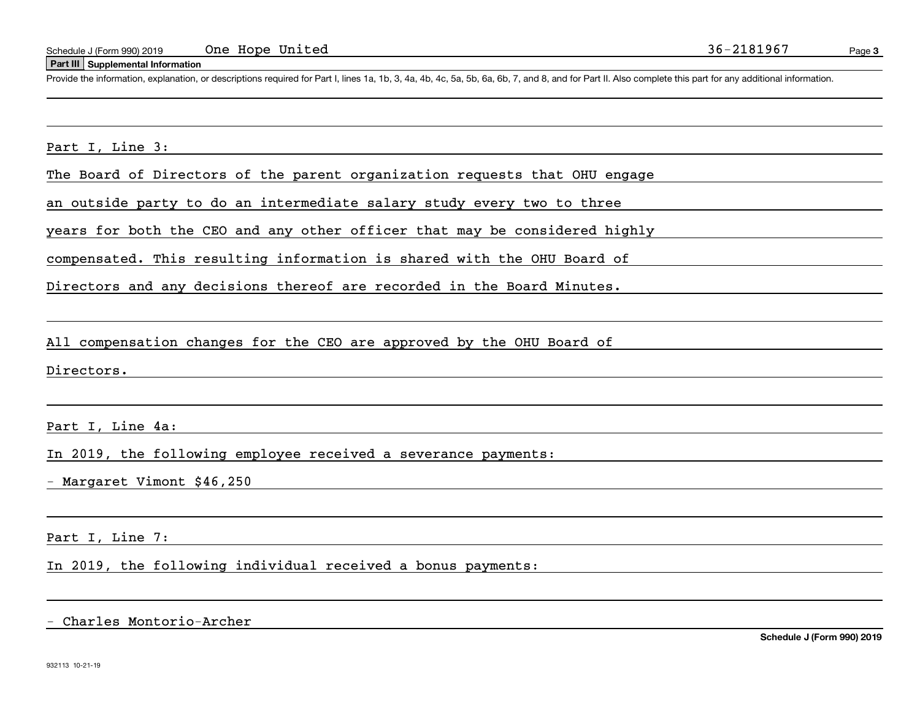Schedule J (Form 990) 2019 One Hope United 36-2181967

**Part III Supplemental Information**

Provide the information, explanation, or descriptions required for Part I, lines 1a, 1b, 3, 4a, 4b, 4c, 5a, 5b, 6a, 6b, 7, and 8, and for Part II. Also complete this part for any additional information.

Part I, Line 3:

The Board of Directors of the parent organization requests that OHU engage an outside party to do an intermediate salary study every two to three years for both the CEO and any other officer that may be considered highly compensated. This resulting information is shared with the OHU Board of Directors and any decisions thereof are recorded in the Board Minutes.

All compensation changes for the CEO are approved by the OHU Board of Directors.

Part I, Line 4a:

In 2019, the following employee received a severance payments:

- Margaret Vimont $46,250

Part I, Line 7:

In 2019, the following individual received a bonus payments:

- Charles Montorio-Archer

Schedule J (Form 990) 2019

932113 10-21-19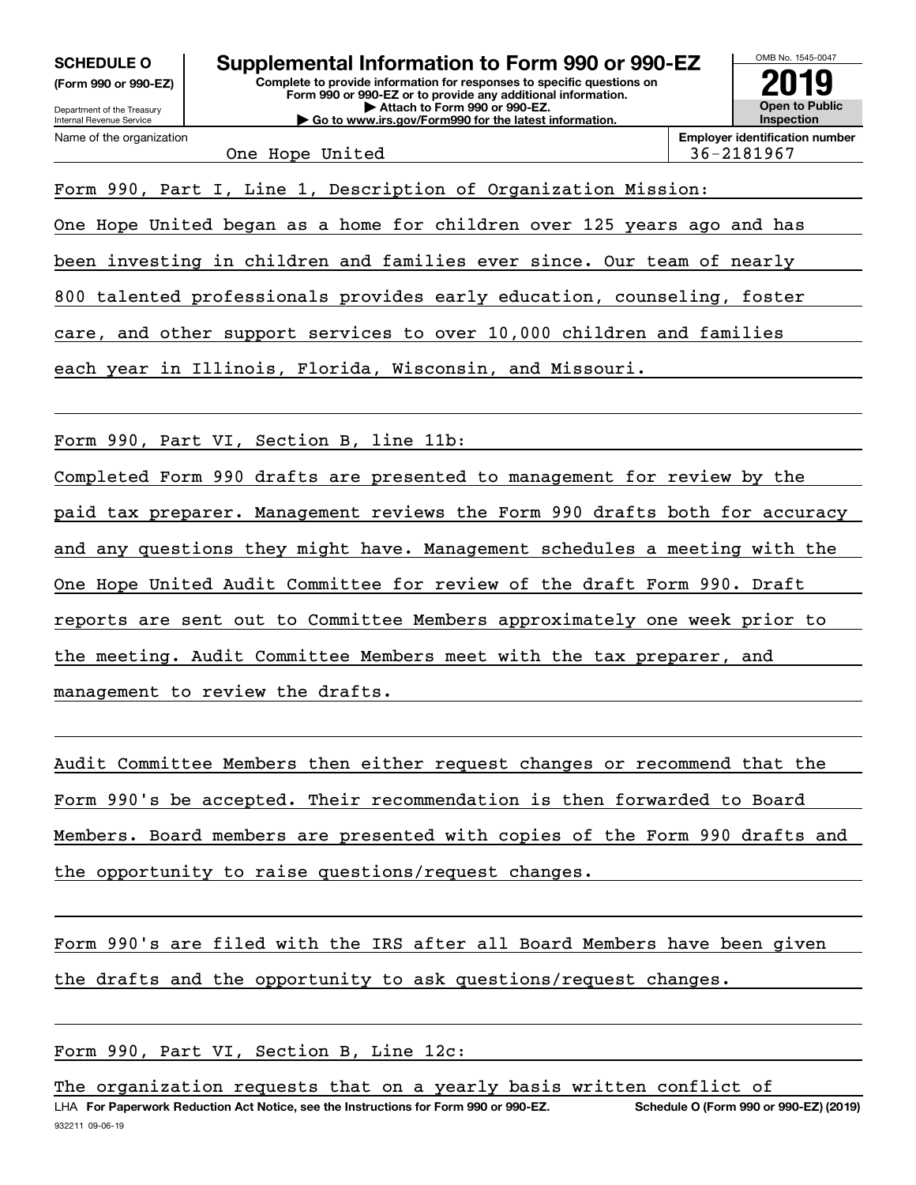**SCHEDULE O**
**(Form 990 or 990-EZ)**

Department of the Treasury
Internal Revenue Service

# Supplemental Information to Form 990 or 990-EZ

**Complete to provide information for responses to specific questions on Form 990 or 990-EZ or to provide any additional information.**
**▶ Attach to Form 990 or 990-EZ.**
**▶ Go to www.irs.gov/Form990 for the latest information.**

OMB No. 1545-0047
**2019**
**Open to Public Inspection**

| Name of the organization | Employer identification number |
|---|---|
| One Hope United | 36-2181967 |

Form 990, Part I, Line 1, Description of Organization Mission:

One Hope United began as a home for children over 125 years ago and has been investing in children and families ever since. Our team of nearly 800 talented professionals provides early education, counseling, foster care, and other support services to over 10,000 children and families each year in Illinois, Florida, Wisconsin, and Missouri.

Form 990, Part VI, Section B, line 11b:

Completed Form 990 drafts are presented to management for review by the paid tax preparer. Management reviews the Form 990 drafts both for accuracy and any questions they might have. Management schedules a meeting with the One Hope United Audit Committee for review of the draft Form 990. Draft reports are sent out to Committee Members approximately one week prior to the meeting. Audit Committee Members meet with the tax preparer, and management to review the drafts.

Audit Committee Members then either request changes or recommend that the Form 990's be accepted. Their recommendation is then forwarded to Board Members. Board members are presented with copies of the Form 990 drafts and the opportunity to raise questions/request changes.

Form 990's are filed with the IRS after all Board Members have been given the drafts and the opportunity to ask questions/request changes.

Form 990, Part VI, Section B, Line 12c:

The organization requests that on a yearly basis written conflict of

LHA **For Paperwork Reduction Act Notice, see the Instructions for Form 990 or 990-EZ.** **Schedule O (Form 990 or 990-EZ) (2019)**
932211 09-06-19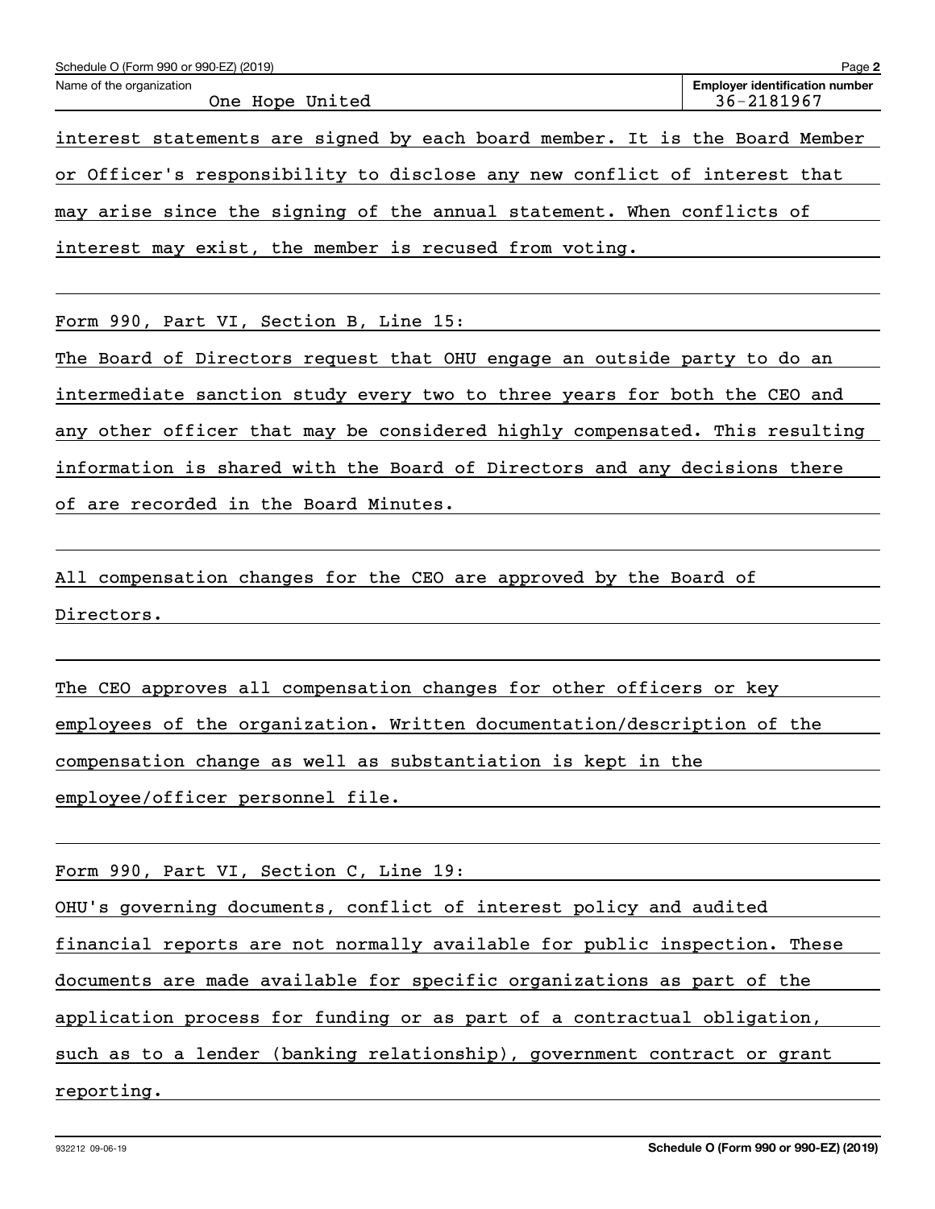Schedule O (Form 990 or 990-EZ) (2019)

Name of the organization: One Hope United

Employer identification number: 36-2181967

interest statements are signed by each board member. It is the Board Member or Officer's responsibility to disclose any new conflict of interest that may arise since the signing of the annual statement. When conflicts of interest may exist, the member is recused from voting.

Form 990, Part VI, Section B, Line 15:

The Board of Directors request that OHU engage an outside party to do an intermediate sanction study every two to three years for both the CEO and any other officer that may be considered highly compensated. This resulting information is shared with the Board of Directors and any decisions there of are recorded in the Board Minutes.

All compensation changes for the CEO are approved by the Board of Directors.

The CEO approves all compensation changes for other officers or key employees of the organization. Written documentation/description of the compensation change as well as substantiation is kept in the employee/officer personnel file.

Form 990, Part VI, Section C, Line 19:

OHU's governing documents, conflict of interest policy and audited financial reports are not normally available for public inspection. These documents are made available for specific organizations as part of the application process for funding or as part of a contractual obligation, such as to a lender (banking relationship), government contract or grant reporting.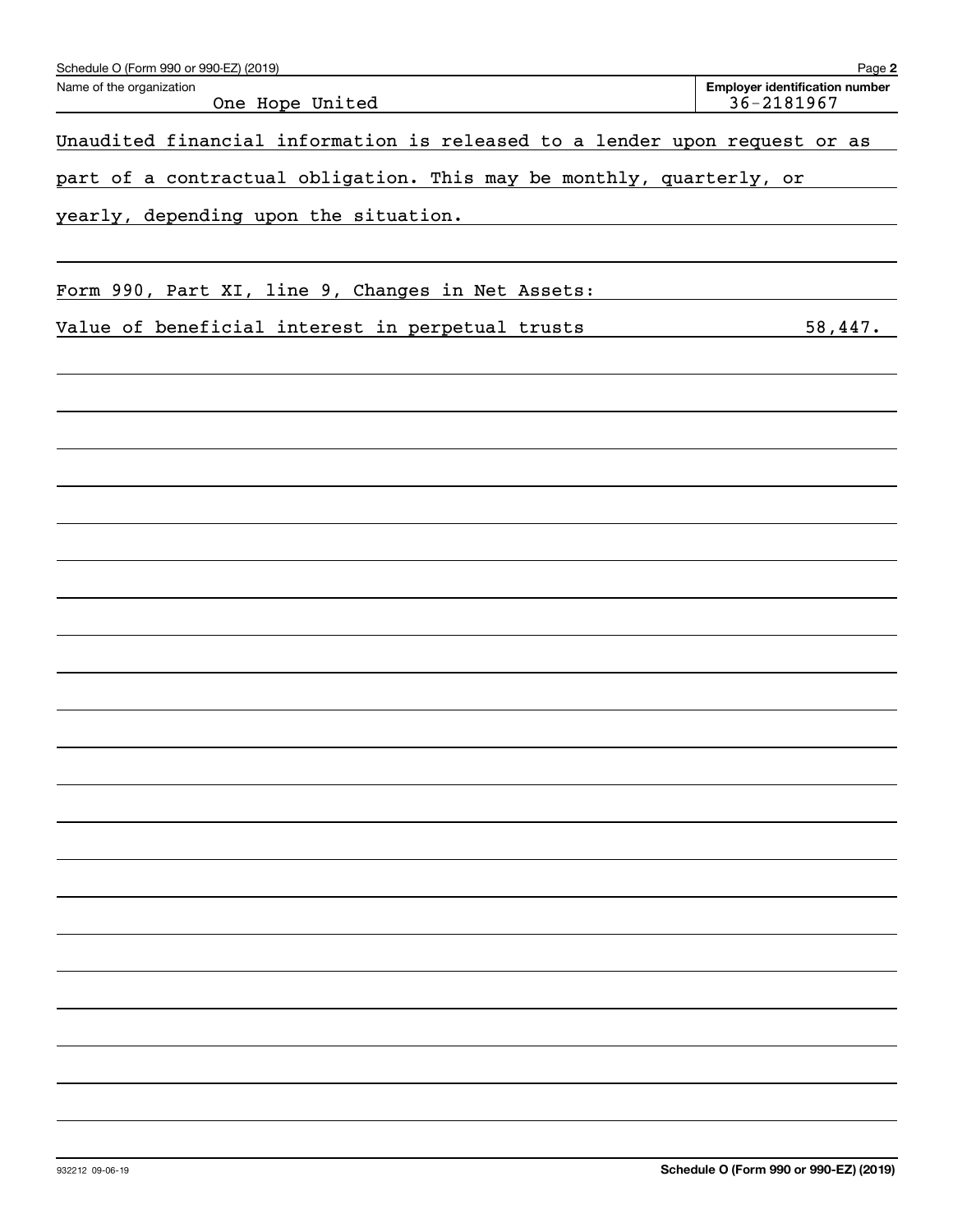Schedule O (Form 990 or 990-EZ) (2019)

| Name of the organization | Employer identification number |
|---|---|
| One Hope United | 36-2181967 |

Unaudited financial information is released to a lender upon request or as part of a contractual obligation. This may be monthly, quarterly, or yearly, depending upon the situation.

Form 990, Part XI, line 9, Changes in Net Assets:

| | |
|---|---|
| Value of beneficial interest in perpetual trusts | 58,447. |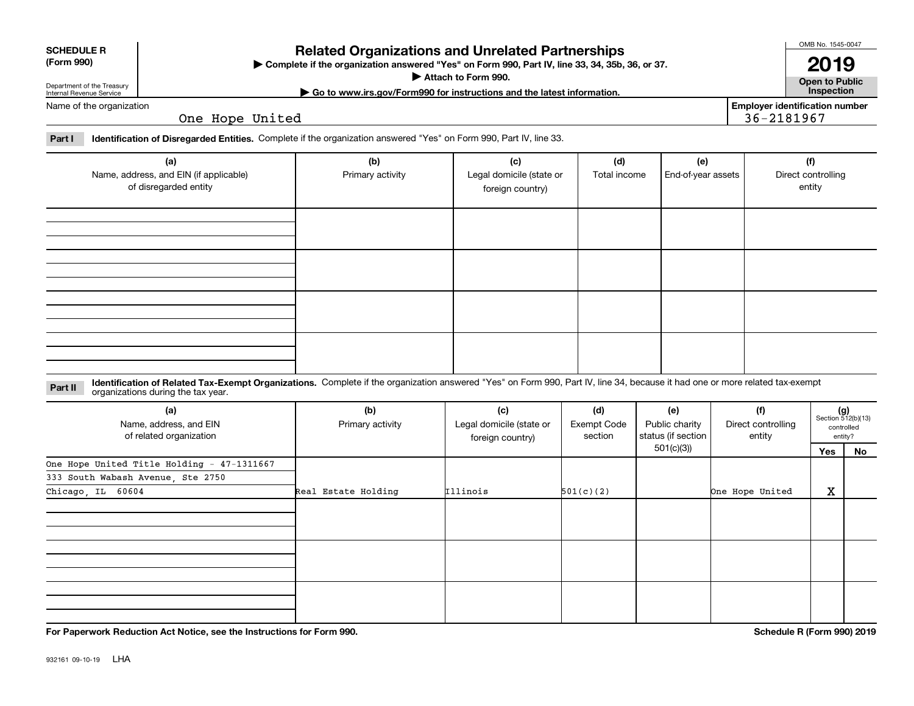**SCHEDULE R (Form 990)**

Department of the Treasury
Internal Revenue Service

# Related Organizations and Unrelated Partnerships

▶ Complete if the organization answered "Yes" on Form 990, Part IV, line 33, 34, 35b, 36, or 37.

▶ Attach to Form 990.

▶ Go to www.irs.gov/Form990 for instructions and the latest information.

OMB No. 1545-0047

**2019**

**Open to Public Inspection**

Name of the organization: One Hope United

Employer identification number: 36-2181967

**Part I** **Identification of Disregarded Entities.** Complete if the organization answered "Yes" on Form 990, Part IV, line 33.

| (a) Name, address, and EIN (if applicable) of disregarded entity | (b) Primary activity | (c) Legal domicile (state or foreign country) | (d) Total income | (e) End-of-year assets | (f) Direct controlling entity |
|---|---|---|---|---|---|
| | | | | | |
| | | | | | |
| | | | | | |
| | | | | | |

**Part II** **Identification of Related Tax-Exempt Organizations.** Complete if the organization answered "Yes" on Form 990, Part IV, line 34, because it had one or more related tax-exempt organizations during the tax year.

| (a) Name, address, and EIN of related organization | (b) Primary activity | (c) Legal domicile (state or foreign country) | (d) Exempt Code section | (e) Public charity status (if section 501(c)(3)) | (f) Direct controlling entity | (g) Section 512(b)(13) controlled entity? Yes | No |
|---|---|---|---|---|---|---|---|
| One Hope United Title Holding - 47-1311667<br>333 South Wabash Avenue, Ste 2750<br>Chicago, IL 60604 | Real Estate Holding | Illinois | 501(c)(2) | | One Hope United | X | |
| | | | | | | | |
| | | | | | | | |
| | | | | | | | |

**For Paperwork Reduction Act Notice, see the Instructions for Form 990.**

**Schedule R (Form 990) 2019**

932161 09-10-19 LHA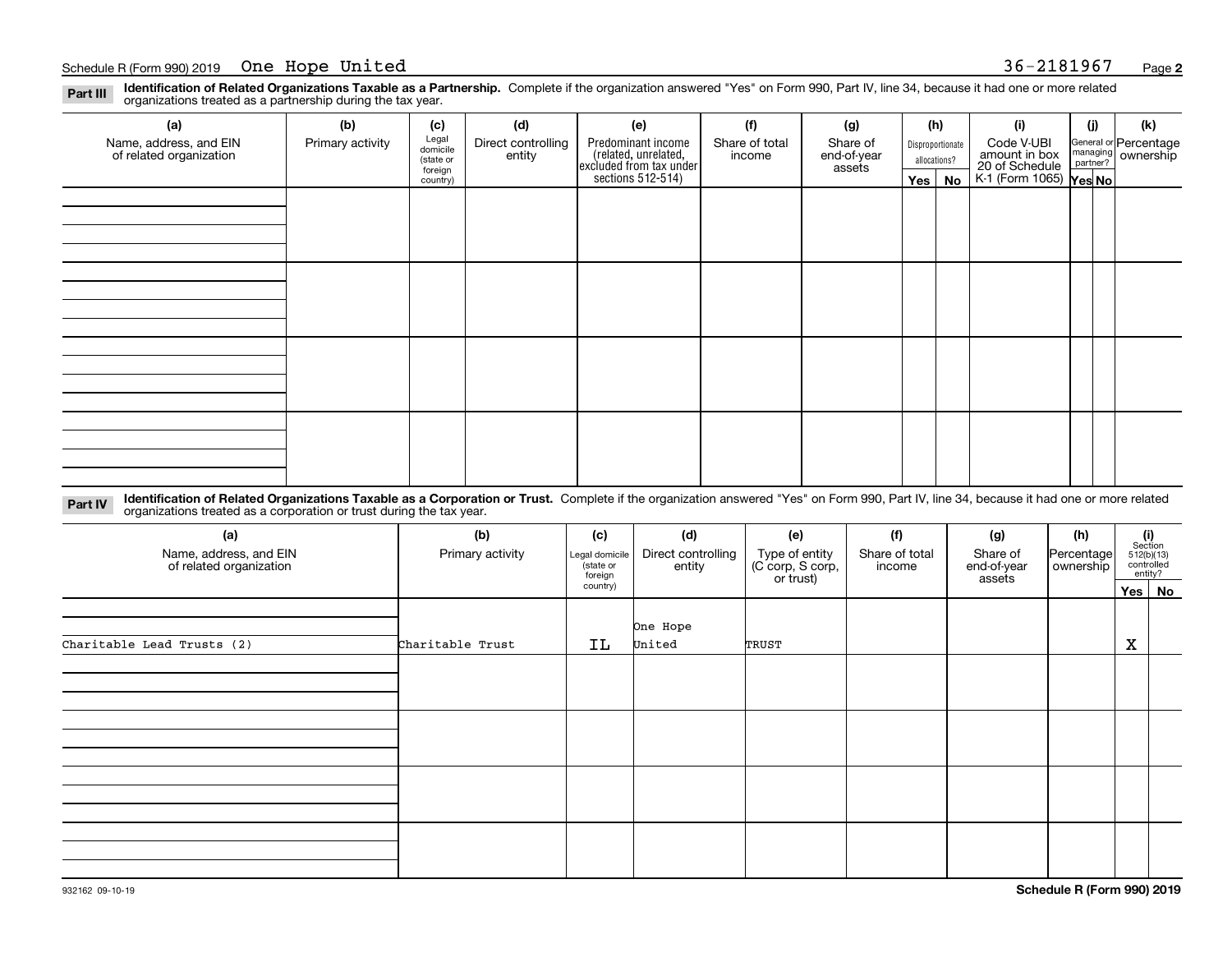Schedule R (Form 990) 2019 One Hope United 36-2181967

**Part III Identification of Related Organizations Taxable as a Partnership.** Complete if the organization answered "Yes" on Form 990, Part IV, line 34, because it had one or more related organizations treated as a partnership during the tax year.

| (a) Name, address, and EIN of related organization | (b) Primary activity | (c) Legal domicile (state or foreign country) | (d) Direct controlling entity | (e) Predominant income (related, unrelated, excluded from tax under sections 512-514) | (f) Share of total income | (g) Share of end-of-year assets | (h) Disproportionate allocations? Yes | No | (i) Code V-UBI amount in box 20 of Schedule K-1 (Form 1065) | (j) General or managing partner? Yes | No | (k) Percentage ownership |
|---|---|---|---|---|---|---|---|---|---|---|---|---|
| | | | | | | | | | | | | |
| | | | | | | | | | | | | |
| | | | | | | | | | | | | |
| | | | | | | | | | | | | |

**Part IV Identification of Related Organizations Taxable as a Corporation or Trust.** Complete if the organization answered "Yes" on Form 990, Part IV, line 34, because it had one or more related organizations treated as a corporation or trust during the tax year.

| (a) Name, address, and EIN of related organization | (b) Primary activity | (c) Legal domicile (state or foreign country) | (d) Direct controlling entity | (e) Type of entity (C corp, S corp, or trust) | (f) Share of total income | (g) Share of end-of-year assets | (h) Percentage ownership | (i) Section 512(b)(13) controlled entity? Yes | No |
|---|---|---|---|---|---|---|---|---|---|
| Charitable Lead Trusts (2) | Charitable Trust | IL | One Hope United | TRUST | | | | X | |
| | | | | | | | | | |
| | | | | | | | | | |
| | | | | | | | | | |
| | | | | | | | | | |

932162 09-10-19 Schedule R (Form 990) 2019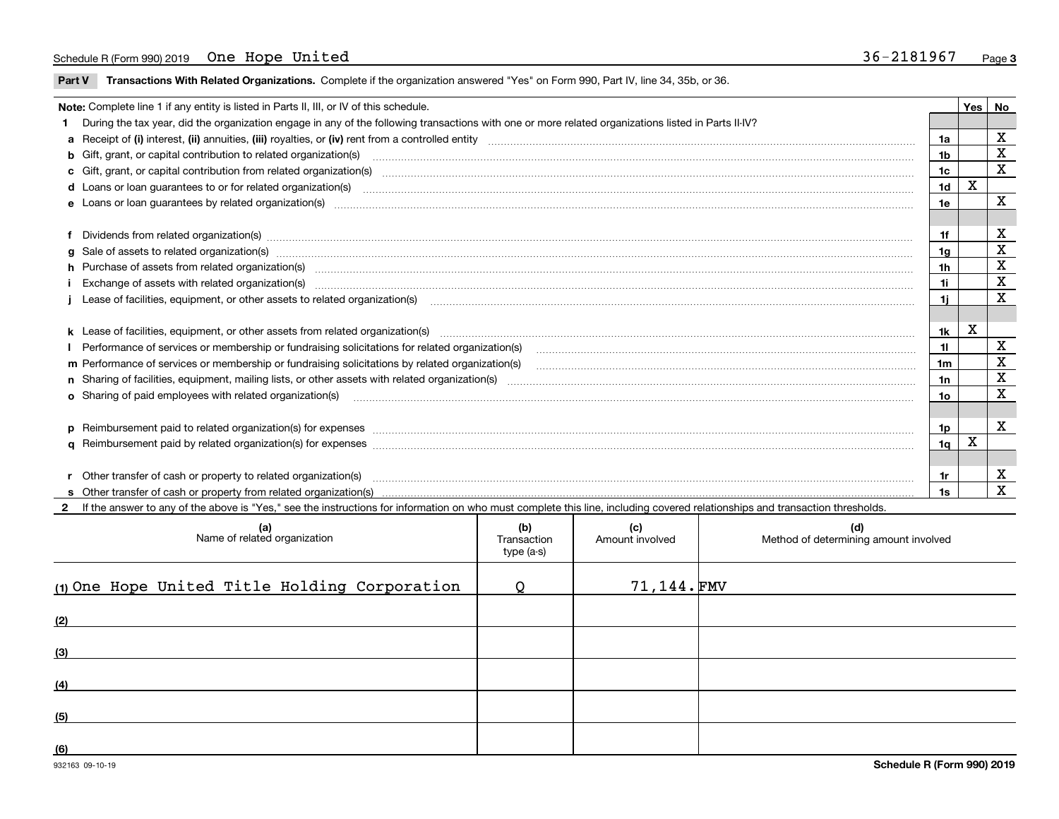Schedule R (Form 990) 2019 One Hope United 36-2181967

**Part V Transactions With Related Organizations.** Complete if the organization answered "Yes" on Form 990, Part IV, line 34, 35b, or 36.

| **Note:** Complete line 1 if any entity is listed in Parts II, III, or IV of this schedule. | | Yes | No |
|---|---|---|---|
| **1** During the tax year, did the organization engage in any of the following transactions with one or more related organizations listed in Parts II-IV? | | | |
| **a** Receipt of **(i)** interest, **(ii)** annuities, **(iii)** royalties, or **(iv)** rent from a controlled entity | 1a | | X |
| **b** Gift, grant, or capital contribution to related organization(s) | 1b | | X |
| **c** Gift, grant, or capital contribution from related organization(s) | 1c | | X |
| **d** Loans or loan guarantees to or for related organization(s) | 1d | X | |
| **e** Loans or loan guarantees by related organization(s) | 1e | | X |
| **f** Dividends from related organization(s) | 1f | | X |
| **g** Sale of assets to related organization(s) | 1g | | X |
| **h** Purchase of assets from related organization(s) | 1h | | X |
| **i** Exchange of assets with related organization(s) | 1i | | X |
| **j** Lease of facilities, equipment, or other assets to related organization(s) | 1j | | X |
| **k** Lease of facilities, equipment, or other assets from related organization(s) | 1k | X | |
| **l** Performance of services or membership or fundraising solicitations for related organization(s) | 1l | | X |
| **m** Performance of services or membership or fundraising solicitations by related organization(s) | 1m | | X |
| **n** Sharing of facilities, equipment, mailing lists, or other assets with related organization(s) | 1n | | X |
| **o** Sharing of paid employees with related organization(s) | 1o | | X |
| **p** Reimbursement paid to related organization(s) for expenses | 1p | | X |
| **q** Reimbursement paid by related organization(s) for expenses | 1q | X | |
| **r** Other transfer of cash or property to related organization(s) | 1r | | X |
| **s** Other transfer of cash or property from related organization(s) | 1s | | X |

**2** If the answer to any of the above is "Yes," see the instructions for information on who must complete this line, including covered relationships and transaction thresholds.

| (a) Name of related organization | (b) Transaction type (a-s) | (c) Amount involved | (d) Method of determining amount involved |
|---|---|---|---|
| (1) One Hope United Title Holding Corporation | Q | 71,144. | FMV |
| (2) | | | |
| (3) | | | |
| (4) | | | |
| (5) | | | |
| (6) | | | |

932163 09-10-19 **Schedule R (Form 990) 2019**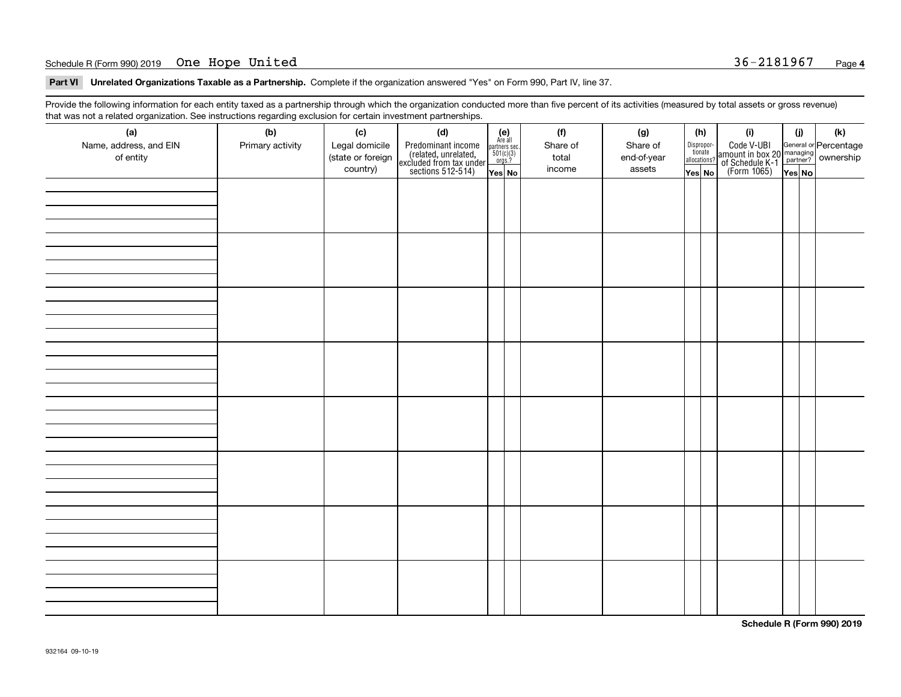Schedule R (Form 990) 2019 One Hope United 36-2181967

**Part VI Unrelated Organizations Taxable as a Partnership.** Complete if the organization answered "Yes" on Form 990, Part IV, line 37.

Provide the following information for each entity taxed as a partnership through which the organization conducted more than five percent of its activities (measured by total assets or gross revenue) that was not a related organization. See instructions regarding exclusion for certain investment partnerships.

| (a) Name, address, and EIN of entity | (b) Primary activity | (c) Legal domicile (state or foreign country) | (d) Predominant income (related, unrelated, excluded from tax under sections 512-514) | (e) Are all partners sec. 501(c)(3) orgs.? Yes | No | (f) Share of total income | (g) Share of end-of-year assets | (h) Disproportionate allocations? Yes | No | (i) Code V-UBI amount in box 20 of Schedule K-1 (Form 1065) | (j) General or managing partner? Yes | No | (k) Percentage ownership |
|---|---|---|---|---|---|---|---|---|---|---|---|---|---|
| | | | | | | | | | | | | | |
| | | | | | | | | | | | | | |
| | | | | | | | | | | | | | |
| | | | | | | | | | | | | | |
| | | | | | | | | | | | | | |
| | | | | | | | | | | | | | |
| | | | | | | | | | | | | | |
| | | | | | | | | | | | | | |

Schedule R (Form 990) 2019

932164 09-10-19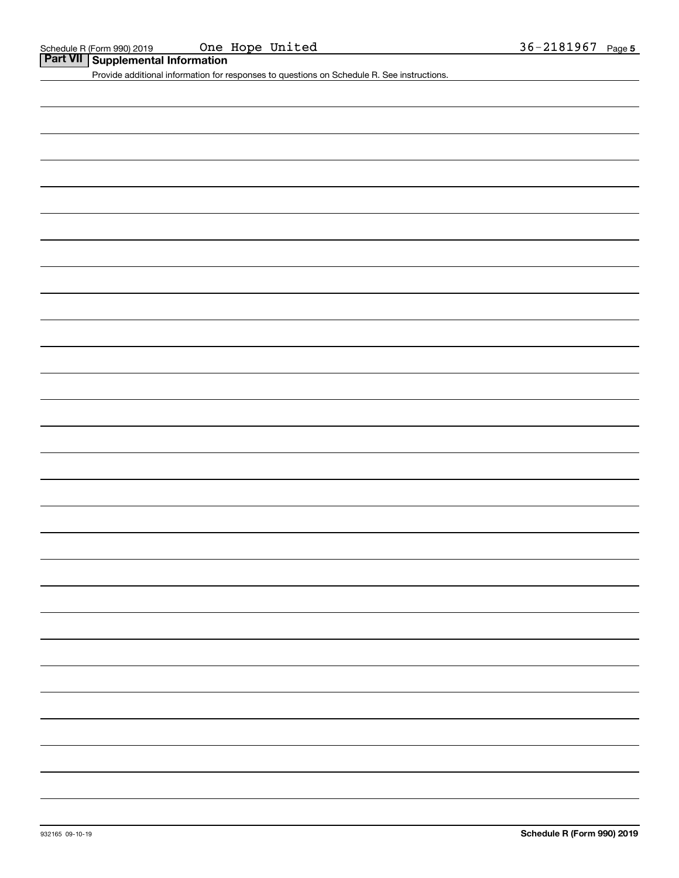Schedule R (Form 990) 2019 One Hope United 36-2181967

## Part VII Supplemental Information

Provide additional information for responses to questions on Schedule R. See instructions.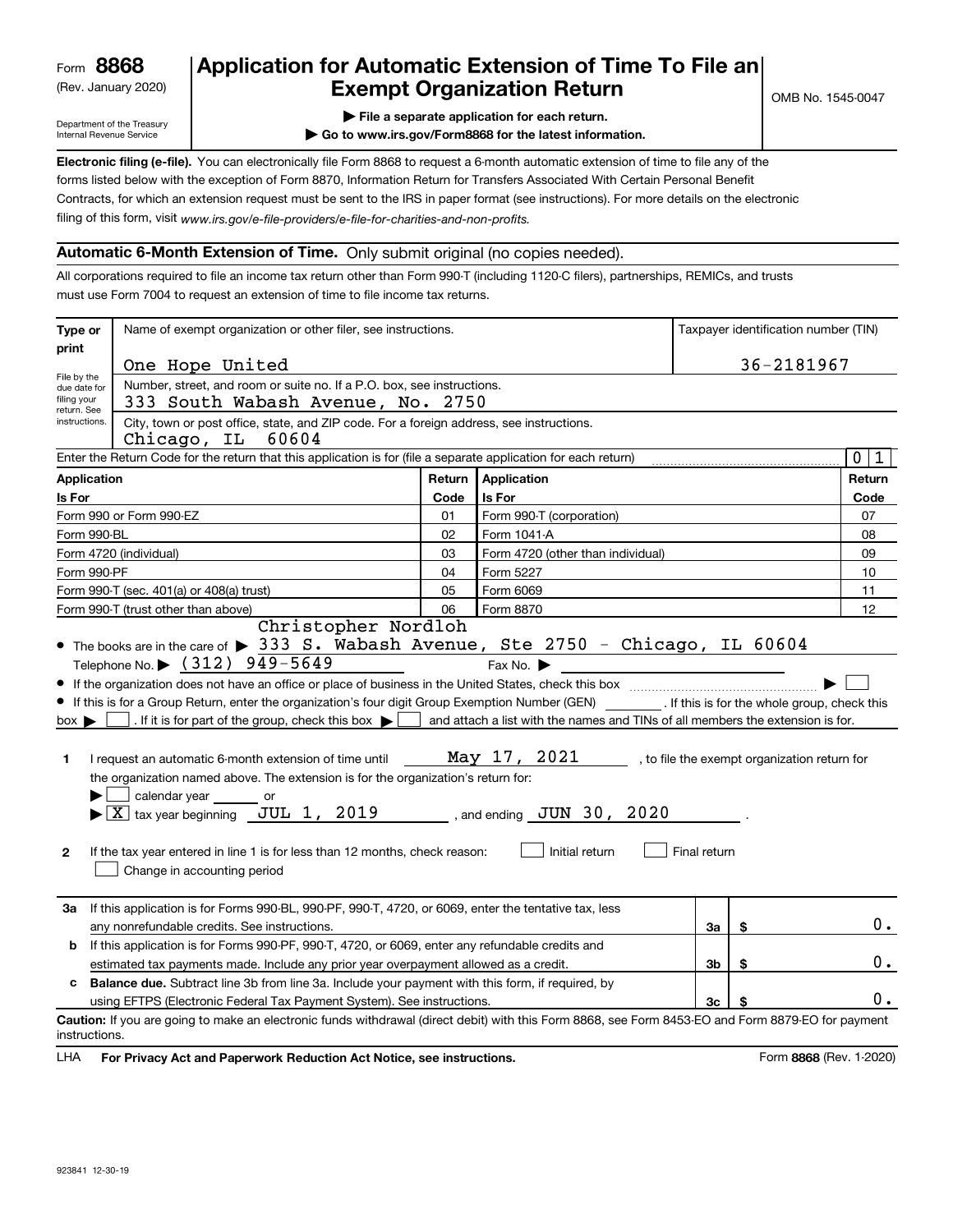Form **8868**
(Rev. January 2020)

Department of the Treasury
Internal Revenue Service

# Application for Automatic Extension of Time To File an Exempt Organization Return

OMB No. 1545-0047

▶ **File a separate application for each return.**

▶ **Go to www.irs.gov/Form8868 for the latest information.**

**Electronic filing (e-file).** You can electronically file Form 8868 to request a 6-month automatic extension of time to file any of the forms listed below with the exception of Form 8870, Information Return for Transfers Associated With Certain Personal Benefit Contracts, for which an extension request must be sent to the IRS in paper format (see instructions). For more details on the electronic filing of this form, visit *www.irs.gov/e-file-providers/e-file-for-charities-and-non-profits.*

## Automatic 6-Month Extension of Time. Only submit original (no copies needed).

All corporations required to file an income tax return other than Form 990-T (including 1120-C filers), partnerships, REMICs, and trusts must use Form 7004 to request an extension of time to file income tax returns.

| | | |
|---|---|---|
| **Type or print** | Name of exempt organization or other filer, see instructions.<br>One Hope United | Taxpayer identification number (TIN)<br>36-2181967 |
| File by the due date for filing your return. See instructions. | Number, street, and room or suite no. If a P.O. box, see instructions.<br>333 South Wabash Avenue, No. 2750 | |
| | City, town or post office, state, and ZIP code. For a foreign address, see instructions.<br>Chicago, IL 60604 | |

Enter the Return Code for the return that this application is for (file a separate application for each return) ........ 0 1

| Application Is For | Return Code | Application Is For | Return Code |
|---|---|---|---|
| Form 990 or Form 990-EZ | 01 | Form 990-T (corporation) | 07 |
| Form 990-BL | 02 | Form 1041-A | 08 |
| Form 4720 (individual) | 03 | Form 4720 (other than individual) | 09 |
| Form 990-PF | 04 | Form 5227 | 10 |
| Form 990-T (sec. 401(a) or 408(a) trust) | 05 | Form 6069 | 11 |
| Form 990-T (trust other than above) | 06 | Form 8870 | 12 |

- The books are in the care of ▶ Christopher Nordloh 333 S. Wabash Avenue, Ste 2750 - Chicago, IL 60604
  Telephone No. ▶ (312) 949-5649 Fax No. ▶
- If the organization does not have an office or place of business in the United States, check this box ........ ▶ ☐
- If this is for a Group Return, enter the organization's four digit Group Exemption Number (GEN) ______ . If this is for the whole group, check this box ▶ ☐ . If it is for part of the group, check this box ▶ ☐ and attach a list with the names and TINs of all members the extension is for.

**1** I request an automatic 6-month extension of time until May 17, 2021 , to file the exempt organization return for the organization named above. The extension is for the organization's return for:
▶ ☐ calendar year ______ or
▶ ☒ tax year beginning JUL 1, 2019 , and ending JUN 30, 2020 .

**2** If the tax year entered in line 1 is for less than 12 months, check reason: ☐ Initial return ☐ Final return
☐ Change in accounting period

| | | | |
|---|---|---|---|
| **3a** | If this application is for Forms 990-BL, 990-PF, 990-T, 4720, or 6069, enter the tentative tax, less any nonrefundable credits. See instructions. | **3a** | $ 0. |
| **b** | If this application is for Forms 990-PF, 990-T, 4720, or 6069, enter any refundable credits and estimated tax payments made. Include any prior year overpayment allowed as a credit. | **3b** | $ 0. |
| **c** | **Balance due.** Subtract line 3b from line 3a. Include your payment with this form, if required, by using EFTPS (Electronic Federal Tax Payment System). See instructions. | **3c** | $ 0. |

**Caution:** If you are going to make an electronic funds withdrawal (direct debit) with this Form 8868, see Form 8453-EO and Form 8879-EO for payment instructions.

LHA **For Privacy Act and Paperwork Reduction Act Notice, see instructions.** Form **8868** (Rev. 1-2020)

923841 12-30-19